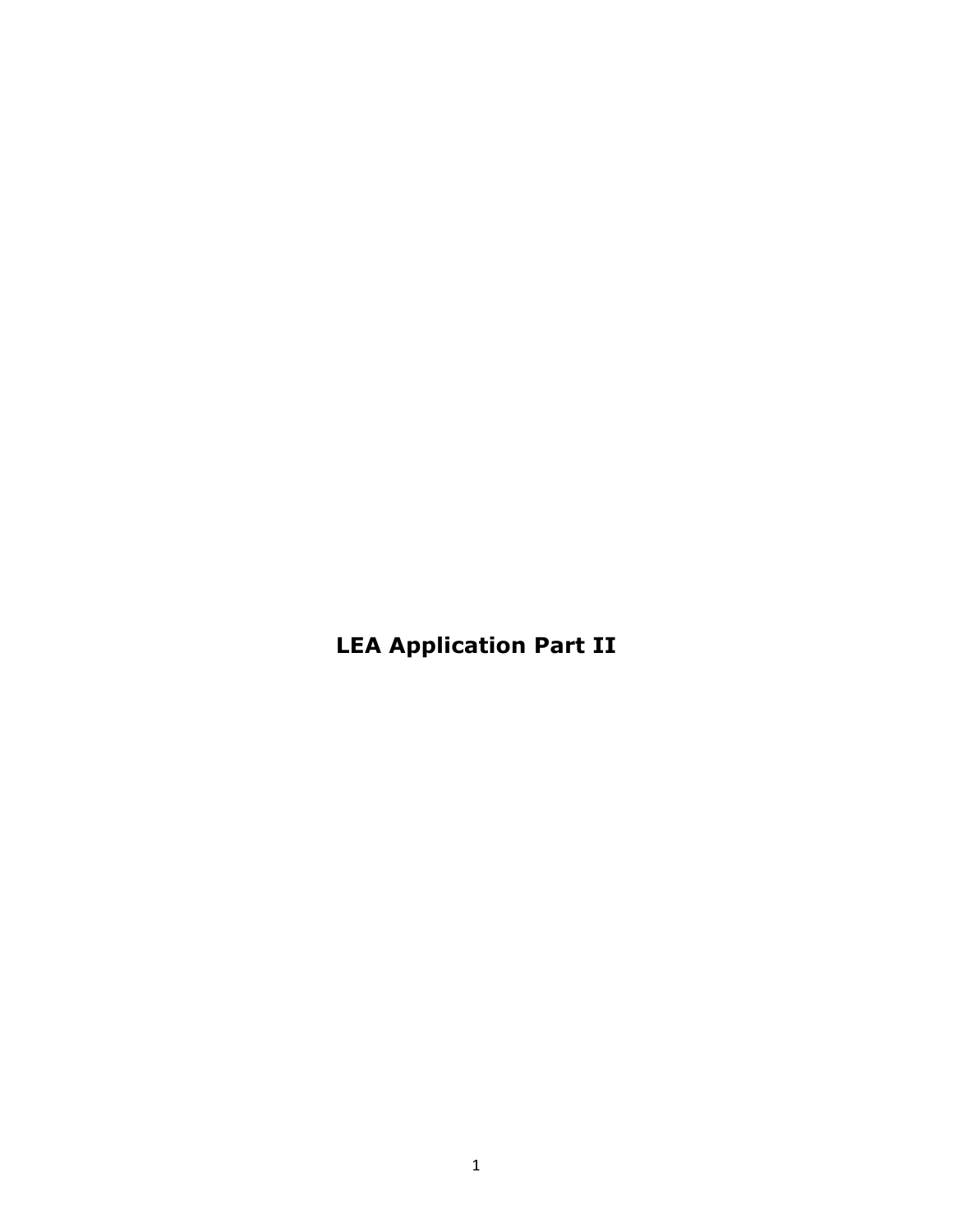# LEA Application Part II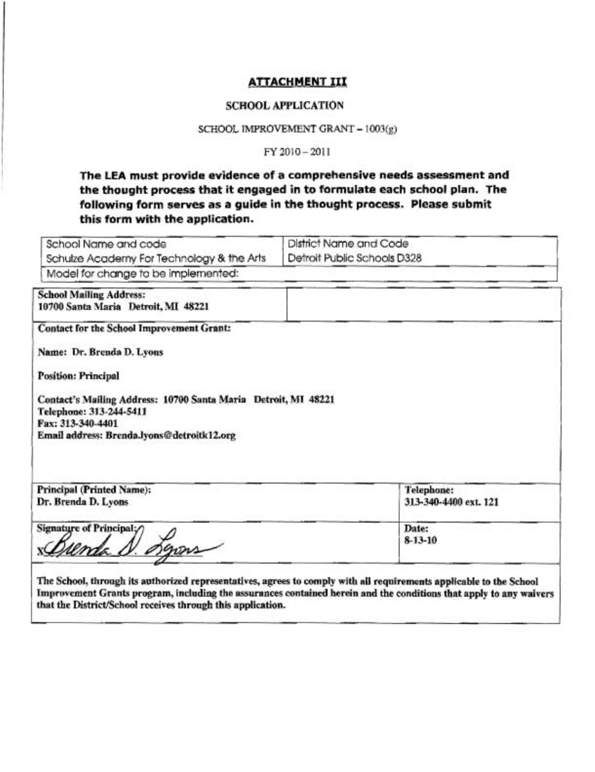## ATTACHMENT III

### SCHOOL APPLICATION

SCHOOL IMPROVEMENT GRANT – 1003(g)

FY 2010 – 2011

**The LEA must provide evidence of a comprehensive needs assessment and the thought process that it engaged in to formulate each school plan. The following form serves as a guide in the thought process. Please submit this form with the application.**

| School Name and code | District Name and Code |
|---|---|
| Schulze Academy For Technology & the Arts | Detroit Public Schools D328 |
| Model for change to be implemented: | |

| | |
|---|---|
| **School Mailing Address:**<br>**10700 Santa Maria Detroit, MI 48221** | |
| **Contact for the School Improvement Grant:**<br><br>**Name: Dr. Brenda D. Lyons**<br><br>**Position: Principal**<br><br>**Contact's Mailing Address: 10700 Santa Maria Detroit, MI 48221**<br>**Telephone: 313-244-5411**<br>**Fax: 313-340-4401**<br>**Email address: Brenda.lyons@detroitk12.org** | |
| **Principal (Printed Name):**<br>**Dr. Brenda D. Lyons** | **Telephone:**<br>**313-340-4400 ext. 121** |
| **Signature of Principal:**<br>x Brenda D. Lyons | **Date:**<br>**8-13-10** |

**The School, through its authorized representatives, agrees to comply with all requirements applicable to the School Improvement Grants program, including the assurances contained herein and the conditions that apply to any waivers that the District/School receives through this application.**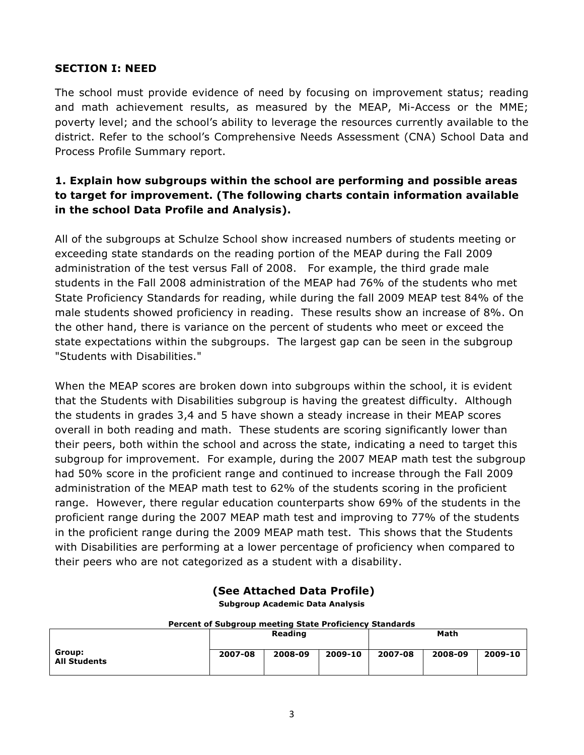## SECTION I: NEED

The school must provide evidence of need by focusing on improvement status; reading and math achievement results, as measured by the MEAP, Mi-Access or the MME; poverty level; and the school's ability to leverage the resources currently available to the district. Refer to the school's Comprehensive Needs Assessment (CNA) School Data and Process Profile Summary report.

### 1. Explain how subgroups within the school are performing and possible areas to target for improvement. (The following charts contain information available in the school Data Profile and Analysis).

All of the subgroups at Schulze School show increased numbers of students meeting or exceeding state standards on the reading portion of the MEAP during the Fall 2009 administration of the test versus Fall of 2008. For example, the third grade male students in the Fall 2008 administration of the MEAP had 76% of the students who met State Proficiency Standards for reading, while during the fall 2009 MEAP test 84% of the male students showed proficiency in reading. These results show an increase of 8%. On the other hand, there is variance on the percent of students who meet or exceed the state expectations within the subgroups. The largest gap can be seen in the subgroup "Students with Disabilities."

When the MEAP scores are broken down into subgroups within the school, it is evident that the Students with Disabilities subgroup is having the greatest difficulty. Although the students in grades 3,4 and 5 have shown a steady increase in their MEAP scores overall in both reading and math. These students are scoring significantly lower than their peers, both within the school and across the state, indicating a need to target this subgroup for improvement. For example, during the 2007 MEAP math test the subgroup had 50% score in the proficient range and continued to increase through the Fall 2009 administration of the MEAP math test to 62% of the students scoring in the proficient range. However, there regular education counterparts show 69% of the students in the proficient range during the 2007 MEAP math test and improving to 77% of the students in the proficient range during the 2009 MEAP math test. This shows that the Students with Disabilities are performing at a lower percentage of proficiency when compared to their peers who are not categorized as a student with a disability.

**(See Attached Data Profile)**

**Subgroup Academic Data Analysis**

**Percent of Subgroup meeting State Proficiency Standards**

| | Reading | | | Math | | |
|---|---|---|---|---|---|---|
| **Group: All Students** | **2007-08** | **2008-09** | **2009-10** | **2007-08** | **2008-09** | **2009-10** |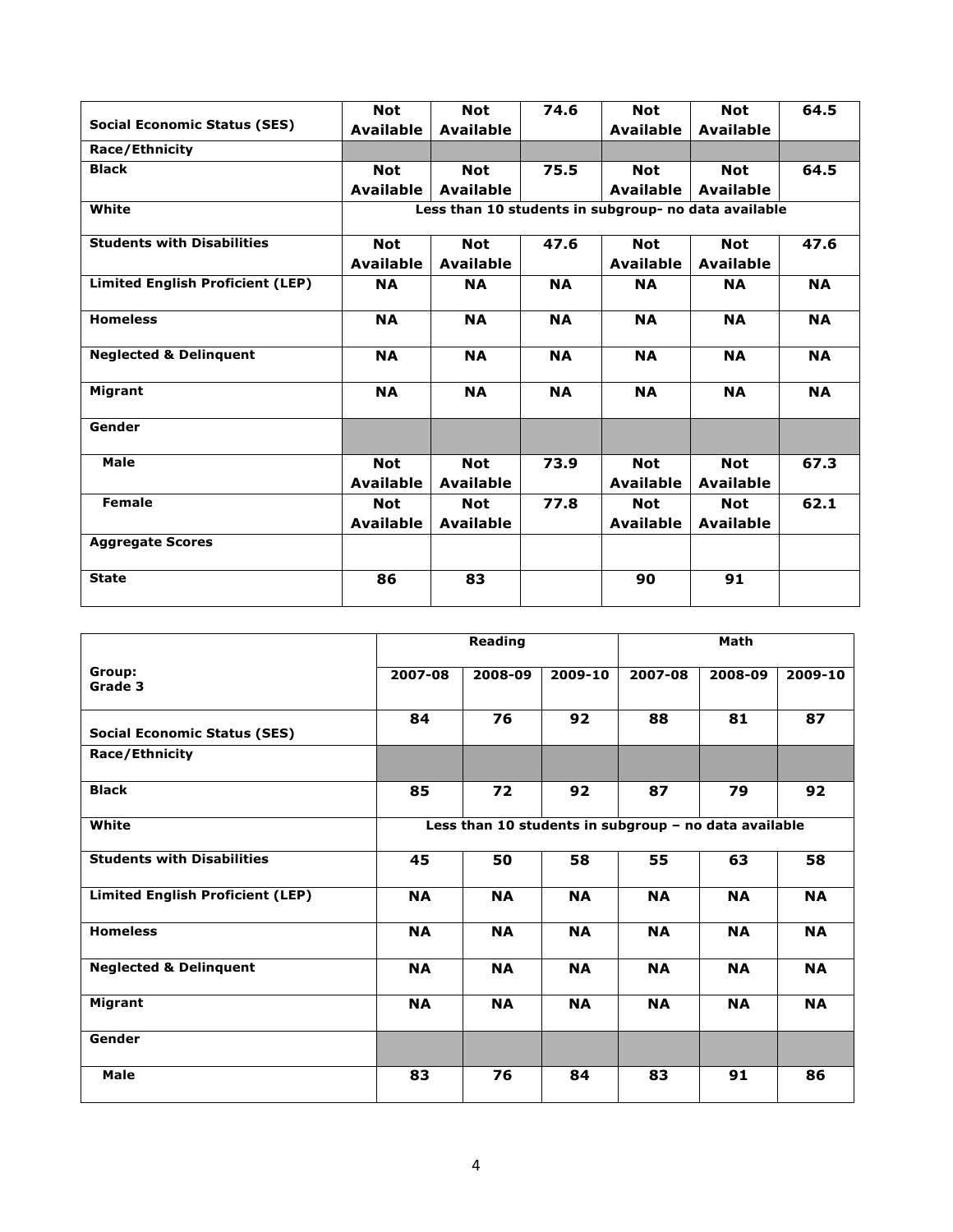| | | | | | | |
|---|---|---|---|---|---|---|
| **Social Economic Status (SES)** | **Not Available** | **Not Available** | **74.6** | **Not Available** | **Not Available** | **64.5** |
| **Race/Ethnicity** | | | | | | |
| **Black** | **Not Available** | **Not Available** | **75.5** | **Not Available** | **Not Available** | **64.5** |
| **White** | **Less than 10 students in subgroup- no data available** | | | | | |
| **Students with Disabilities** | **Not Available** | **Not Available** | **47.6** | **Not Available** | **Not Available** | **47.6** |
| **Limited English Proficient (LEP)** | **NA** | **NA** | **NA** | **NA** | **NA** | **NA** |
| **Homeless** | **NA** | **NA** | **NA** | **NA** | **NA** | **NA** |
| **Neglected & Delinquent** | **NA** | **NA** | **NA** | **NA** | **NA** | **NA** |
| **Migrant** | **NA** | **NA** | **NA** | **NA** | **NA** | **NA** |
| **Gender** | | | | | | |
| **Male** | **Not Available** | **Not Available** | **73.9** | **Not Available** | **Not Available** | **67.3** |
| **Female** | **Not Available** | **Not Available** | **77.8** | **Not Available** | **Not Available** | **62.1** |
| **Aggregate Scores** | | | | | | |
| **State** | **86** | **83** | | **90** | **91** | |

| | **Reading** | | | **Math** | | |
|---|---|---|---|---|---|---|
| **Group: Grade 3** | **2007-08** | **2008-09** | **2009-10** | **2007-08** | **2008-09** | **2009-10** |
| **Social Economic Status (SES)** | **84** | **76** | **92** | **88** | **81** | **87** |
| **Race/Ethnicity** | | | | | | |
| **Black** | **85** | **72** | **92** | **87** | **79** | **92** |
| **White** | **Less than 10 students in subgroup – no data available** | | | | | |
| **Students with Disabilities** | **45** | **50** | **58** | **55** | **63** | **58** |
| **Limited English Proficient (LEP)** | **NA** | **NA** | **NA** | **NA** | **NA** | **NA** |
| **Homeless** | **NA** | **NA** | **NA** | **NA** | **NA** | **NA** |
| **Neglected & Delinquent** | **NA** | **NA** | **NA** | **NA** | **NA** | **NA** |
| **Migrant** | **NA** | **NA** | **NA** | **NA** | **NA** | **NA** |
| **Gender** | | | | | | |
| **Male** | **83** | **76** | **84** | **83** | **91** | **86** |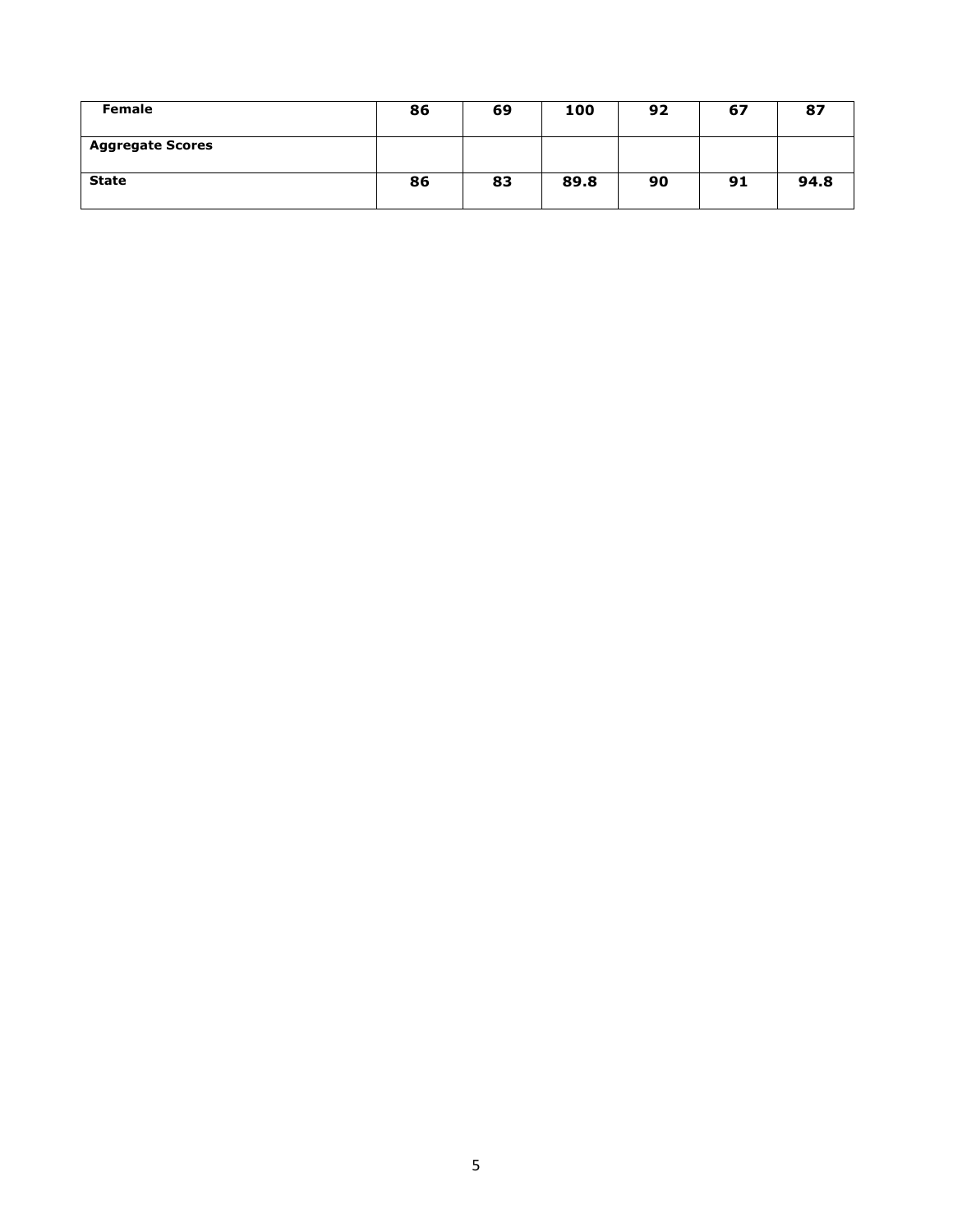| Female | 86 | 69 | 100 | 92 | 67 | 87 |
|---|---|---|---|---|---|---|
| **Aggregate Scores** | | | | | | |
| **State** | **86** | **83** | **89.8** | **90** | **91** | **94.8** |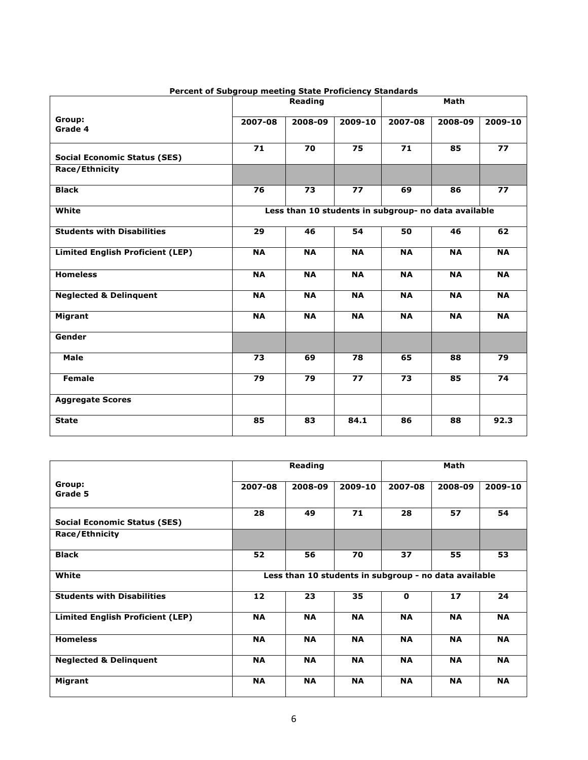**Percent of Subgroup meeting State Proficiency Standards**

| Group: Grade 4 | Reading | | | Math | | |
|---|---|---|---|---|---|---|
| | 2007-08 | 2008-09 | 2009-10 | 2007-08 | 2008-09 | 2009-10 |
| **Social Economic Status (SES)** | 71 | 70 | 75 | 71 | 85 | 77 |
| **Race/Ethnicity** | | | | | | |
| **Black** | 76 | 73 | 77 | 69 | 86 | 77 |
| **White** | Less than 10 students in subgroup- no data available | | | | | |
| **Students with Disabilities** | 29 | 46 | 54 | 50 | 46 | 62 |
| **Limited English Proficient (LEP)** | NA | NA | NA | NA | NA | NA |
| **Homeless** | NA | NA | NA | NA | NA | NA |
| **Neglected & Delinquent** | NA | NA | NA | NA | NA | NA |
| **Migrant** | NA | NA | NA | NA | NA | NA |
| **Gender** | | | | | | |
| **Male** | 73 | 69 | 78 | 65 | 88 | 79 |
| **Female** | 79 | 79 | 77 | 73 | 85 | 74 |
| **Aggregate Scores** | | | | | | |
| **State** | 85 | 83 | 84.1 | 86 | 88 | 92.3 |

| Group: Grade 5 | Reading | | | Math | | |
|---|---|---|---|---|---|---|
| | 2007-08 | 2008-09 | 2009-10 | 2007-08 | 2008-09 | 2009-10 |
| **Social Economic Status (SES)** | 28 | 49 | 71 | 28 | 57 | 54 |
| **Race/Ethnicity** | | | | | | |
| **Black** | 52 | 56 | 70 | 37 | 55 | 53 |
| **White** | Less than 10 students in subgroup - no data available | | | | | |
| **Students with Disabilities** | 12 | 23 | 35 | 0 | 17 | 24 |
| **Limited English Proficient (LEP)** | NA | NA | NA | NA | NA | NA |
| **Homeless** | NA | NA | NA | NA | NA | NA |
| **Neglected & Delinquent** | NA | NA | NA | NA | NA | NA |
| **Migrant** | NA | NA | NA | NA | NA | NA |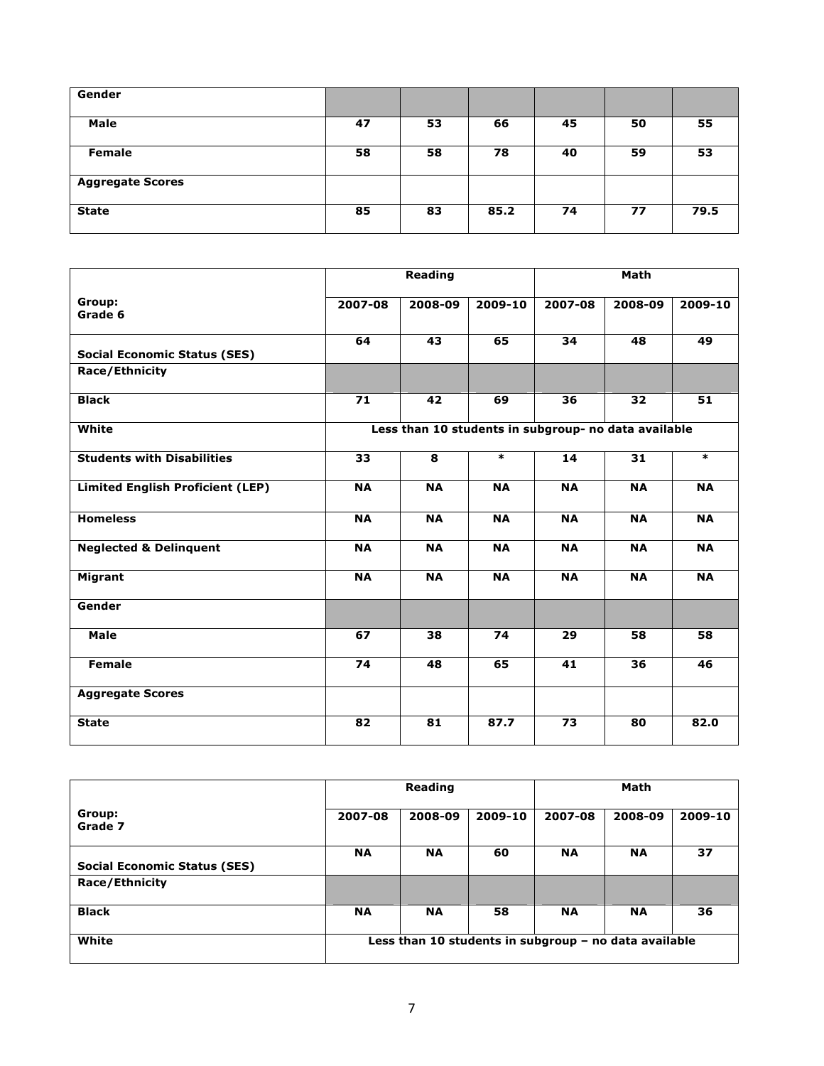| Gender | | | | | | |
|---|---|---|---|---|---|---|
| **Male** | **47** | **53** | **66** | **45** | **50** | **55** |
| **Female** | **58** | **58** | **78** | **40** | **59** | **53** |
| **Aggregate Scores** | | | | | | |
| **State** | **85** | **83** | **85.2** | **74** | **77** | **79.5** |

| | **Reading** | | | **Math** | | |
|---|---|---|---|---|---|---|
| **Group: Grade 6** | **2007-08** | **2008-09** | **2009-10** | **2007-08** | **2008-09** | **2009-10** |
| **Social Economic Status (SES)** | **64** | **43** | **65** | **34** | **48** | **49** |
| **Race/Ethnicity** | | | | | | |
| **Black** | **71** | **42** | **69** | **36** | **32** | **51** |
| **White** | **Less than 10 students in subgroup- no data available** | | | | | |
| **Students with Disabilities** | **33** | **8** | **\*** | **14** | **31** | **\*** |
| **Limited English Proficient (LEP)** | **NA** | **NA** | **NA** | **NA** | **NA** | **NA** |
| **Homeless** | **NA** | **NA** | **NA** | **NA** | **NA** | **NA** |
| **Neglected & Delinquent** | **NA** | **NA** | **NA** | **NA** | **NA** | **NA** |
| **Migrant** | **NA** | **NA** | **NA** | **NA** | **NA** | **NA** |
| **Gender** | | | | | | |
| **Male** | **67** | **38** | **74** | **29** | **58** | **58** |
| **Female** | **74** | **48** | **65** | **41** | **36** | **46** |
| **Aggregate Scores** | | | | | | |
| **State** | **82** | **81** | **87.7** | **73** | **80** | **82.0** |

| | **Reading** | | | **Math** | | |
|---|---|---|---|---|---|---|
| **Group: Grade 7** | **2007-08** | **2008-09** | **2009-10** | **2007-08** | **2008-09** | **2009-10** |
| **Social Economic Status (SES)** | **NA** | **NA** | **60** | **NA** | **NA** | **37** |
| **Race/Ethnicity** | | | | | | |
| **Black** | **NA** | **NA** | **58** | **NA** | **NA** | **36** |
| **White** | **Less than 10 students in subgroup – no data available** | | | | | |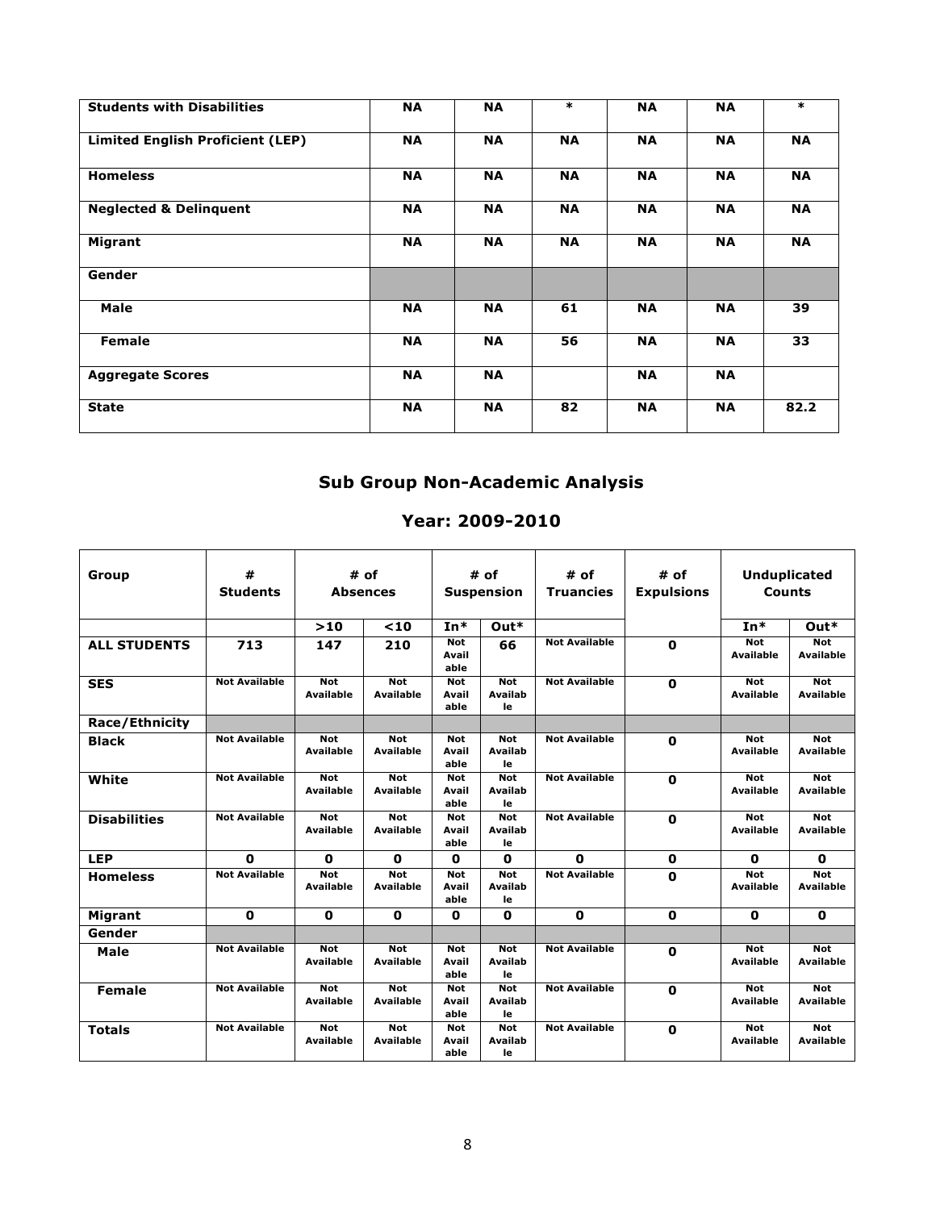| Students with Disabilities | NA | NA | * | NA | NA | * |
|---|---|---|---|---|---|---|
| Limited English Proficient (LEP) | NA | NA | NA | NA | NA | NA |
| Homeless | NA | NA | NA | NA | NA | NA |
| Neglected & Delinquent | NA | NA | NA | NA | NA | NA |
| Migrant | NA | NA | NA | NA | NA | NA |
| Gender | | | | | | |
| Male | NA | NA | 61 | NA | NA | 39 |
| Female | NA | NA | 56 | NA | NA | 33 |
| Aggregate Scores | NA | NA | | NA | NA | |
| State | NA | NA | 82 | NA | NA | 82.2 |

## Sub Group Non-Academic Analysis

## Year: 2009-2010

| Group | # Students | # of Absences | | # of Suspension | | # of Truancies | # of Expulsions | Unduplicated Counts | |
|---|---|---|---|---|---|---|---|---|---|
| | | >10 | <10 | In* | Out* | | | In* | Out* |
| ALL STUDENTS | 713 | 147 | 210 | Not Available | 66 | Not Available | 0 | Not Available | Not Available |
| SES | Not Available | Not Available | Not Available | Not Available | Not Available | Not Available | 0 | Not Available | Not Available |
| Race/Ethnicity | | | | | | | | | |
| Black | Not Available | Not Available | Not Available | Not Available | Not Available | Not Available | 0 | Not Available | Not Available |
| White | Not Available | Not Available | Not Available | Not Available | Not Available | Not Available | 0 | Not Available | Not Available |
| Disabilities | Not Available | Not Available | Not Available | Not Available | Not Available | Not Available | 0 | Not Available | Not Available |
| LEP | 0 | 0 | 0 | 0 | 0 | 0 | 0 | 0 | 0 |
| Homeless | Not Available | Not Available | Not Available | Not Available | Not Available | Not Available | 0 | Not Available | Not Available |
| Migrant | 0 | 0 | 0 | 0 | 0 | 0 | 0 | 0 | 0 |
| Gender | | | | | | | | | |
| Male | Not Available | Not Available | Not Available | Not Available | Not Available | Not Available | 0 | Not Available | Not Available |
| Female | Not Available | Not Available | Not Available | Not Available | Not Available | Not Available | 0 | Not Available | Not Available |
| Totals | Not Available | Not Available | Not Available | Not Available | Not Available | Not Available | 0 | Not Available | Not Available |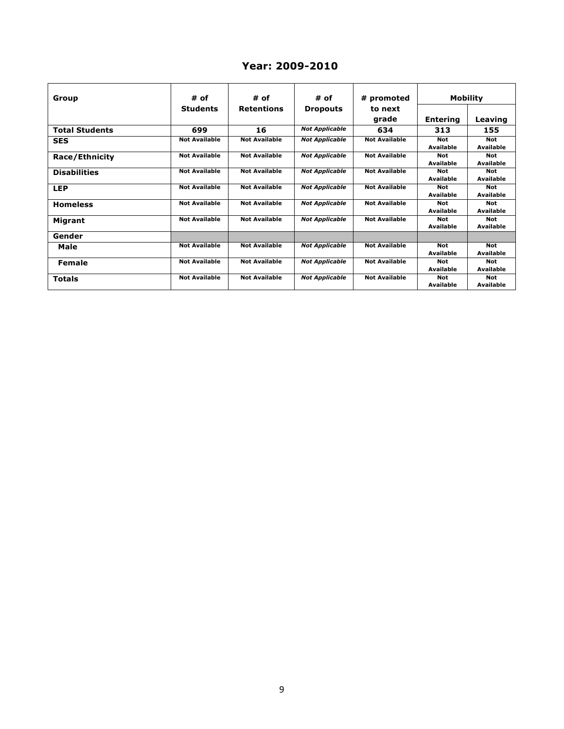## Year: 2009-2010

| Group | # of Students | # of Retentions | # of Dropouts | # promoted to next grade | Mobility | |
|---|---|---|---|---|---|---|
| | | | | | Entering | Leaving |
| **Total Students** | **699** | **16** | ***Not Applicable*** | **634** | **313** | **155** |
| **SES** | Not Available | Not Available | *Not Applicable* | Not Available | Not Available | Not Available |
| **Race/Ethnicity** | Not Available | Not Available | *Not Applicable* | Not Available | Not Available | Not Available |
| **Disabilities** | Not Available | Not Available | *Not Applicable* | Not Available | Not Available | Not Available |
| **LEP** | Not Available | Not Available | *Not Applicable* | Not Available | Not Available | Not Available |
| **Homeless** | Not Available | Not Available | *Not Applicable* | Not Available | Not Available | Not Available |
| **Migrant** | Not Available | Not Available | *Not Applicable* | Not Available | Not Available | Not Available |
| **Gender** | | | | | | |
| **Male** | Not Available | Not Available | *Not Applicable* | Not Available | Not Available | Not Available |
| **Female** | Not Available | Not Available | *Not Applicable* | Not Available | Not Available | Not Available |
| **Totals** | Not Available | Not Available | *Not Applicable* | Not Available | Not Available | Not Available |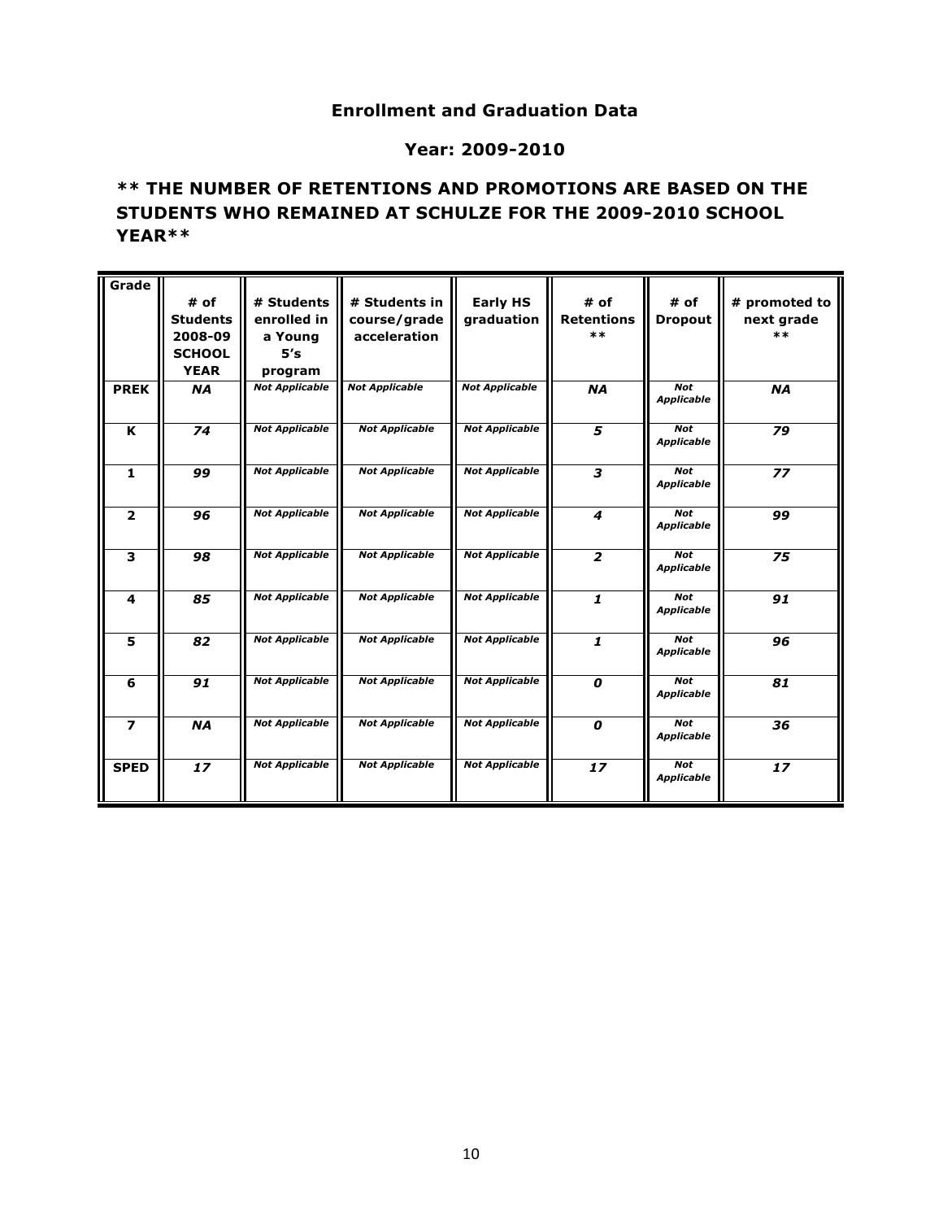### Enrollment and Graduation Data

### Year: 2009-2010

**\*\* THE NUMBER OF RETENTIONS AND PROMOTIONS ARE BASED ON THE STUDENTS WHO REMAINED AT SCHULZE FOR THE 2009-2010 SCHOOL YEAR\*\***

| Grade | # of Students 2008-09 SCHOOL YEAR | # Students enrolled in a Young 5's program | # Students in course/grade acceleration | Early HS graduation | # of Retentions ** | # of Dropout | # promoted to next grade ** |
|---|---|---|---|---|---|---|---|
| PREK | *NA* | *Not Applicable* | *Not Applicable* | *Not Applicable* | *NA* | *Not Applicable* | *NA* |
| K | *74* | *Not Applicable* | *Not Applicable* | *Not Applicable* | *5* | *Not Applicable* | *79* |
| 1 | *99* | *Not Applicable* | *Not Applicable* | *Not Applicable* | *3* | *Not Applicable* | *77* |
| 2 | *96* | *Not Applicable* | *Not Applicable* | *Not Applicable* | *4* | *Not Applicable* | *99* |
| 3 | *98* | *Not Applicable* | *Not Applicable* | *Not Applicable* | *2* | *Not Applicable* | *75* |
| 4 | *85* | *Not Applicable* | *Not Applicable* | *Not Applicable* | *1* | *Not Applicable* | *91* |
| 5 | *82* | *Not Applicable* | *Not Applicable* | *Not Applicable* | *1* | *Not Applicable* | *96* |
| 6 | *91* | *Not Applicable* | *Not Applicable* | *Not Applicable* | *0* | *Not Applicable* | *81* |
| 7 | *NA* | *Not Applicable* | *Not Applicable* | *Not Applicable* | *0* | *Not Applicable* | *36* |
| SPED | *17* | *Not Applicable* | *Not Applicable* | *Not Applicable* | *17* | *Not Applicable* | *17* |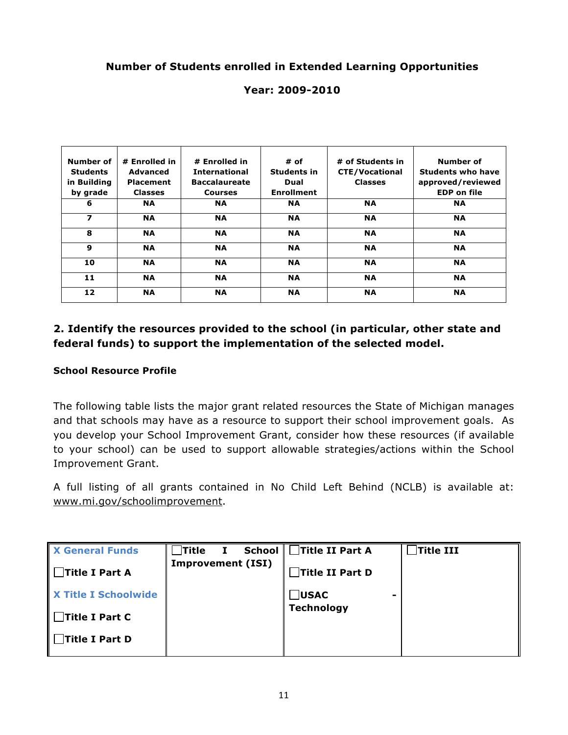**Number of Students enrolled in Extended Learning Opportunities**

**Year: 2009-2010**

| Number of Students in Building by grade | # Enrolled in Advanced Placement Classes | # Enrolled in International Baccalaureate Courses | # of Students in Dual Enrollment | # of Students in CTE/Vocational Classes | Number of Students who have approved/reviewed EDP on file |
|---|---|---|---|---|---|
| 6 | NA | NA | NA | NA | NA |
| 7 | NA | NA | NA | NA | NA |
| 8 | NA | NA | NA | NA | NA |
| 9 | NA | NA | NA | NA | NA |
| 10 | NA | NA | NA | NA | NA |
| 11 | NA | NA | NA | NA | NA |
| 12 | NA | NA | NA | NA | NA |

### 2. Identify the resources provided to the school (in particular, other state and federal funds) to support the implementation of the selected model.

**School Resource Profile**

The following table lists the major grant related resources the State of Michigan manages and that schools may have as a resource to support their school improvement goals. As you develop your School Improvement Grant, consider how these resources (if available to your school) can be used to support allowable strategies/actions within the School Improvement Grant.

A full listing of all grants contained in No Child Left Behind (NCLB) is available at: www.mi.gov/schoolimprovement.

| | | | |
|---|---|---|---|
| X General Funds | ☐ Title I School Improvement (ISI) | ☐ Title II Part A | ☐ Title III |
| ☐ Title I Part A | | ☐ Title II Part D | |
| X Title I Schoolwide | | ☐ USAC - Technology | |
| ☐ Title I Part C | | | |
| ☐ Title I Part D | | | |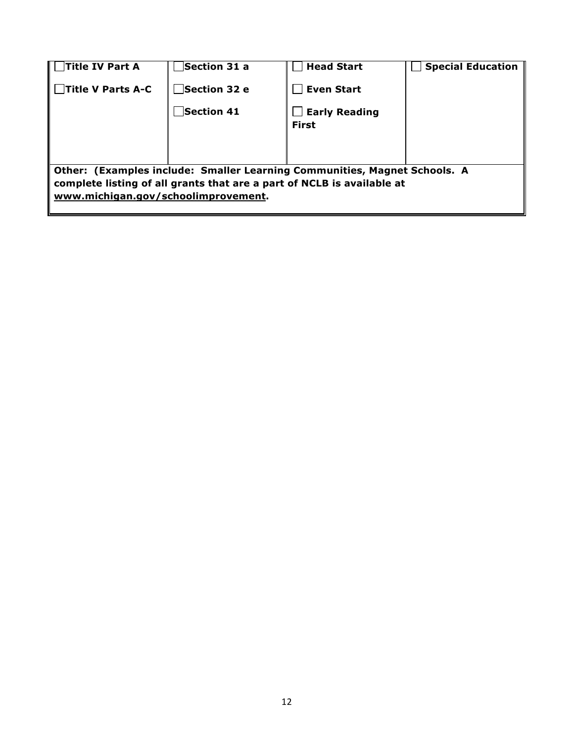| ☐ **Title IV Part A** | ☐ **Section 31 a** | ☐ **Head Start** | ☐ **Special Education** |
|---|---|---|---|
| ☐ **Title V Parts A-C** | ☐ **Section 32 e** | ☐ **Even Start** | |
| | ☐ **Section 41** | ☐ **Early Reading First** | |
| **Other: (Examples include: Smaller Learning Communities, Magnet Schools. A complete listing of all grants that are a part of NCLB is available at www.michigan.gov/schoolimprovement.** | | | |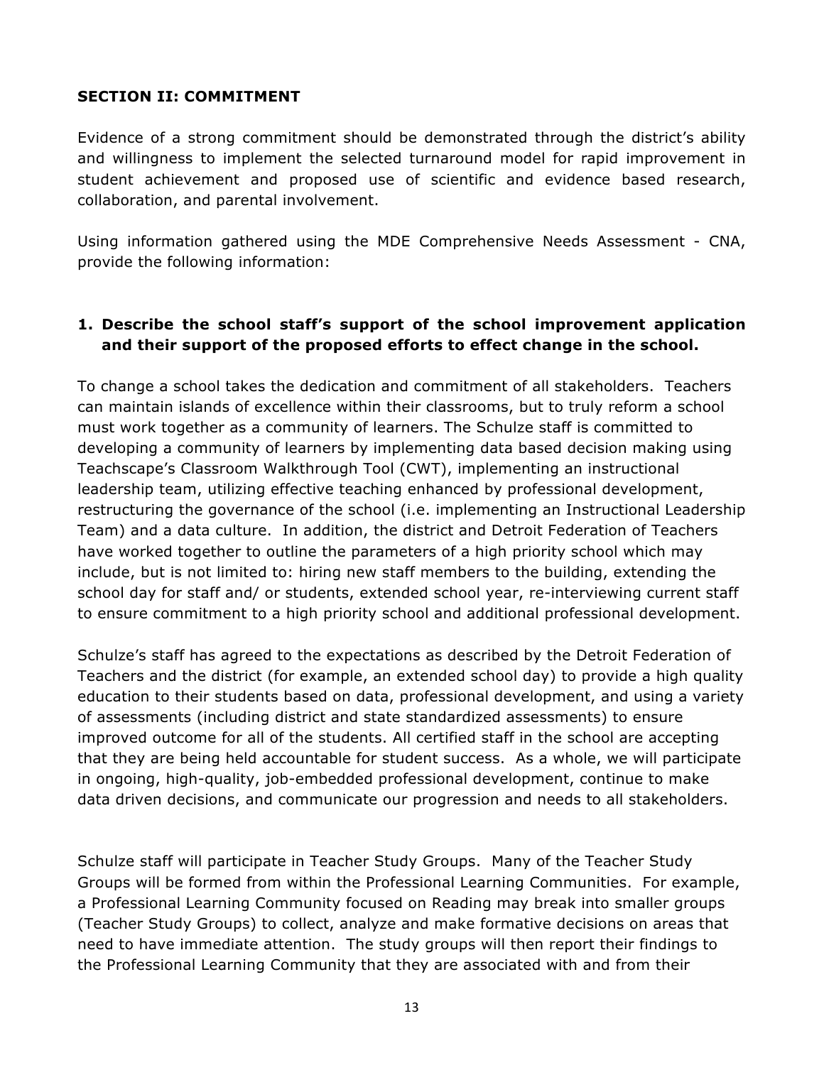## SECTION II: COMMITMENT

Evidence of a strong commitment should be demonstrated through the district's ability and willingness to implement the selected turnaround model for rapid improvement in student achievement and proposed use of scientific and evidence based research, collaboration, and parental involvement.

Using information gathered using the MDE Comprehensive Needs Assessment - CNA, provide the following information:

**1. Describe the school staff's support of the school improvement application and their support of the proposed efforts to effect change in the school.**

To change a school takes the dedication and commitment of all stakeholders. Teachers can maintain islands of excellence within their classrooms, but to truly reform a school must work together as a community of learners. The Schulze staff is committed to developing a community of learners by implementing data based decision making using Teachscape's Classroom Walkthrough Tool (CWT), implementing an instructional leadership team, utilizing effective teaching enhanced by professional development, restructuring the governance of the school (i.e. implementing an Instructional Leadership Team) and a data culture. In addition, the district and Detroit Federation of Teachers have worked together to outline the parameters of a high priority school which may include, but is not limited to: hiring new staff members to the building, extending the school day for staff and/ or students, extended school year, re-interviewing current staff to ensure commitment to a high priority school and additional professional development.

Schulze's staff has agreed to the expectations as described by the Detroit Federation of Teachers and the district (for example, an extended school day) to provide a high quality education to their students based on data, professional development, and using a variety of assessments (including district and state standardized assessments) to ensure improved outcome for all of the students. All certified staff in the school are accepting that they are being held accountable for student success. As a whole, we will participate in ongoing, high-quality, job-embedded professional development, continue to make data driven decisions, and communicate our progression and needs to all stakeholders.

Schulze staff will participate in Teacher Study Groups. Many of the Teacher Study Groups will be formed from within the Professional Learning Communities. For example, a Professional Learning Community focused on Reading may break into smaller groups (Teacher Study Groups) to collect, analyze and make formative decisions on areas that need to have immediate attention. The study groups will then report their findings to the Professional Learning Community that they are associated with and from their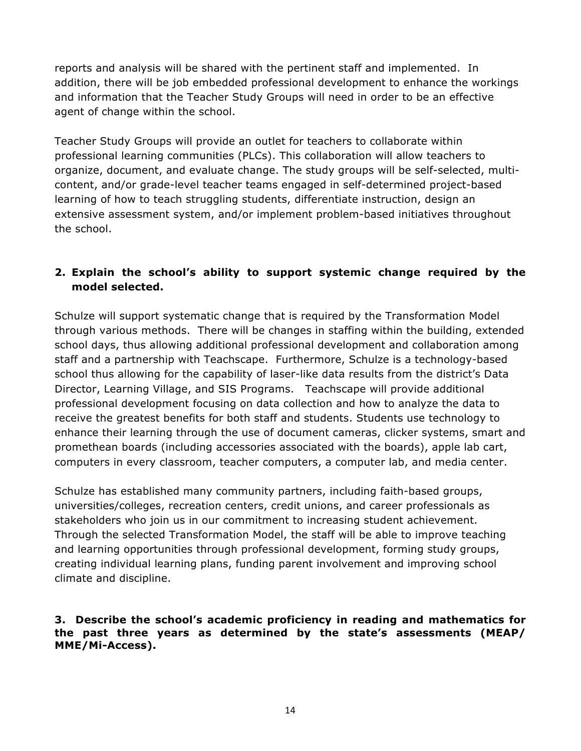reports and analysis will be shared with the pertinent staff and implemented. In addition, there will be job embedded professional development to enhance the workings and information that the Teacher Study Groups will need in order to be an effective agent of change within the school.

Teacher Study Groups will provide an outlet for teachers to collaborate within professional learning communities (PLCs). This collaboration will allow teachers to organize, document, and evaluate change. The study groups will be self-selected, multi-content, and/or grade-level teacher teams engaged in self-determined project-based learning of how to teach struggling students, differentiate instruction, design an extensive assessment system, and/or implement problem-based initiatives throughout the school.

**2. Explain the school's ability to support systemic change required by the model selected.**

Schulze will support systematic change that is required by the Transformation Model through various methods. There will be changes in staffing within the building, extended school days, thus allowing additional professional development and collaboration among staff and a partnership with Teachscape. Furthermore, Schulze is a technology-based school thus allowing for the capability of laser-like data results from the district's Data Director, Learning Village, and SIS Programs. Teachscape will provide additional professional development focusing on data collection and how to analyze the data to receive the greatest benefits for both staff and students. Students use technology to enhance their learning through the use of document cameras, clicker systems, smart and promethean boards (including accessories associated with the boards), apple lab cart, computers in every classroom, teacher computers, a computer lab, and media center.

Schulze has established many community partners, including faith-based groups, universities/colleges, recreation centers, credit unions, and career professionals as stakeholders who join us in our commitment to increasing student achievement. Through the selected Transformation Model, the staff will be able to improve teaching and learning opportunities through professional development, forming study groups, creating individual learning plans, funding parent involvement and improving school climate and discipline.

**3. Describe the school's academic proficiency in reading and mathematics for the past three years as determined by the state's assessments (MEAP/ MME/Mi-Access).**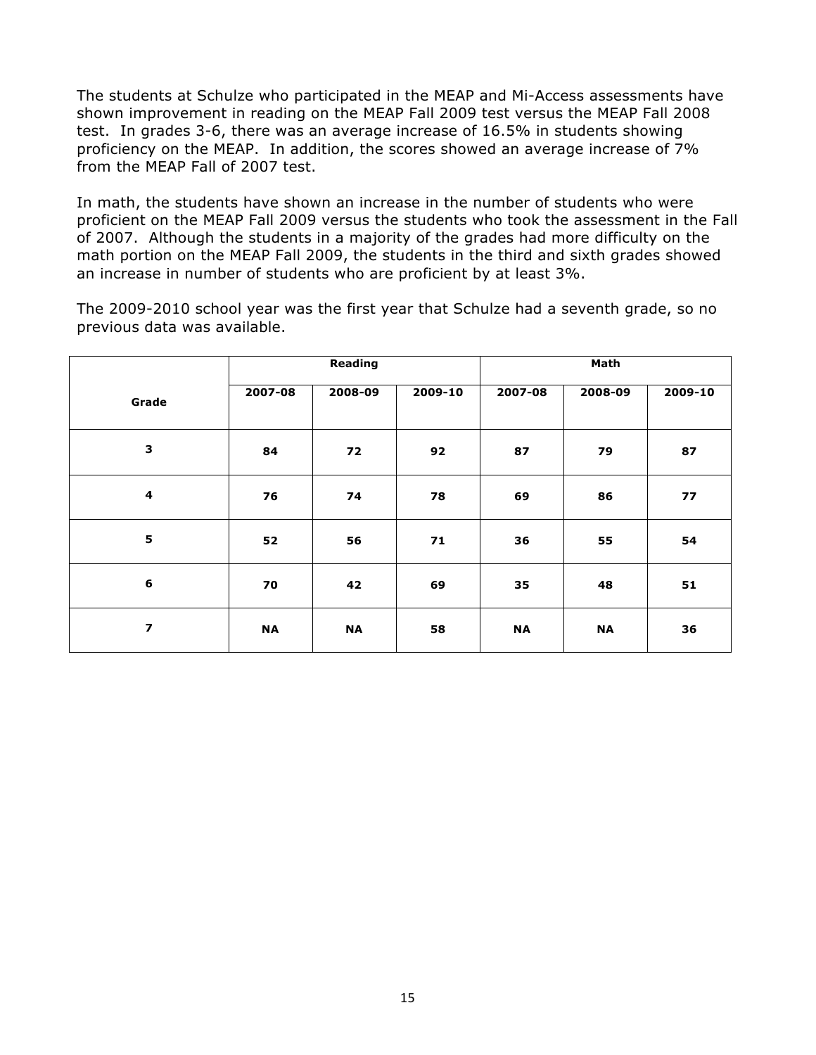The students at Schulze who participated in the MEAP and Mi-Access assessments have shown improvement in reading on the MEAP Fall 2009 test versus the MEAP Fall 2008 test. In grades 3-6, there was an average increase of 16.5% in students showing proficiency on the MEAP. In addition, the scores showed an average increase of 7% from the MEAP Fall of 2007 test.

In math, the students have shown an increase in the number of students who were proficient on the MEAP Fall 2009 versus the students who took the assessment in the Fall of 2007. Although the students in a majority of the grades had more difficulty on the math portion on the MEAP Fall 2009, the students in the third and sixth grades showed an increase in number of students who are proficient by at least 3%.

The 2009-2010 school year was the first year that Schulze had a seventh grade, so no previous data was available.

| Grade | **Reading** | | | **Math** | | |
|---|---|---|---|---|---|---|
| | **2007-08** | **2008-09** | **2009-10** | **2007-08** | **2008-09** | **2009-10** |
| **3** | **84** | **72** | **92** | **87** | **79** | **87** |
| **4** | **76** | **74** | **78** | **69** | **86** | **77** |
| **5** | **52** | **56** | **71** | **36** | **55** | **54** |
| **6** | **70** | **42** | **69** | **35** | **48** | **51** |
| **7** | **NA** | **NA** | **58** | **NA** | **NA** | **36** |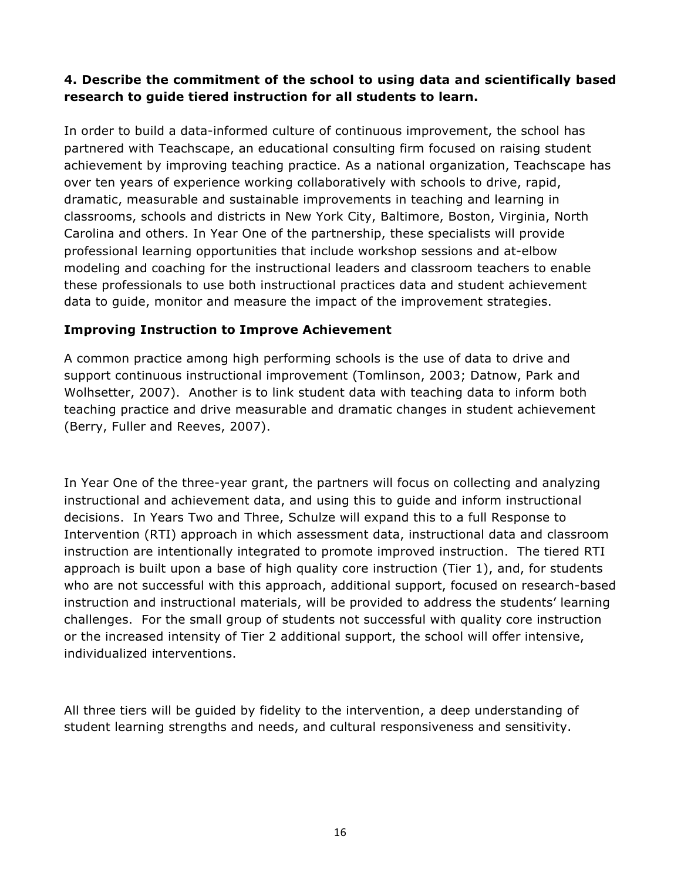**4. Describe the commitment of the school to using data and scientifically based research to guide tiered instruction for all students to learn.**

In order to build a data-informed culture of continuous improvement, the school has partnered with Teachscape, an educational consulting firm focused on raising student achievement by improving teaching practice. As a national organization, Teachscape has over ten years of experience working collaboratively with schools to drive, rapid, dramatic, measurable and sustainable improvements in teaching and learning in classrooms, schools and districts in New York City, Baltimore, Boston, Virginia, North Carolina and others. In Year One of the partnership, these specialists will provide professional learning opportunities that include workshop sessions and at-elbow modeling and coaching for the instructional leaders and classroom teachers to enable these professionals to use both instructional practices data and student achievement data to guide, monitor and measure the impact of the improvement strategies.

**Improving Instruction to Improve Achievement**

A common practice among high performing schools is the use of data to drive and support continuous instructional improvement (Tomlinson, 2003; Datnow, Park and Wolhsetter, 2007). Another is to link student data with teaching data to inform both teaching practice and drive measurable and dramatic changes in student achievement (Berry, Fuller and Reeves, 2007).

In Year One of the three-year grant, the partners will focus on collecting and analyzing instructional and achievement data, and using this to guide and inform instructional decisions. In Years Two and Three, Schulze will expand this to a full Response to Intervention (RTI) approach in which assessment data, instructional data and classroom instruction are intentionally integrated to promote improved instruction. The tiered RTI approach is built upon a base of high quality core instruction (Tier 1), and, for students who are not successful with this approach, additional support, focused on research-based instruction and instructional materials, will be provided to address the students' learning challenges. For the small group of students not successful with quality core instruction or the increased intensity of Tier 2 additional support, the school will offer intensive, individualized interventions.

All three tiers will be guided by fidelity to the intervention, a deep understanding of student learning strengths and needs, and cultural responsiveness and sensitivity.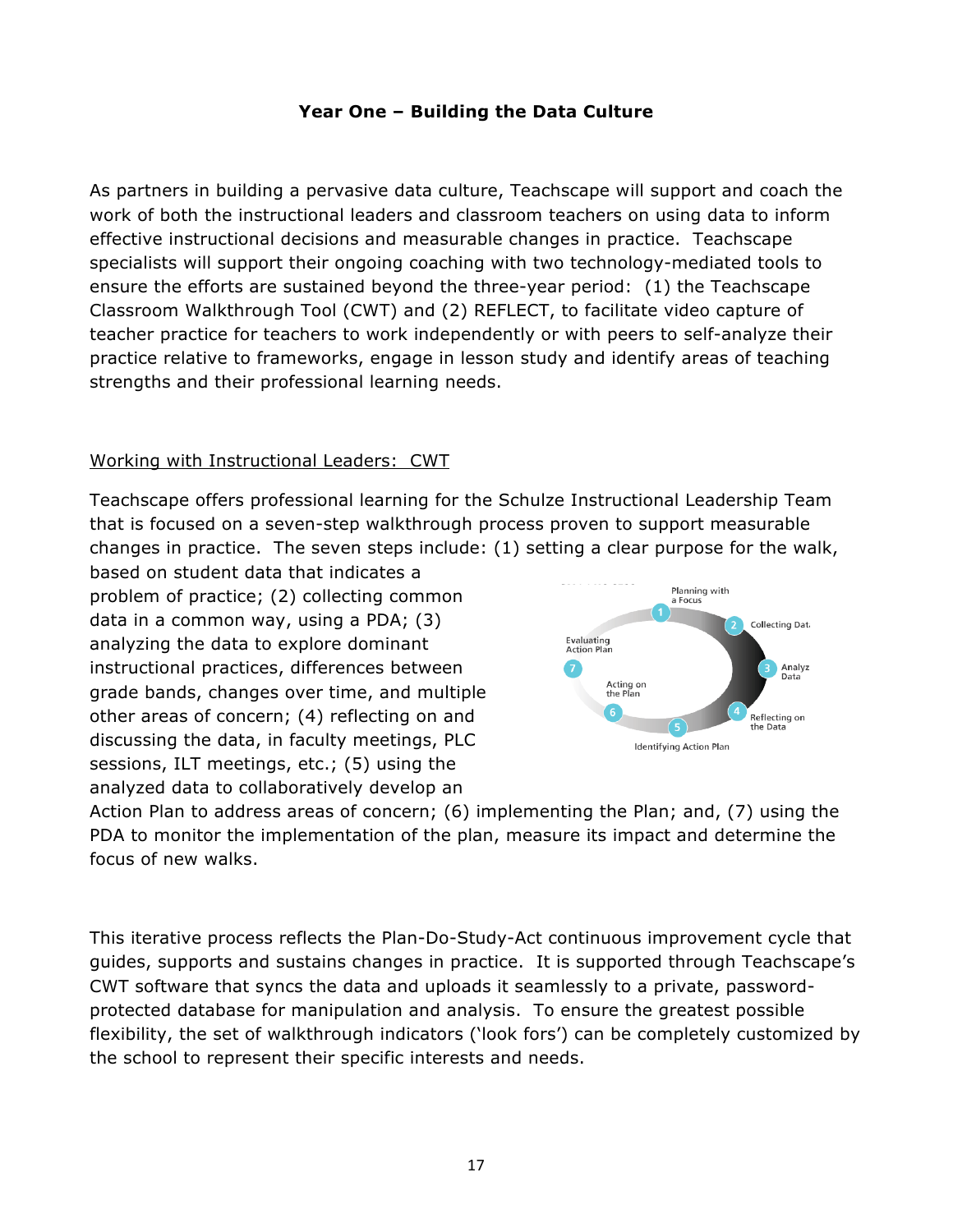**Year One – Building the Data Culture**

As partners in building a pervasive data culture, Teachscape will support and coach the work of both the instructional leaders and classroom teachers on using data to inform effective instructional decisions and measurable changes in practice. Teachscape specialists will support their ongoing coaching with two technology-mediated tools to ensure the efforts are sustained beyond the three-year period: (1) the Teachscape Classroom Walkthrough Tool (CWT) and (2) REFLECT, to facilitate video capture of teacher practice for teachers to work independently or with peers to self-analyze their practice relative to frameworks, engage in lesson study and identify areas of teaching strengths and their professional learning needs.

Working with Instructional Leaders: CWT

Teachscape offers professional learning for the Schulze Instructional Leadership Team that is focused on a seven-step walkthrough process proven to support measurable changes in practice. The seven steps include: (1) setting a clear purpose for the walk, based on student data that indicates a problem of practice; (2) collecting common data in a common way, using a PDA; (3) analyzing the data to explore dominant instructional practices, differences between grade bands, changes over time, and multiple other areas of concern; (4) reflecting on and discussing the data, in faculty meetings, PLC sessions, ILT meetings, etc.; (5) using the analyzed data to collaboratively develop an Action Plan to address areas of concern; (6) implementing the Plan; and, (7) using the PDA to monitor the implementation of the plan, measure its impact and determine the focus of new walks.

1 Planning with a Focus
2 Collecting Data
3 Analyze Data
4 Reflecting on the Data
5 Identifying Action Plan
6 Acting on the Plan
7 Evaluating Action Plan

This iterative process reflects the Plan-Do-Study-Act continuous improvement cycle that guides, supports and sustains changes in practice. It is supported through Teachscape's CWT software that syncs the data and uploads it seamlessly to a private, password-protected database for manipulation and analysis. To ensure the greatest possible flexibility, the set of walkthrough indicators ('look fors') can be completely customized by the school to represent their specific interests and needs.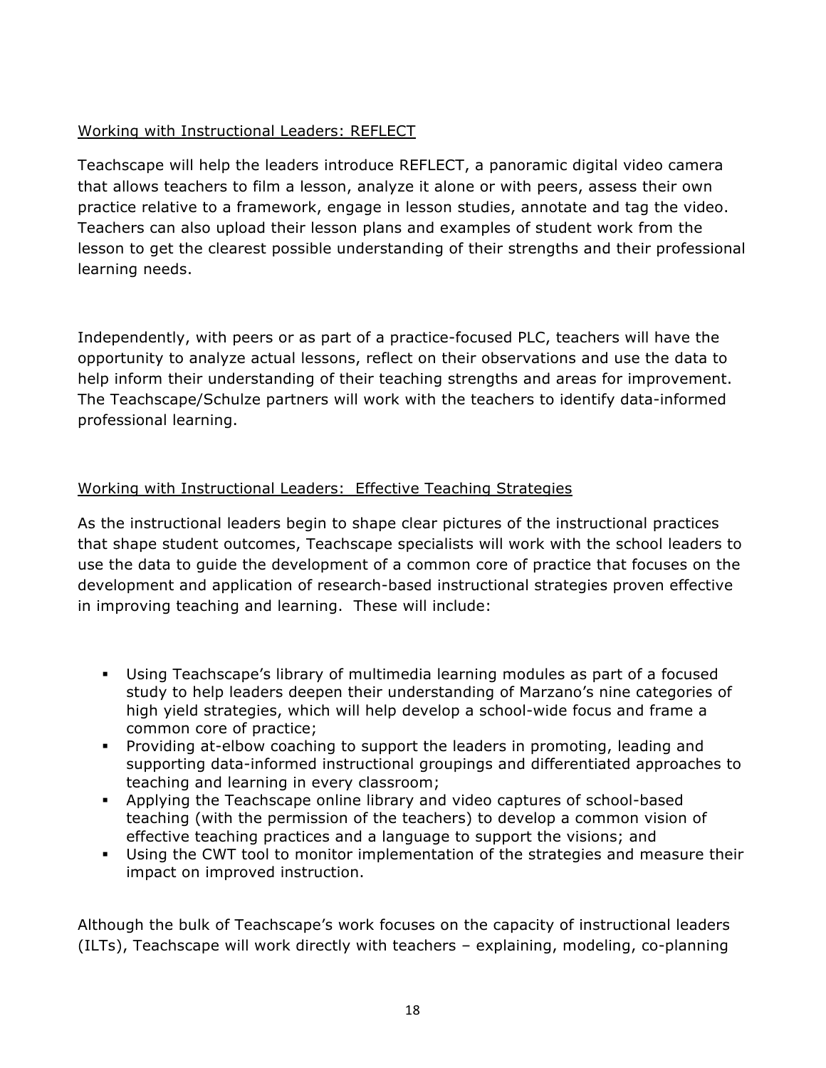Working with Instructional Leaders: REFLECT

Teachscape will help the leaders introduce REFLECT, a panoramic digital video camera that allows teachers to film a lesson, analyze it alone or with peers, assess their own practice relative to a framework, engage in lesson studies, annotate and tag the video. Teachers can also upload their lesson plans and examples of student work from the lesson to get the clearest possible understanding of their strengths and their professional learning needs.

Independently, with peers or as part of a practice-focused PLC, teachers will have the opportunity to analyze actual lessons, reflect on their observations and use the data to help inform their understanding of their teaching strengths and areas for improvement. The Teachscape/Schulze partners will work with the teachers to identify data-informed professional learning.

Working with Instructional Leaders: Effective Teaching Strategies

As the instructional leaders begin to shape clear pictures of the instructional practices that shape student outcomes, Teachscape specialists will work with the school leaders to use the data to guide the development of a common core of practice that focuses on the development and application of research-based instructional strategies proven effective in improving teaching and learning. These will include:

- Using Teachscape's library of multimedia learning modules as part of a focused study to help leaders deepen their understanding of Marzano's nine categories of high yield strategies, which will help develop a school-wide focus and frame a common core of practice;
- Providing at-elbow coaching to support the leaders in promoting, leading and supporting data-informed instructional groupings and differentiated approaches to teaching and learning in every classroom;
- Applying the Teachscape online library and video captures of school-based teaching (with the permission of the teachers) to develop a common vision of effective teaching practices and a language to support the visions; and
- Using the CWT tool to monitor implementation of the strategies and measure their impact on improved instruction.

Although the bulk of Teachscape's work focuses on the capacity of instructional leaders (ILTs), Teachscape will work directly with teachers – explaining, modeling, co-planning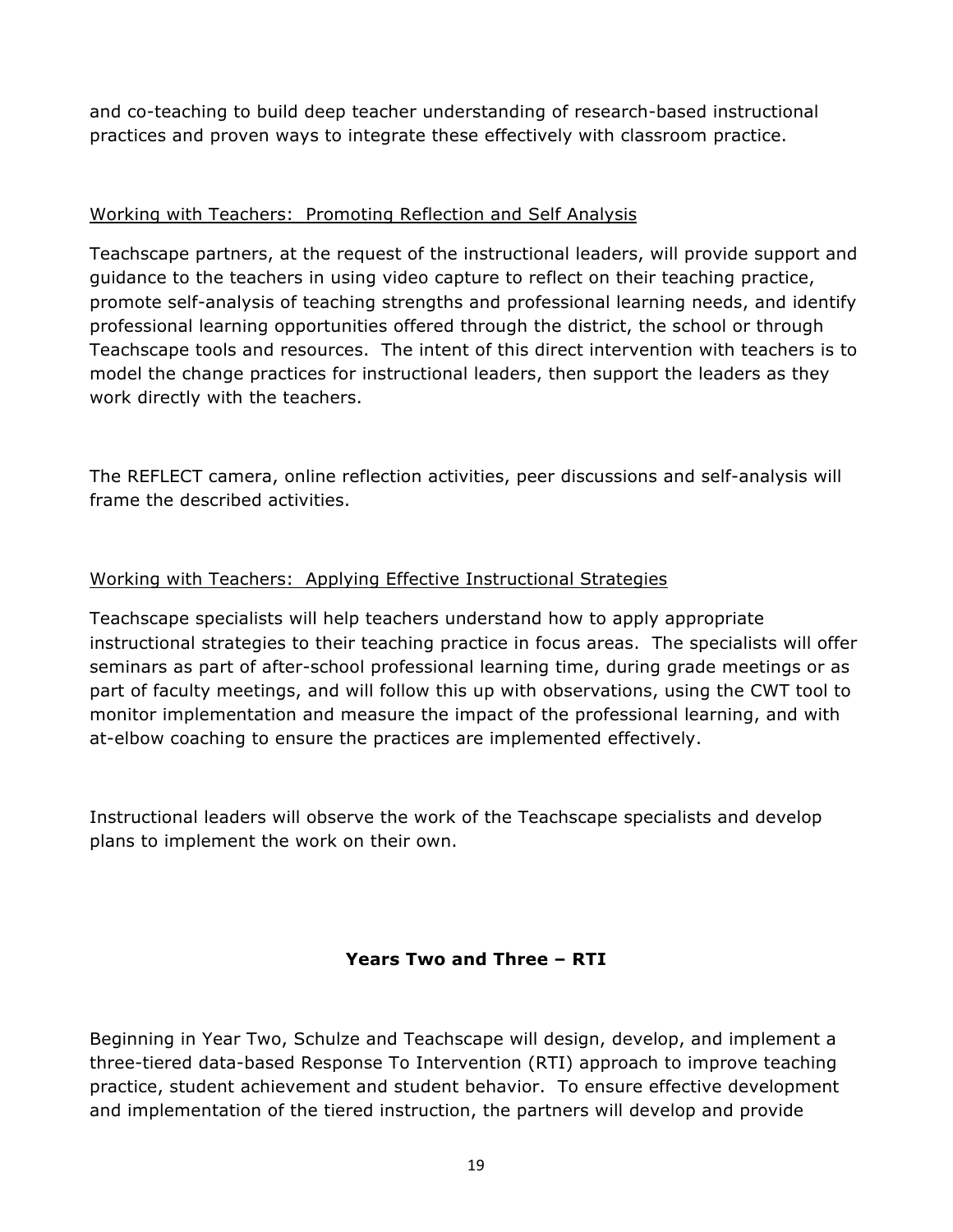and co-teaching to build deep teacher understanding of research-based instructional practices and proven ways to integrate these effectively with classroom practice.

<u>Working with Teachers: Promoting Reflection and Self Analysis</u>

Teachscape partners, at the request of the instructional leaders, will provide support and guidance to the teachers in using video capture to reflect on their teaching practice, promote self-analysis of teaching strengths and professional learning needs, and identify professional learning opportunities offered through the district, the school or through Teachscape tools and resources. The intent of this direct intervention with teachers is to model the change practices for instructional leaders, then support the leaders as they work directly with the teachers.

The REFLECT camera, online reflection activities, peer discussions and self-analysis will frame the described activities.

<u>Working with Teachers: Applying Effective Instructional Strategies</u>

Teachscape specialists will help teachers understand how to apply appropriate instructional strategies to their teaching practice in focus areas. The specialists will offer seminars as part of after-school professional learning time, during grade meetings or as part of faculty meetings, and will follow this up with observations, using the CWT tool to monitor implementation and measure the impact of the professional learning, and with at-elbow coaching to ensure the practices are implemented effectively.

Instructional leaders will observe the work of the Teachscape specialists and develop plans to implement the work on their own.

## Years Two and Three – RTI

Beginning in Year Two, Schulze and Teachscape will design, develop, and implement a three-tiered data-based Response To Intervention (RTI) approach to improve teaching practice, student achievement and student behavior. To ensure effective development and implementation of the tiered instruction, the partners will develop and provide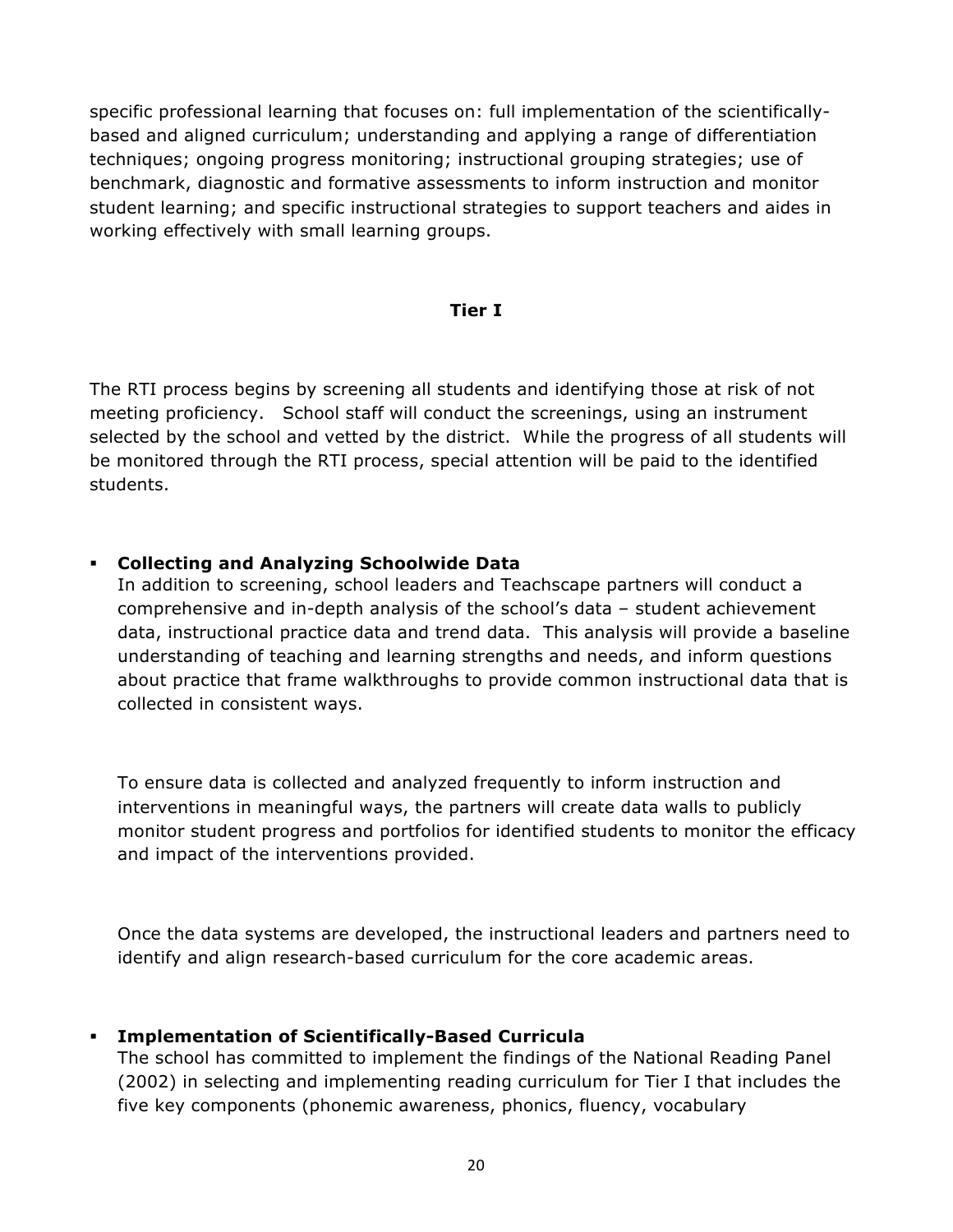specific professional learning that focuses on: full implementation of the scientifically-based and aligned curriculum; understanding and applying a range of differentiation techniques; ongoing progress monitoring; instructional grouping strategies; use of benchmark, diagnostic and formative assessments to inform instruction and monitor student learning; and specific instructional strategies to support teachers and aides in working effectively with small learning groups.

## Tier I

The RTI process begins by screening all students and identifying those at risk of not meeting proficiency. School staff will conduct the screenings, using an instrument selected by the school and vetted by the district. While the progress of all students will be monitored through the RTI process, special attention will be paid to the identified students.

- **Collecting and Analyzing Schoolwide Data**
  In addition to screening, school leaders and Teachscape partners will conduct a comprehensive and in-depth analysis of the school's data – student achievement data, instructional practice data and trend data. This analysis will provide a baseline understanding of teaching and learning strengths and needs, and inform questions about practice that frame walkthroughs to provide common instructional data that is collected in consistent ways.

  To ensure data is collected and analyzed frequently to inform instruction and interventions in meaningful ways, the partners will create data walls to publicly monitor student progress and portfolios for identified students to monitor the efficacy and impact of the interventions provided.

  Once the data systems are developed, the instructional leaders and partners need to identify and align research-based curriculum for the core academic areas.

- **Implementation of Scientifically-Based Curricula**
  The school has committed to implement the findings of the National Reading Panel (2002) in selecting and implementing reading curriculum for Tier I that includes the five key components (phonemic awareness, phonics, fluency, vocabulary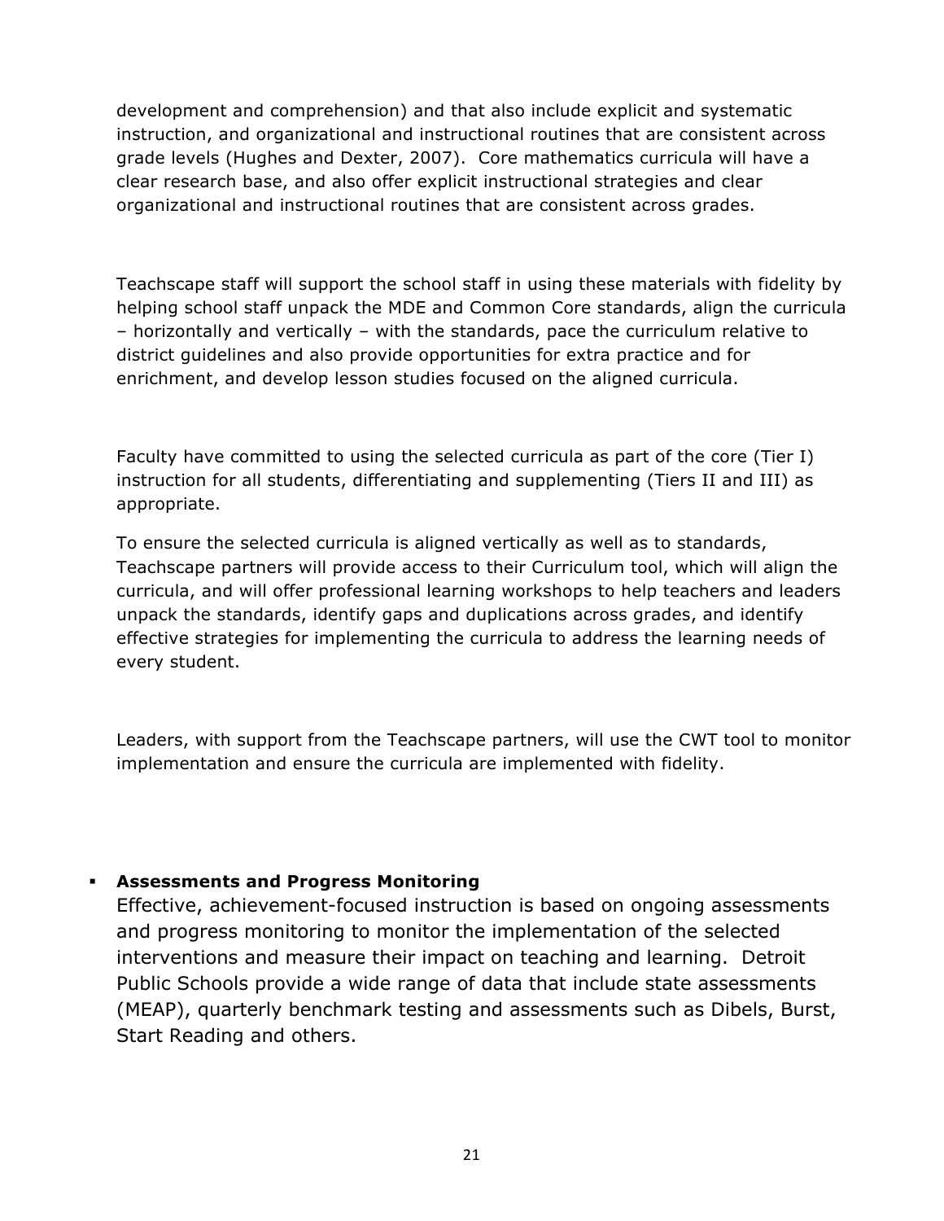development and comprehension) and that also include explicit and systematic instruction, and organizational and instructional routines that are consistent across grade levels (Hughes and Dexter, 2007). Core mathematics curricula will have a clear research base, and also offer explicit instructional strategies and clear organizational and instructional routines that are consistent across grades.

Teachscape staff will support the school staff in using these materials with fidelity by helping school staff unpack the MDE and Common Core standards, align the curricula – horizontally and vertically – with the standards, pace the curriculum relative to district guidelines and also provide opportunities for extra practice and for enrichment, and develop lesson studies focused on the aligned curricula.

Faculty have committed to using the selected curricula as part of the core (Tier I) instruction for all students, differentiating and supplementing (Tiers II and III) as appropriate.

To ensure the selected curricula is aligned vertically as well as to standards, Teachscape partners will provide access to their Curriculum tool, which will align the curricula, and will offer professional learning workshops to help teachers and leaders unpack the standards, identify gaps and duplications across grades, and identify effective strategies for implementing the curricula to address the learning needs of every student.

Leaders, with support from the Teachscape partners, will use the CWT tool to monitor implementation and ensure the curricula are implemented with fidelity.

- **Assessments and Progress Monitoring**
  Effective, achievement-focused instruction is based on ongoing assessments and progress monitoring to monitor the implementation of the selected interventions and measure their impact on teaching and learning. Detroit Public Schools provide a wide range of data that include state assessments (MEAP), quarterly benchmark testing and assessments such as Dibels, Burst, Start Reading and others.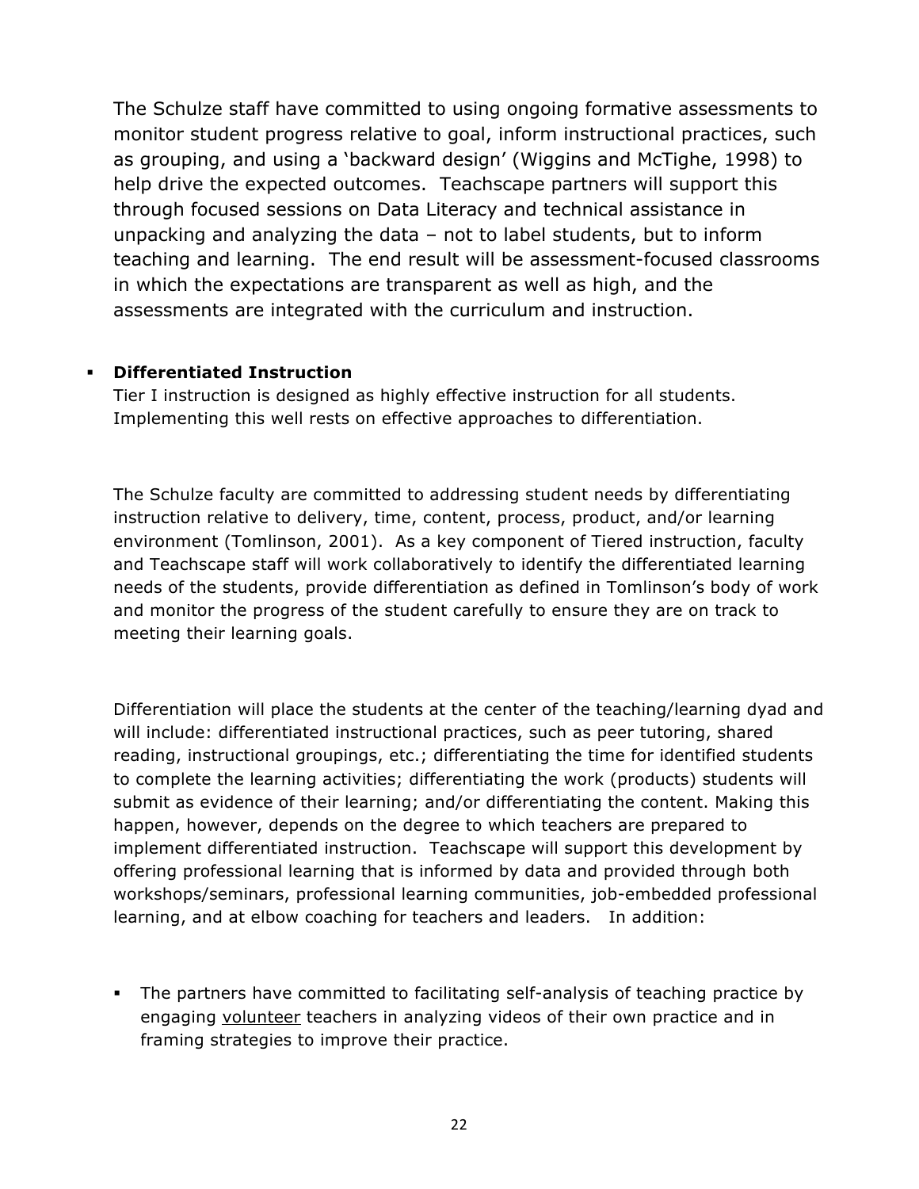The Schulze staff have committed to using ongoing formative assessments to monitor student progress relative to goal, inform instructional practices, such as grouping, and using a 'backward design' (Wiggins and McTighe, 1998) to help drive the expected outcomes. Teachscape partners will support this through focused sessions on Data Literacy and technical assistance in unpacking and analyzing the data – not to label students, but to inform teaching and learning. The end result will be assessment-focused classrooms in which the expectations are transparent as well as high, and the assessments are integrated with the curriculum and instruction.

- **Differentiated Instruction**
  Tier I instruction is designed as highly effective instruction for all students. Implementing this well rests on effective approaches to differentiation.

The Schulze faculty are committed to addressing student needs by differentiating instruction relative to delivery, time, content, process, product, and/or learning environment (Tomlinson, 2001). As a key component of Tiered instruction, faculty and Teachscape staff will work collaboratively to identify the differentiated learning needs of the students, provide differentiation as defined in Tomlinson's body of work and monitor the progress of the student carefully to ensure they are on track to meeting their learning goals.

Differentiation will place the students at the center of the teaching/learning dyad and will include: differentiated instructional practices, such as peer tutoring, shared reading, instructional groupings, etc.; differentiating the time for identified students to complete the learning activities; differentiating the work (products) students will submit as evidence of their learning; and/or differentiating the content. Making this happen, however, depends on the degree to which teachers are prepared to implement differentiated instruction. Teachscape will support this development by offering professional learning that is informed by data and provided through both workshops/seminars, professional learning communities, job-embedded professional learning, and at elbow coaching for teachers and leaders. In addition:

- The partners have committed to facilitating self-analysis of teaching practice by engaging volunteer teachers in analyzing videos of their own practice and in framing strategies to improve their practice.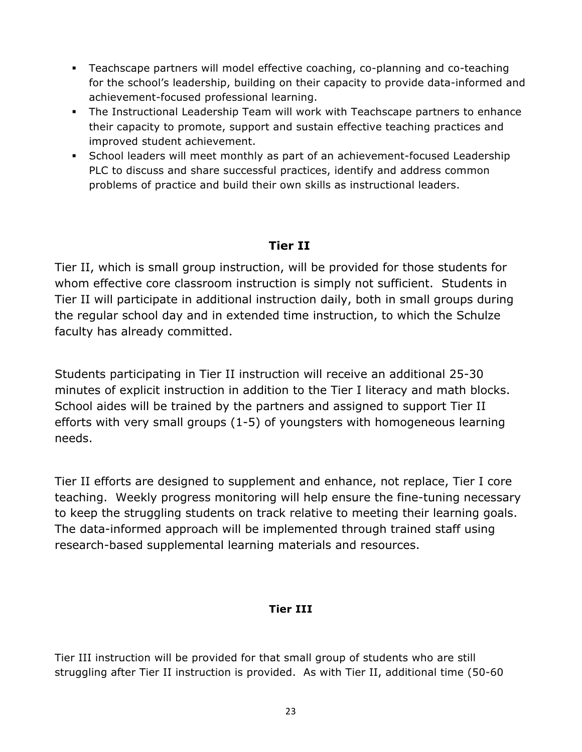- Teachscape partners will model effective coaching, co-planning and co-teaching for the school's leadership, building on their capacity to provide data-informed and achievement-focused professional learning.
- The Instructional Leadership Team will work with Teachscape partners to enhance their capacity to promote, support and sustain effective teaching practices and improved student achievement.
- School leaders will meet monthly as part of an achievement-focused Leadership PLC to discuss and share successful practices, identify and address common problems of practice and build their own skills as instructional leaders.

## Tier II

Tier II, which is small group instruction, will be provided for those students for whom effective core classroom instruction is simply not sufficient. Students in Tier II will participate in additional instruction daily, both in small groups during the regular school day and in extended time instruction, to which the Schulze faculty has already committed.

Students participating in Tier II instruction will receive an additional 25-30 minutes of explicit instruction in addition to the Tier I literacy and math blocks. School aides will be trained by the partners and assigned to support Tier II efforts with very small groups (1-5) of youngsters with homogeneous learning needs.

Tier II efforts are designed to supplement and enhance, not replace, Tier I core teaching. Weekly progress monitoring will help ensure the fine-tuning necessary to keep the struggling students on track relative to meeting their learning goals. The data-informed approach will be implemented through trained staff using research-based supplemental learning materials and resources.

## Tier III

Tier III instruction will be provided for that small group of students who are still struggling after Tier II instruction is provided. As with Tier II, additional time (50-60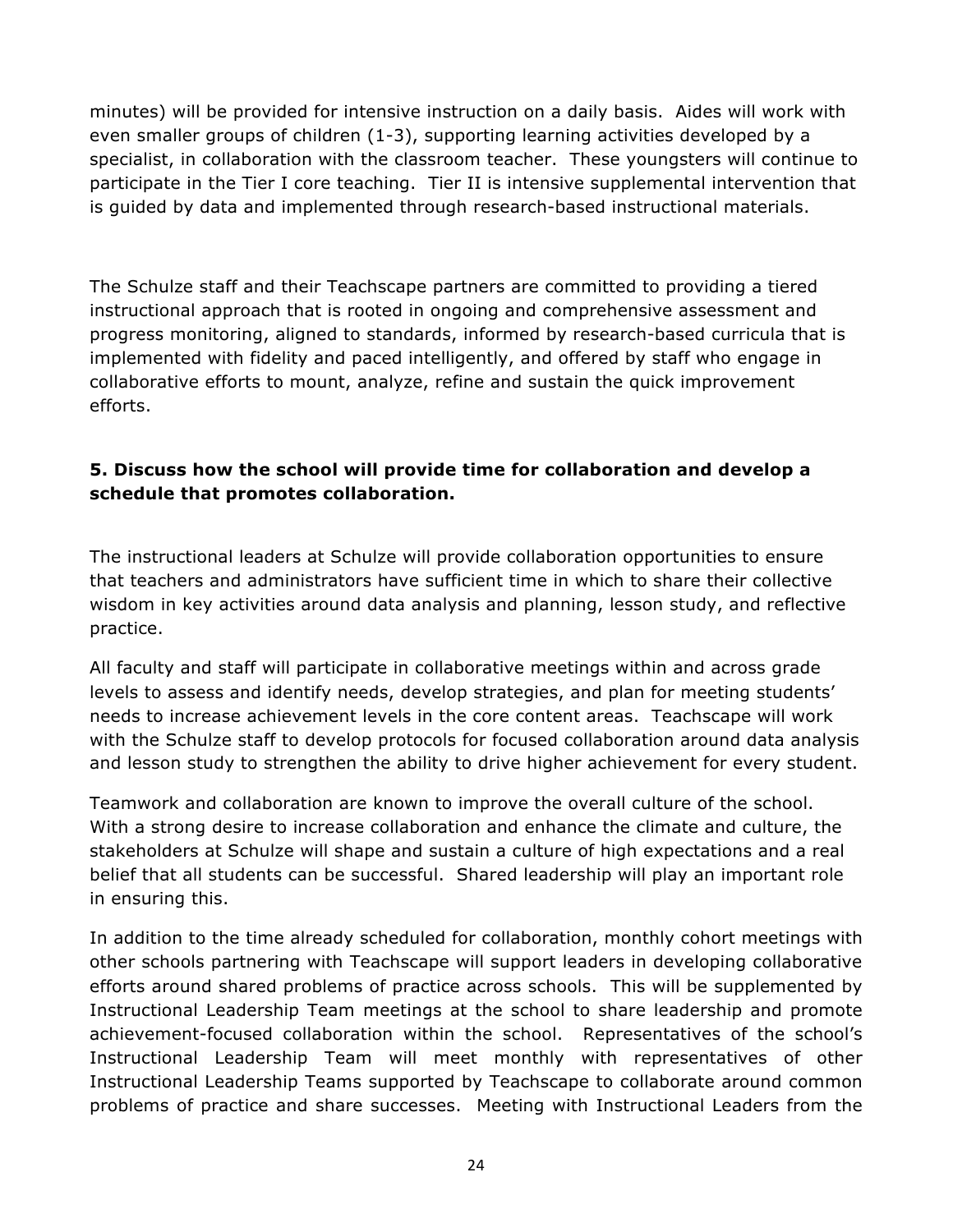minutes) will be provided for intensive instruction on a daily basis. Aides will work with even smaller groups of children (1-3), supporting learning activities developed by a specialist, in collaboration with the classroom teacher. These youngsters will continue to participate in the Tier I core teaching. Tier II is intensive supplemental intervention that is guided by data and implemented through research-based instructional materials.

The Schulze staff and their Teachscape partners are committed to providing a tiered instructional approach that is rooted in ongoing and comprehensive assessment and progress monitoring, aligned to standards, informed by research-based curricula that is implemented with fidelity and paced intelligently, and offered by staff who engage in collaborative efforts to mount, analyze, refine and sustain the quick improvement efforts.

**5. Discuss how the school will provide time for collaboration and develop a schedule that promotes collaboration.**

The instructional leaders at Schulze will provide collaboration opportunities to ensure that teachers and administrators have sufficient time in which to share their collective wisdom in key activities around data analysis and planning, lesson study, and reflective practice.

All faculty and staff will participate in collaborative meetings within and across grade levels to assess and identify needs, develop strategies, and plan for meeting students' needs to increase achievement levels in the core content areas. Teachscape will work with the Schulze staff to develop protocols for focused collaboration around data analysis and lesson study to strengthen the ability to drive higher achievement for every student.

Teamwork and collaboration are known to improve the overall culture of the school. With a strong desire to increase collaboration and enhance the climate and culture, the stakeholders at Schulze will shape and sustain a culture of high expectations and a real belief that all students can be successful. Shared leadership will play an important role in ensuring this.

In addition to the time already scheduled for collaboration, monthly cohort meetings with other schools partnering with Teachscape will support leaders in developing collaborative efforts around shared problems of practice across schools. This will be supplemented by Instructional Leadership Team meetings at the school to share leadership and promote achievement-focused collaboration within the school. Representatives of the school's Instructional Leadership Team will meet monthly with representatives of other Instructional Leadership Teams supported by Teachscape to collaborate around common problems of practice and share successes. Meeting with Instructional Leaders from the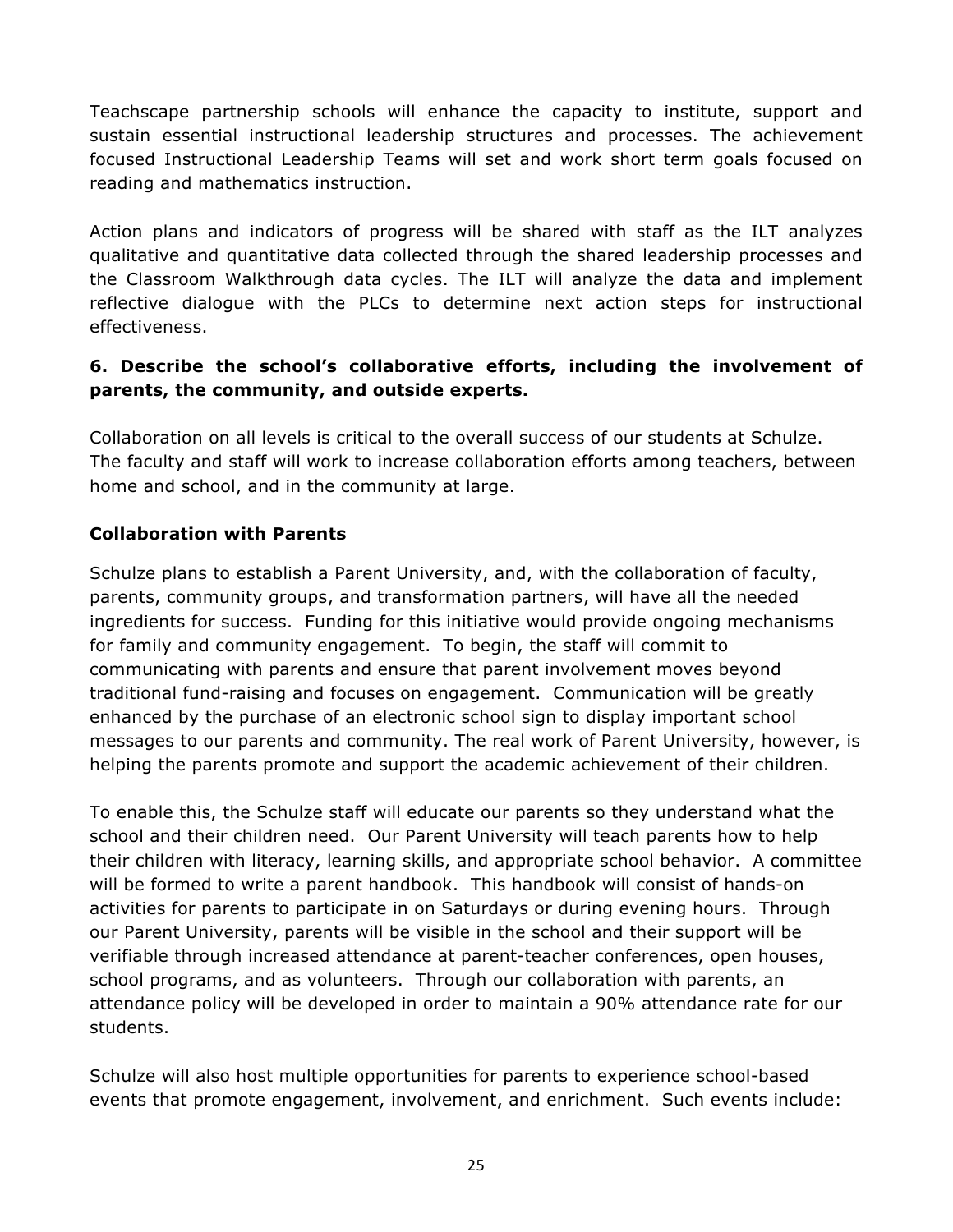Teachscape partnership schools will enhance the capacity to institute, support and sustain essential instructional leadership structures and processes. The achievement focused Instructional Leadership Teams will set and work short term goals focused on reading and mathematics instruction.

Action plans and indicators of progress will be shared with staff as the ILT analyzes qualitative and quantitative data collected through the shared leadership processes and the Classroom Walkthrough data cycles. The ILT will analyze the data and implement reflective dialogue with the PLCs to determine next action steps for instructional effectiveness.

**6. Describe the school's collaborative efforts, including the involvement of parents, the community, and outside experts.**

Collaboration on all levels is critical to the overall success of our students at Schulze. The faculty and staff will work to increase collaboration efforts among teachers, between home and school, and in the community at large.

**Collaboration with Parents**

Schulze plans to establish a Parent University, and, with the collaboration of faculty, parents, community groups, and transformation partners, will have all the needed ingredients for success. Funding for this initiative would provide ongoing mechanisms for family and community engagement. To begin, the staff will commit to communicating with parents and ensure that parent involvement moves beyond traditional fund-raising and focuses on engagement. Communication will be greatly enhanced by the purchase of an electronic school sign to display important school messages to our parents and community. The real work of Parent University, however, is helping the parents promote and support the academic achievement of their children.

To enable this, the Schulze staff will educate our parents so they understand what the school and their children need. Our Parent University will teach parents how to help their children with literacy, learning skills, and appropriate school behavior. A committee will be formed to write a parent handbook. This handbook will consist of hands-on activities for parents to participate in on Saturdays or during evening hours. Through our Parent University, parents will be visible in the school and their support will be verifiable through increased attendance at parent-teacher conferences, open houses, school programs, and as volunteers. Through our collaboration with parents, an attendance policy will be developed in order to maintain a 90% attendance rate for our students.

Schulze will also host multiple opportunities for parents to experience school-based events that promote engagement, involvement, and enrichment. Such events include: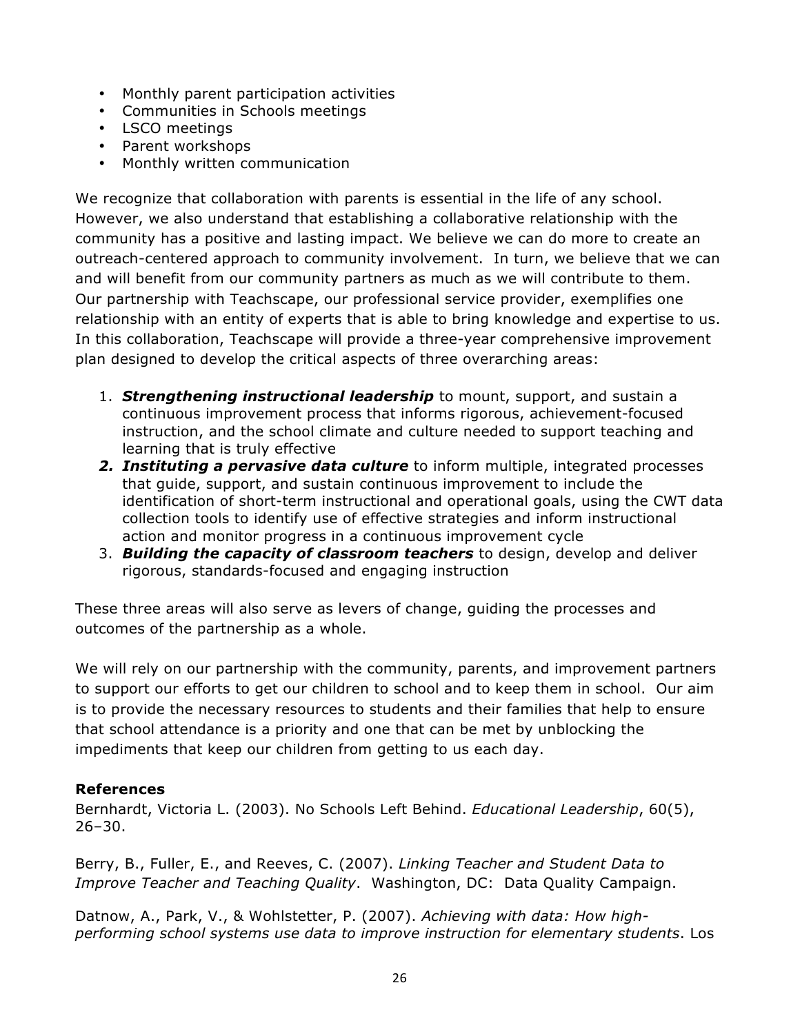- Monthly parent participation activities
- Communities in Schools meetings
- LSCO meetings
- Parent workshops
- Monthly written communication

We recognize that collaboration with parents is essential in the life of any school. However, we also understand that establishing a collaborative relationship with the community has a positive and lasting impact. We believe we can do more to create an outreach-centered approach to community involvement. In turn, we believe that we can and will benefit from our community partners as much as we will contribute to them. Our partnership with Teachscape, our professional service provider, exemplifies one relationship with an entity of experts that is able to bring knowledge and expertise to us. In this collaboration, Teachscape will provide a three-year comprehensive improvement plan designed to develop the critical aspects of three overarching areas:

1. ***Strengthening instructional leadership*** to mount, support, and sustain a continuous improvement process that informs rigorous, achievement-focused instruction, and the school climate and culture needed to support teaching and learning that is truly effective
2. ***Instituting a pervasive data culture*** to inform multiple, integrated processes that guide, support, and sustain continuous improvement to include the identification of short-term instructional and operational goals, using the CWT data collection tools to identify use of effective strategies and inform instructional action and monitor progress in a continuous improvement cycle
3. ***Building the capacity of classroom teachers*** to design, develop and deliver rigorous, standards-focused and engaging instruction

These three areas will also serve as levers of change, guiding the processes and outcomes of the partnership as a whole.

We will rely on our partnership with the community, parents, and improvement partners to support our efforts to get our children to school and to keep them in school. Our aim is to provide the necessary resources to students and their families that help to ensure that school attendance is a priority and one that can be met by unblocking the impediments that keep our children from getting to us each day.

**References**

Bernhardt, Victoria L. (2003). No Schools Left Behind. *Educational Leadership*, 60(5), 26–30.

Berry, B., Fuller, E., and Reeves, C. (2007). *Linking Teacher and Student Data to Improve Teacher and Teaching Quality*. Washington, DC: Data Quality Campaign.

Datnow, A., Park, V., & Wohlstetter, P. (2007). *Achieving with data: How high-performing school systems use data to improve instruction for elementary students*. Los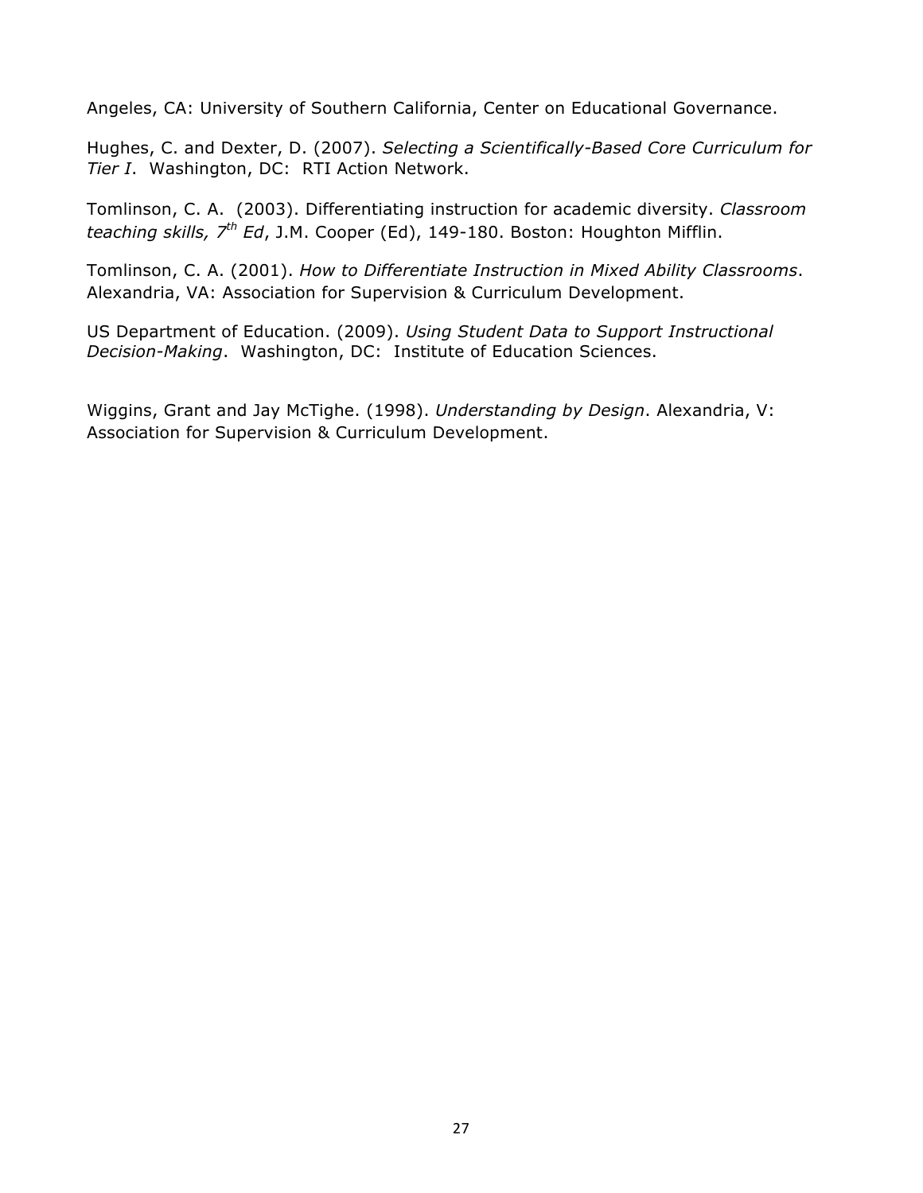Angeles, CA: University of Southern California, Center on Educational Governance.

Hughes, C. and Dexter, D. (2007). *Selecting a Scientifically-Based Core Curriculum for Tier I*. Washington, DC: RTI Action Network.

Tomlinson, C. A. (2003). Differentiating instruction for academic diversity. *Classroom teaching skills, 7th Ed*, J.M. Cooper (Ed), 149-180. Boston: Houghton Mifflin.

Tomlinson, C. A. (2001). *How to Differentiate Instruction in Mixed Ability Classrooms*. Alexandria, VA: Association for Supervision & Curriculum Development.

US Department of Education. (2009). *Using Student Data to Support Instructional Decision-Making*. Washington, DC: Institute of Education Sciences.

Wiggins, Grant and Jay McTighe. (1998). *Understanding by Design*. Alexandria, V: Association for Supervision & Curriculum Development.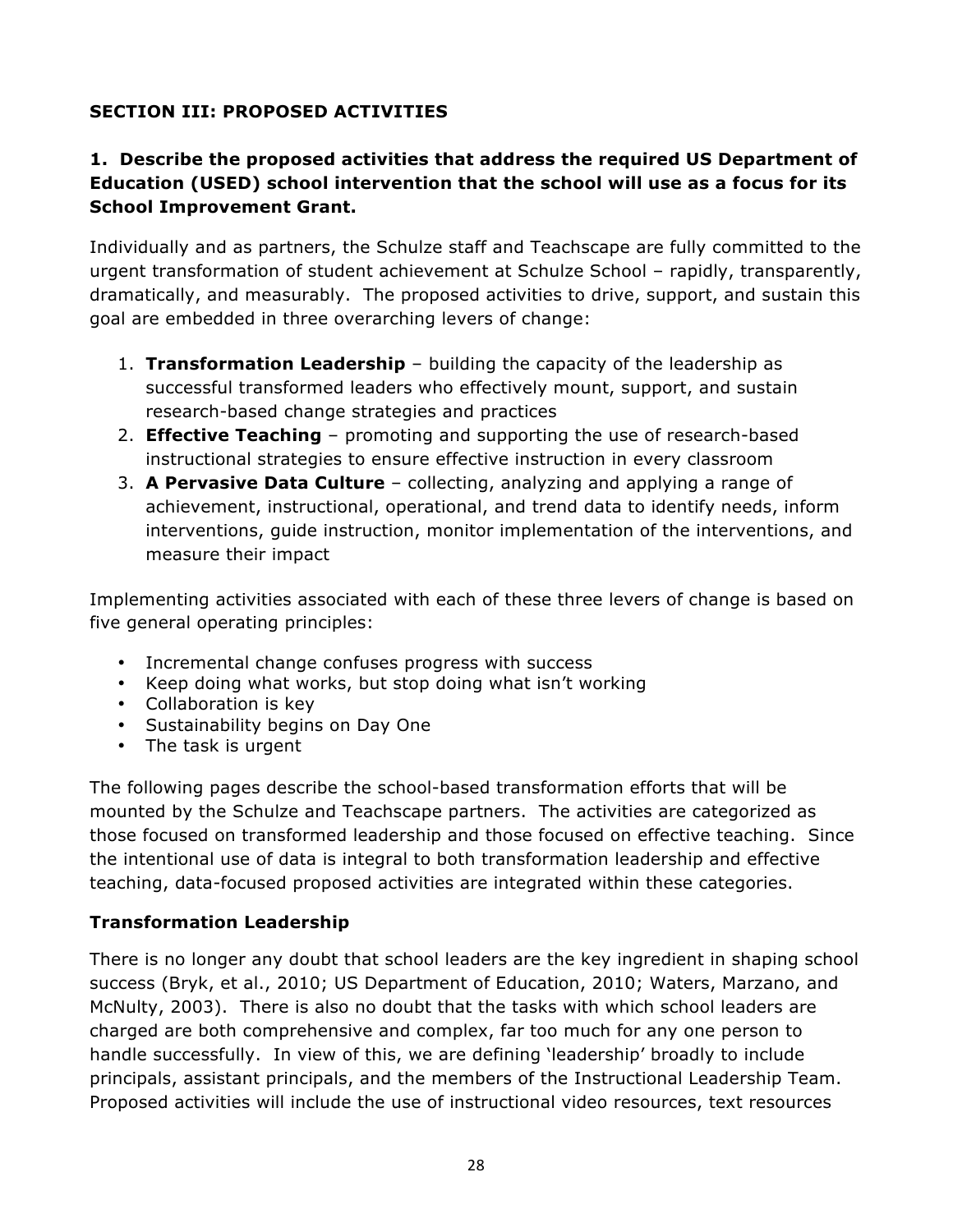**SECTION III: PROPOSED ACTIVITIES**

**1. Describe the proposed activities that address the required US Department of Education (USED) school intervention that the school will use as a focus for its School Improvement Grant.**

Individually and as partners, the Schulze staff and Teachscape are fully committed to the urgent transformation of student achievement at Schulze School – rapidly, transparently, dramatically, and measurably. The proposed activities to drive, support, and sustain this goal are embedded in three overarching levers of change:

1. **Transformation Leadership** – building the capacity of the leadership as successful transformed leaders who effectively mount, support, and sustain research-based change strategies and practices
2. **Effective Teaching** – promoting and supporting the use of research-based instructional strategies to ensure effective instruction in every classroom
3. **A Pervasive Data Culture** – collecting, analyzing and applying a range of achievement, instructional, operational, and trend data to identify needs, inform interventions, guide instruction, monitor implementation of the interventions, and measure their impact

Implementing activities associated with each of these three levers of change is based on five general operating principles:

- Incremental change confuses progress with success
- Keep doing what works, but stop doing what isn't working
- Collaboration is key
- Sustainability begins on Day One
- The task is urgent

The following pages describe the school-based transformation efforts that will be mounted by the Schulze and Teachscape partners. The activities are categorized as those focused on transformed leadership and those focused on effective teaching. Since the intentional use of data is integral to both transformation leadership and effective teaching, data-focused proposed activities are integrated within these categories.

**Transformation Leadership**

There is no longer any doubt that school leaders are the key ingredient in shaping school success (Bryk, et al., 2010; US Department of Education, 2010; Waters, Marzano, and McNulty, 2003). There is also no doubt that the tasks with which school leaders are charged are both comprehensive and complex, far too much for any one person to handle successfully. In view of this, we are defining 'leadership' broadly to include principals, assistant principals, and the members of the Instructional Leadership Team. Proposed activities will include the use of instructional video resources, text resources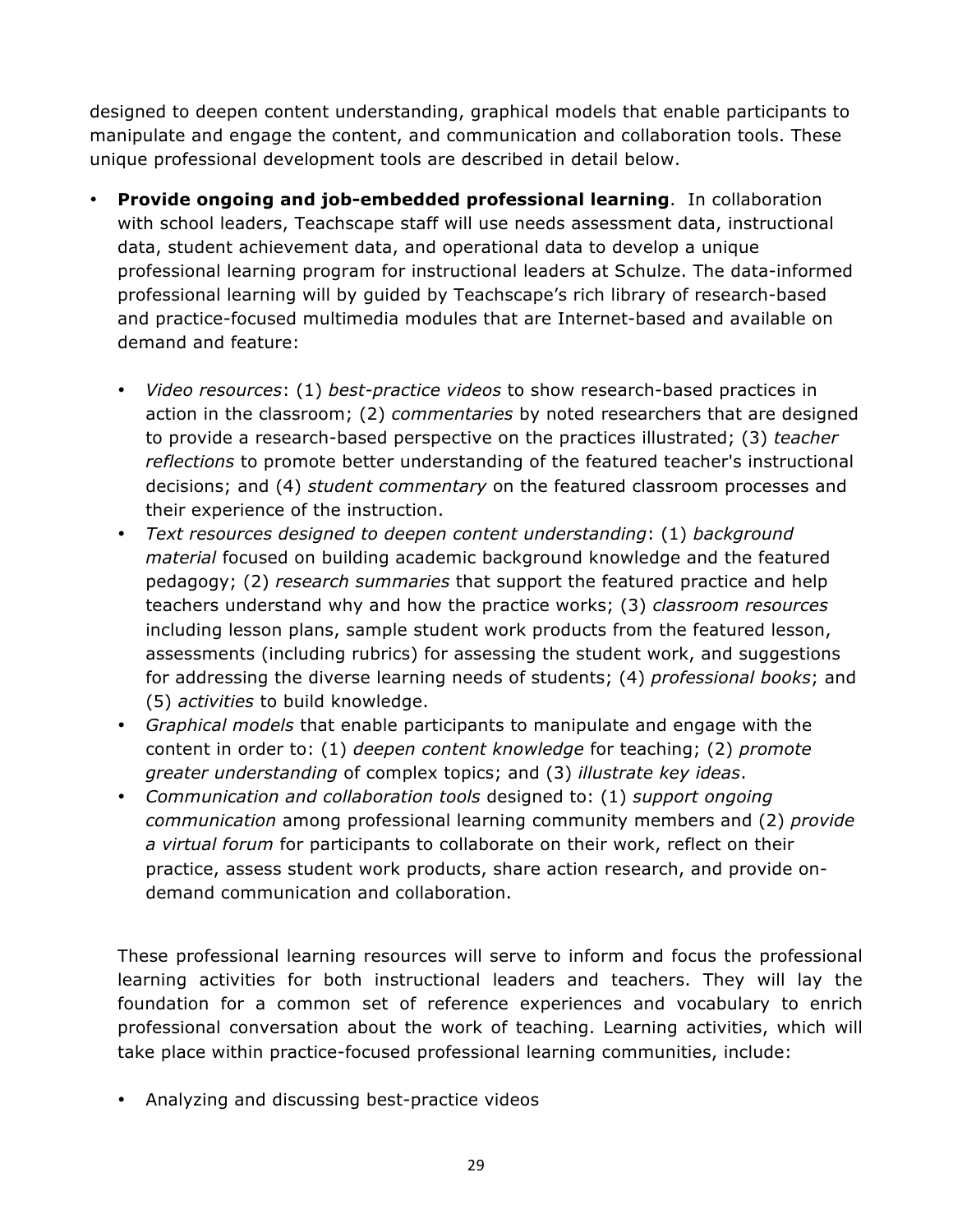designed to deepen content understanding, graphical models that enable participants to manipulate and engage the content, and communication and collaboration tools. These unique professional development tools are described in detail below.

- **Provide ongoing and job-embedded professional learning**. In collaboration with school leaders, Teachscape staff will use needs assessment data, instructional data, student achievement data, and operational data to develop a unique professional learning program for instructional leaders at Schulze. The data-informed professional learning will by guided by Teachscape's rich library of research-based and practice-focused multimedia modules that are Internet-based and available on demand and feature:

  - *Video resources*: (1) *best-practice videos* to show research-based practices in action in the classroom; (2) *commentaries* by noted researchers that are designed to provide a research-based perspective on the practices illustrated; (3) *teacher reflections* to promote better understanding of the featured teacher's instructional decisions; and (4) *student commentary* on the featured classroom processes and their experience of the instruction.
  - *Text resources designed to deepen content understanding*: (1) *background material* focused on building academic background knowledge and the featured pedagogy; (2) *research summaries* that support the featured practice and help teachers understand why and how the practice works; (3) *classroom resources* including lesson plans, sample student work products from the featured lesson, assessments (including rubrics) for assessing the student work, and suggestions for addressing the diverse learning needs of students; (4) *professional books*; and (5) *activities* to build knowledge.
  - *Graphical models* that enable participants to manipulate and engage with the content in order to: (1) *deepen content knowledge* for teaching; (2) *promote greater understanding* of complex topics; and (3) *illustrate key ideas*.
  - *Communication and collaboration tools* designed to: (1) *support ongoing communication* among professional learning community members and (2) *provide a virtual forum* for participants to collaborate on their work, reflect on their practice, assess student work products, share action research, and provide on-demand communication and collaboration.

  These professional learning resources will serve to inform and focus the professional learning activities for both instructional leaders and teachers. They will lay the foundation for a common set of reference experiences and vocabulary to enrich professional conversation about the work of teaching. Learning activities, which will take place within practice-focused professional learning communities, include:

  - Analyzing and discussing best-practice videos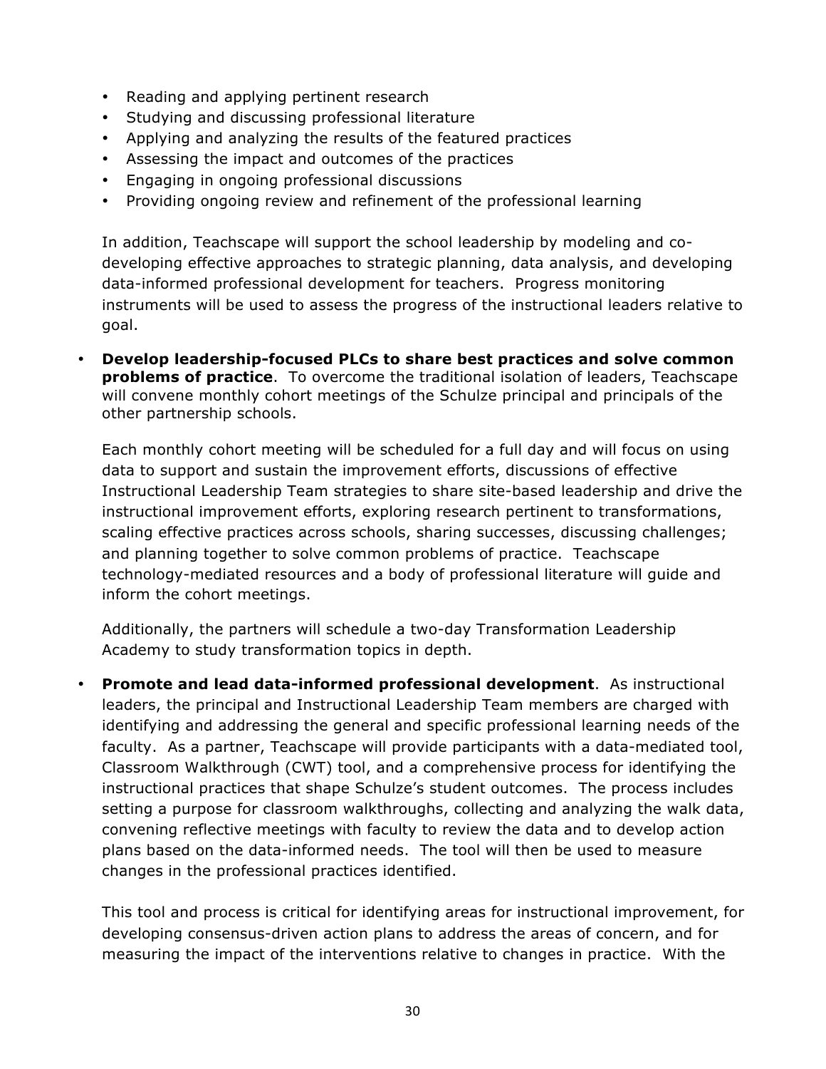- Reading and applying pertinent research
- Studying and discussing professional literature
- Applying and analyzing the results of the featured practices
- Assessing the impact and outcomes of the practices
- Engaging in ongoing professional discussions
- Providing ongoing review and refinement of the professional learning

  In addition, Teachscape will support the school leadership by modeling and co-developing effective approaches to strategic planning, data analysis, and developing data-informed professional development for teachers. Progress monitoring instruments will be used to assess the progress of the instructional leaders relative to goal.

- **Develop leadership-focused PLCs to share best practices and solve common problems of practice**. To overcome the traditional isolation of leaders, Teachscape will convene monthly cohort meetings of the Schulze principal and principals of the other partnership schools.

  Each monthly cohort meeting will be scheduled for a full day and will focus on using data to support and sustain the improvement efforts, discussions of effective Instructional Leadership Team strategies to share site-based leadership and drive the instructional improvement efforts, exploring research pertinent to transformations, scaling effective practices across schools, sharing successes, discussing challenges; and planning together to solve common problems of practice. Teachscape technology-mediated resources and a body of professional literature will guide and inform the cohort meetings.

  Additionally, the partners will schedule a two-day Transformation Leadership Academy to study transformation topics in depth.

- **Promote and lead data-informed professional development**. As instructional leaders, the principal and Instructional Leadership Team members are charged with identifying and addressing the general and specific professional learning needs of the faculty. As a partner, Teachscape will provide participants with a data-mediated tool, Classroom Walkthrough (CWT) tool, and a comprehensive process for identifying the instructional practices that shape Schulze's student outcomes. The process includes setting a purpose for classroom walkthroughs, collecting and analyzing the walk data, convening reflective meetings with faculty to review the data and to develop action plans based on the data-informed needs. The tool will then be used to measure changes in the professional practices identified.

  This tool and process is critical for identifying areas for instructional improvement, for developing consensus-driven action plans to address the areas of concern, and for measuring the impact of the interventions relative to changes in practice. With the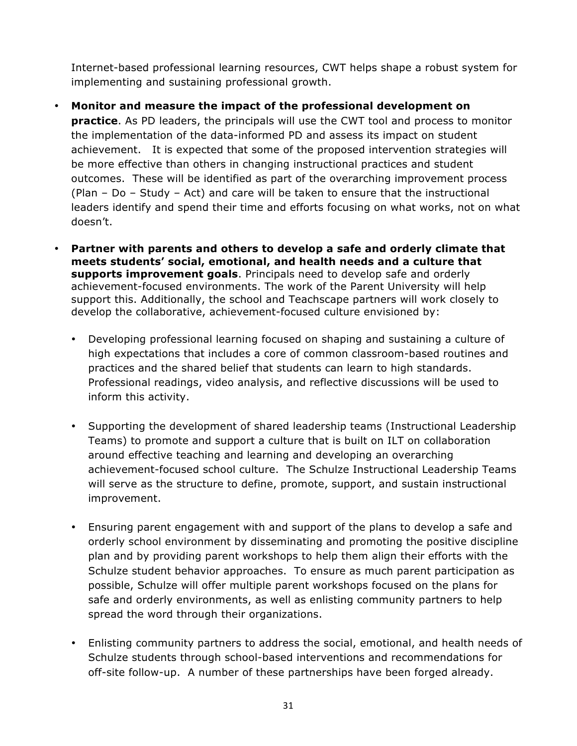Internet-based professional learning resources, CWT helps shape a robust system for implementing and sustaining professional growth.

- **Monitor and measure the impact of the professional development on practice**. As PD leaders, the principals will use the CWT tool and process to monitor the implementation of the data-informed PD and assess its impact on student achievement. It is expected that some of the proposed intervention strategies will be more effective than others in changing instructional practices and student outcomes. These will be identified as part of the overarching improvement process (Plan – Do – Study – Act) and care will be taken to ensure that the instructional leaders identify and spend their time and efforts focusing on what works, not on what doesn't.

- **Partner with parents and others to develop a safe and orderly climate that meets students' social, emotional, and health needs and a culture that supports improvement goals**. Principals need to develop safe and orderly achievement-focused environments. The work of the Parent University will help support this. Additionally, the school and Teachscape partners will work closely to develop the collaborative, achievement-focused culture envisioned by:

  - Developing professional learning focused on shaping and sustaining a culture of high expectations that includes a core of common classroom-based routines and practices and the shared belief that students can learn to high standards. Professional readings, video analysis, and reflective discussions will be used to inform this activity.

  - Supporting the development of shared leadership teams (Instructional Leadership Teams) to promote and support a culture that is built on ILT on collaboration around effective teaching and learning and developing an overarching achievement-focused school culture. The Schulze Instructional Leadership Teams will serve as the structure to define, promote, support, and sustain instructional improvement.

  - Ensuring parent engagement with and support of the plans to develop a safe and orderly school environment by disseminating and promoting the positive discipline plan and by providing parent workshops to help them align their efforts with the Schulze student behavior approaches. To ensure as much parent participation as possible, Schulze will offer multiple parent workshops focused on the plans for safe and orderly environments, as well as enlisting community partners to help spread the word through their organizations.

  - Enlisting community partners to address the social, emotional, and health needs of Schulze students through school-based interventions and recommendations for off-site follow-up. A number of these partnerships have been forged already.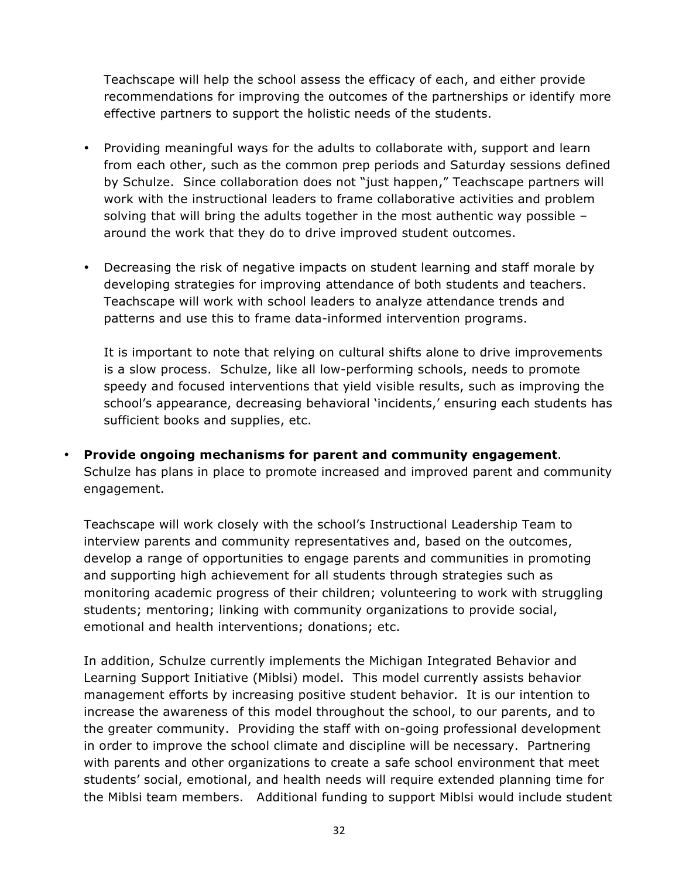Teachscape will help the school assess the efficacy of each, and either provide recommendations for improving the outcomes of the partnerships or identify more effective partners to support the holistic needs of the students.

- Providing meaningful ways for the adults to collaborate with, support and learn from each other, such as the common prep periods and Saturday sessions defined by Schulze. Since collaboration does not "just happen," Teachscape partners will work with the instructional leaders to frame collaborative activities and problem solving that will bring the adults together in the most authentic way possible – around the work that they do to drive improved student outcomes.

- Decreasing the risk of negative impacts on student learning and staff morale by developing strategies for improving attendance of both students and teachers. Teachscape will work with school leaders to analyze attendance trends and patterns and use this to frame data-informed intervention programs.

  It is important to note that relying on cultural shifts alone to drive improvements is a slow process. Schulze, like all low-performing schools, needs to promote speedy and focused interventions that yield visible results, such as improving the school's appearance, decreasing behavioral 'incidents,' ensuring each students has sufficient books and supplies, etc.

- **Provide ongoing mechanisms for parent and community engagement**. Schulze has plans in place to promote increased and improved parent and community engagement.

  Teachscape will work closely with the school's Instructional Leadership Team to interview parents and community representatives and, based on the outcomes, develop a range of opportunities to engage parents and communities in promoting and supporting high achievement for all students through strategies such as monitoring academic progress of their children; volunteering to work with struggling students; mentoring; linking with community organizations to provide social, emotional and health interventions; donations; etc.

  In addition, Schulze currently implements the Michigan Integrated Behavior and Learning Support Initiative (Miblsi) model. This model currently assists behavior management efforts by increasing positive student behavior. It is our intention to increase the awareness of this model throughout the school, to our parents, and to the greater community. Providing the staff with on-going professional development in order to improve the school climate and discipline will be necessary. Partnering with parents and other organizations to create a safe school environment that meet students' social, emotional, and health needs will require extended planning time for the Miblsi team members. Additional funding to support Miblsi would include student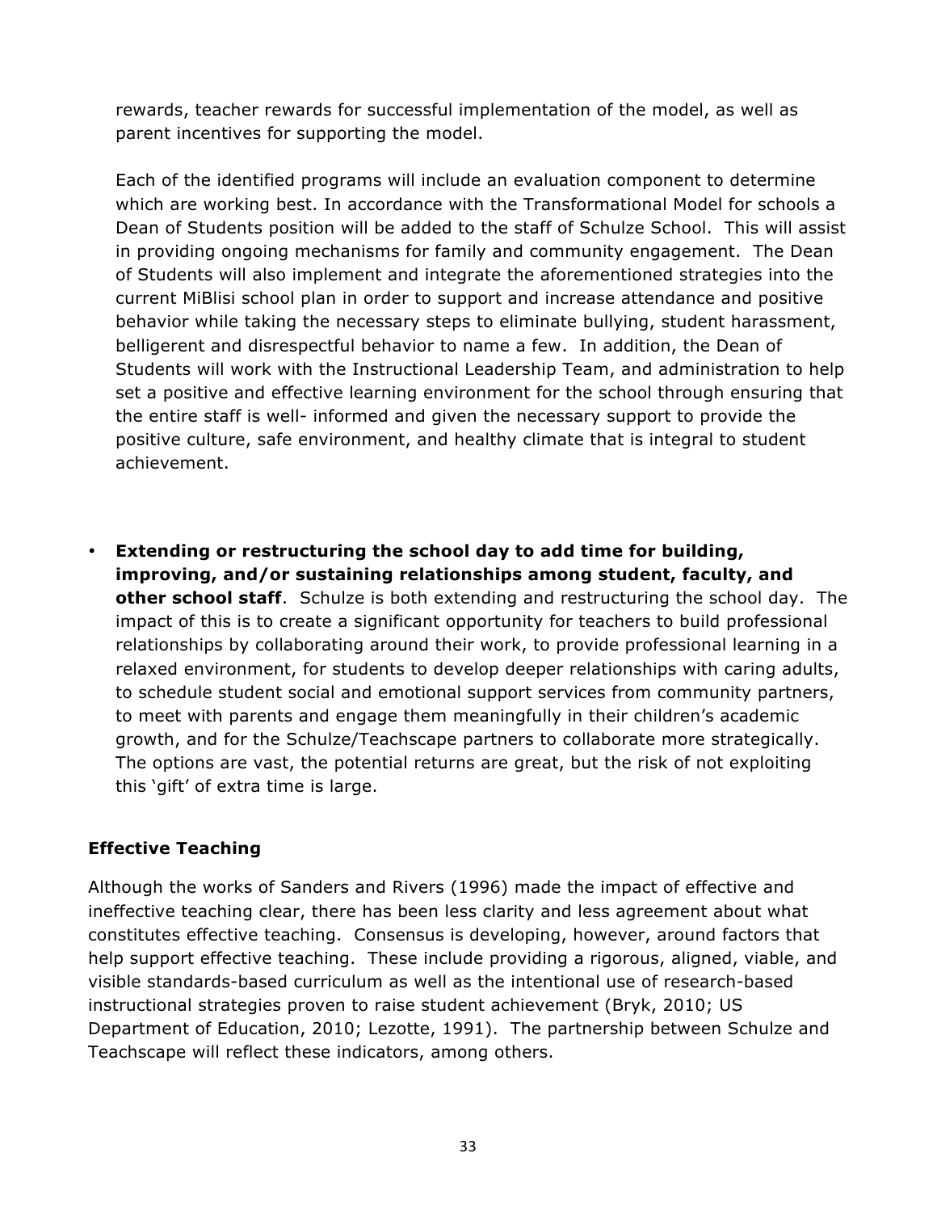rewards, teacher rewards for successful implementation of the model, as well as parent incentives for supporting the model.

Each of the identified programs will include an evaluation component to determine which are working best. In accordance with the Transformational Model for schools a Dean of Students position will be added to the staff of Schulze School. This will assist in providing ongoing mechanisms for family and community engagement. The Dean of Students will also implement and integrate the aforementioned strategies into the current MiBlisi school plan in order to support and increase attendance and positive behavior while taking the necessary steps to eliminate bullying, student harassment, belligerent and disrespectful behavior to name a few. In addition, the Dean of Students will work with the Instructional Leadership Team, and administration to help set a positive and effective learning environment for the school through ensuring that the entire staff is well- informed and given the necessary support to provide the positive culture, safe environment, and healthy climate that is integral to student achievement.

- **Extending or restructuring the school day to add time for building, improving, and/or sustaining relationships among student, faculty, and other school staff**. Schulze is both extending and restructuring the school day. The impact of this is to create a significant opportunity for teachers to build professional relationships by collaborating around their work, to provide professional learning in a relaxed environment, for students to develop deeper relationships with caring adults, to schedule student social and emotional support services from community partners, to meet with parents and engage them meaningfully in their children's academic growth, and for the Schulze/Teachscape partners to collaborate more strategically. The options are vast, the potential returns are great, but the risk of not exploiting this 'gift' of extra time is large.

## Effective Teaching

Although the works of Sanders and Rivers (1996) made the impact of effective and ineffective teaching clear, there has been less clarity and less agreement about what constitutes effective teaching. Consensus is developing, however, around factors that help support effective teaching. These include providing a rigorous, aligned, viable, and visible standards-based curriculum as well as the intentional use of research-based instructional strategies proven to raise student achievement (Bryk, 2010; US Department of Education, 2010; Lezotte, 1991). The partnership between Schulze and Teachscape will reflect these indicators, among others.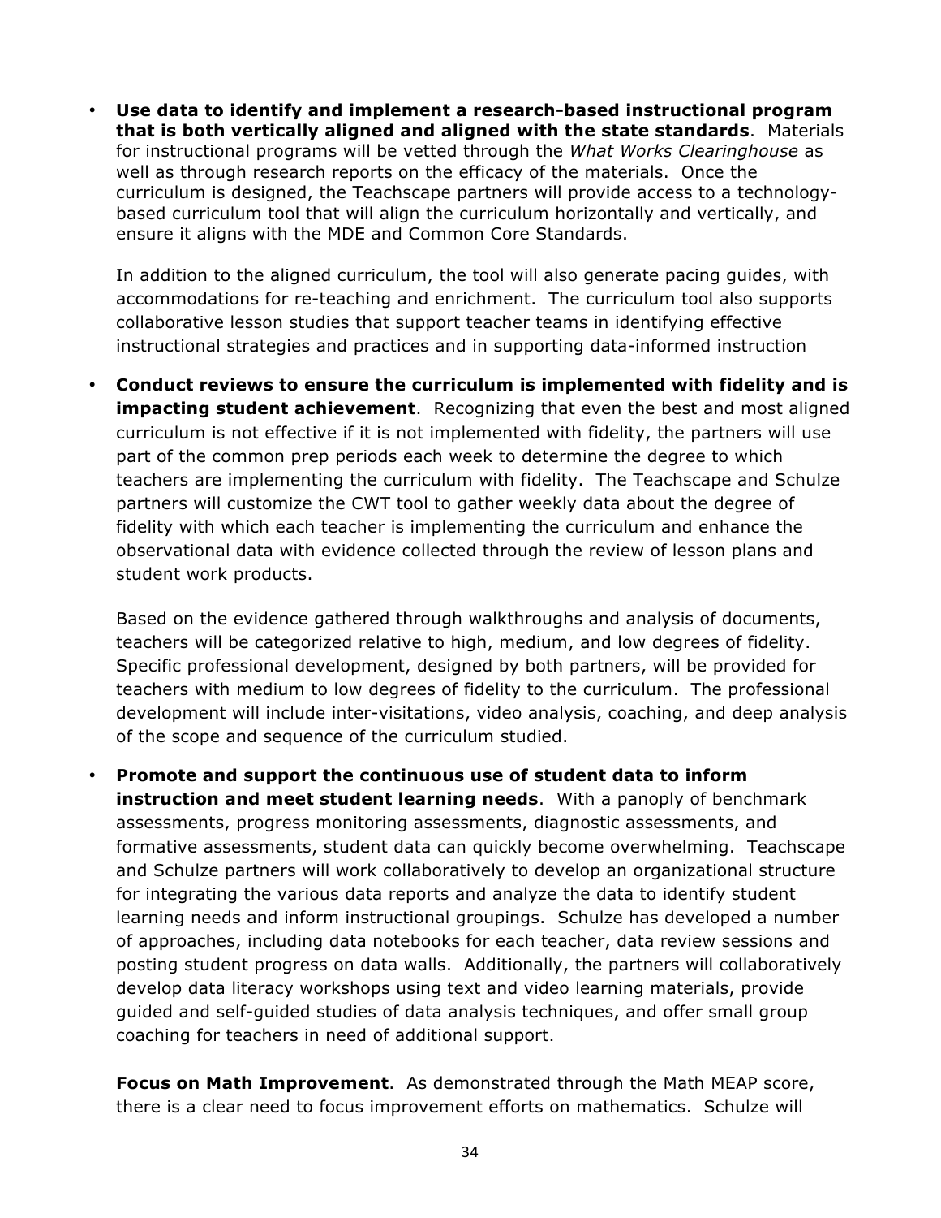- **Use data to identify and implement a research-based instructional program that is both vertically aligned and aligned with the state standards**. Materials for instructional programs will be vetted through the *What Works Clearinghouse* as well as through research reports on the efficacy of the materials. Once the curriculum is designed, the Teachscape partners will provide access to a technology-based curriculum tool that will align the curriculum horizontally and vertically, and ensure it aligns with the MDE and Common Core Standards.

  In addition to the aligned curriculum, the tool will also generate pacing guides, with accommodations for re-teaching and enrichment. The curriculum tool also supports collaborative lesson studies that support teacher teams in identifying effective instructional strategies and practices and in supporting data-informed instruction

- **Conduct reviews to ensure the curriculum is implemented with fidelity and is impacting student achievement**. Recognizing that even the best and most aligned curriculum is not effective if it is not implemented with fidelity, the partners will use part of the common prep periods each week to determine the degree to which teachers are implementing the curriculum with fidelity. The Teachscape and Schulze partners will customize the CWT tool to gather weekly data about the degree of fidelity with which each teacher is implementing the curriculum and enhance the observational data with evidence collected through the review of lesson plans and student work products.

  Based on the evidence gathered through walkthroughs and analysis of documents, teachers will be categorized relative to high, medium, and low degrees of fidelity. Specific professional development, designed by both partners, will be provided for teachers with medium to low degrees of fidelity to the curriculum. The professional development will include inter-visitations, video analysis, coaching, and deep analysis of the scope and sequence of the curriculum studied.

- **Promote and support the continuous use of student data to inform instruction and meet student learning needs**. With a panoply of benchmark assessments, progress monitoring assessments, diagnostic assessments, and formative assessments, student data can quickly become overwhelming. Teachscape and Schulze partners will work collaboratively to develop an organizational structure for integrating the various data reports and analyze the data to identify student learning needs and inform instructional groupings. Schulze has developed a number of approaches, including data notebooks for each teacher, data review sessions and posting student progress on data walls. Additionally, the partners will collaboratively develop data literacy workshops using text and video learning materials, provide guided and self-guided studies of data analysis techniques, and offer small group coaching for teachers in need of additional support.

  **Focus on Math Improvement**. As demonstrated through the Math MEAP score, there is a clear need to focus improvement efforts on mathematics. Schulze will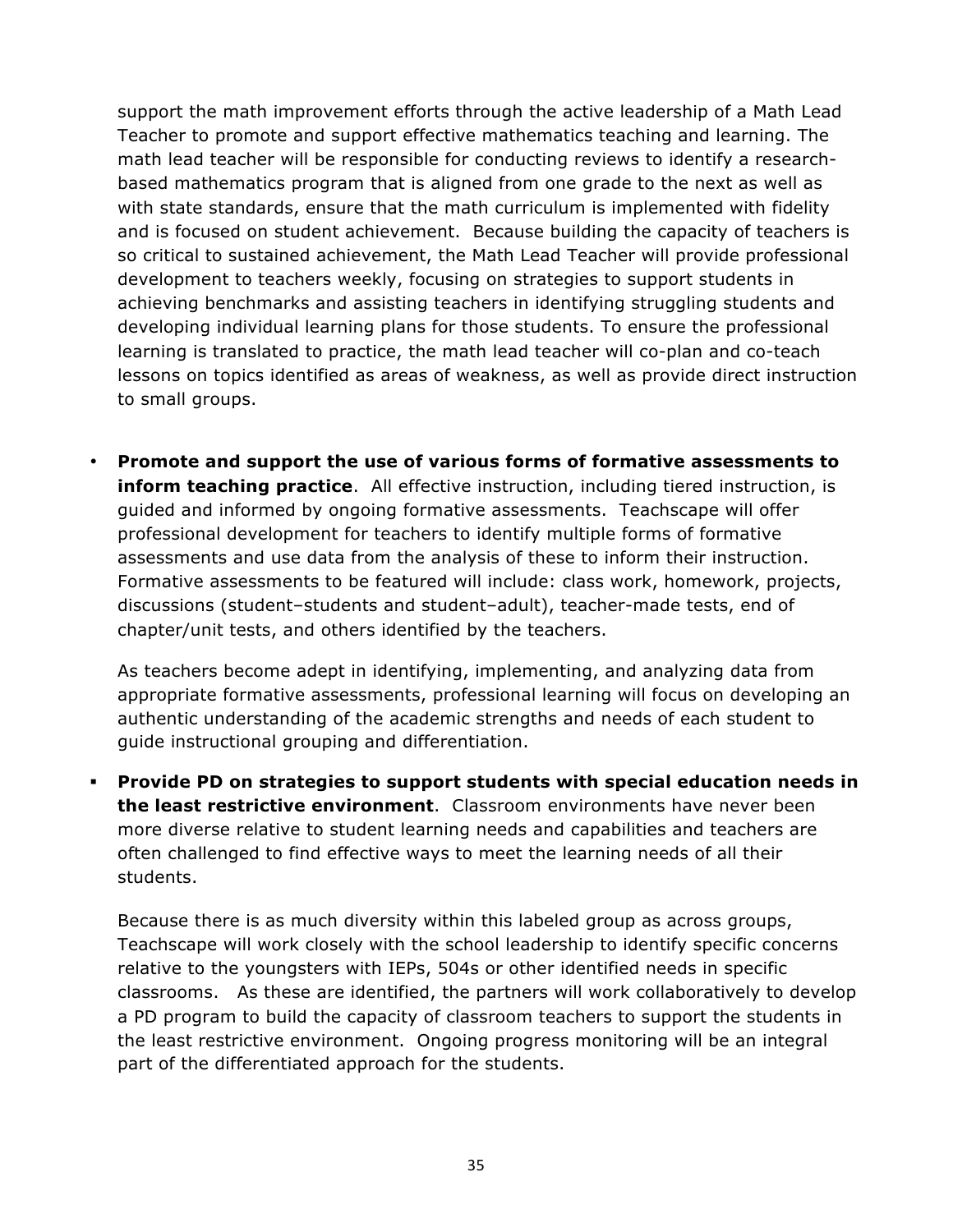support the math improvement efforts through the active leadership of a Math Lead Teacher to promote and support effective mathematics teaching and learning. The math lead teacher will be responsible for conducting reviews to identify a research-based mathematics program that is aligned from one grade to the next as well as with state standards, ensure that the math curriculum is implemented with fidelity and is focused on student achievement. Because building the capacity of teachers is so critical to sustained achievement, the Math Lead Teacher will provide professional development to teachers weekly, focusing on strategies to support students in achieving benchmarks and assisting teachers in identifying struggling students and developing individual learning plans for those students. To ensure the professional learning is translated to practice, the math lead teacher will co-plan and co-teach lessons on topics identified as areas of weakness, as well as provide direct instruction to small groups.

- **Promote and support the use of various forms of formative assessments to inform teaching practice**. All effective instruction, including tiered instruction, is guided and informed by ongoing formative assessments. Teachscape will offer professional development for teachers to identify multiple forms of formative assessments and use data from the analysis of these to inform their instruction. Formative assessments to be featured will include: class work, homework, projects, discussions (student–students and student–adult), teacher-made tests, end of chapter/unit tests, and others identified by the teachers.

  As teachers become adept in identifying, implementing, and analyzing data from appropriate formative assessments, professional learning will focus on developing an authentic understanding of the academic strengths and needs of each student to guide instructional grouping and differentiation.

- **Provide PD on strategies to support students with special education needs in the least restrictive environment**. Classroom environments have never been more diverse relative to student learning needs and capabilities and teachers are often challenged to find effective ways to meet the learning needs of all their students.

  Because there is as much diversity within this labeled group as across groups, Teachscape will work closely with the school leadership to identify specific concerns relative to the youngsters with IEPs, 504s or other identified needs in specific classrooms. As these are identified, the partners will work collaboratively to develop a PD program to build the capacity of classroom teachers to support the students in the least restrictive environment. Ongoing progress monitoring will be an integral part of the differentiated approach for the students.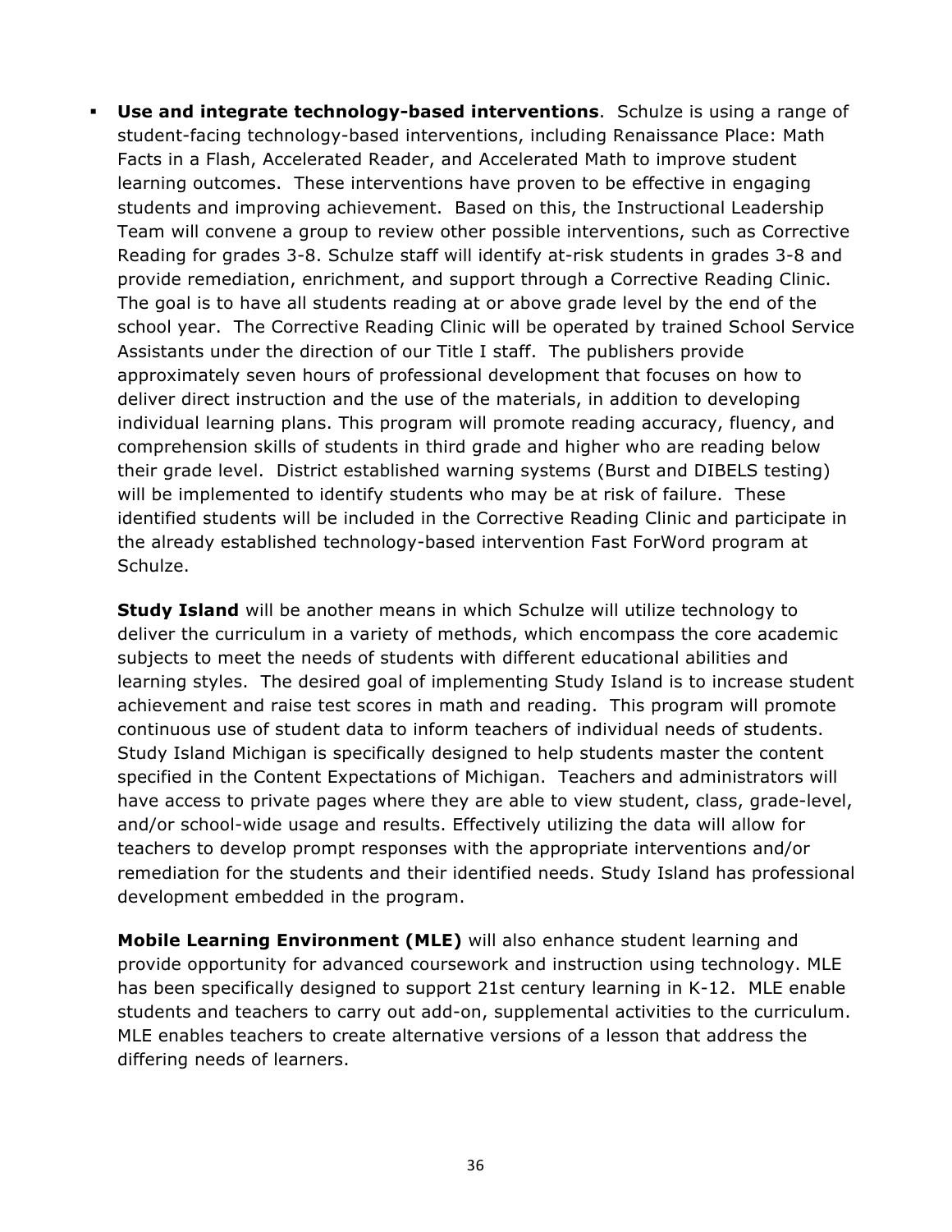- **Use and integrate technology-based interventions**. Schulze is using a range of student-facing technology-based interventions, including Renaissance Place: Math Facts in a Flash, Accelerated Reader, and Accelerated Math to improve student learning outcomes. These interventions have proven to be effective in engaging students and improving achievement. Based on this, the Instructional Leadership Team will convene a group to review other possible interventions, such as Corrective Reading for grades 3-8. Schulze staff will identify at-risk students in grades 3-8 and provide remediation, enrichment, and support through a Corrective Reading Clinic. The goal is to have all students reading at or above grade level by the end of the school year. The Corrective Reading Clinic will be operated by trained School Service Assistants under the direction of our Title I staff. The publishers provide approximately seven hours of professional development that focuses on how to deliver direct instruction and the use of the materials, in addition to developing individual learning plans. This program will promote reading accuracy, fluency, and comprehension skills of students in third grade and higher who are reading below their grade level. District established warning systems (Burst and DIBELS testing) will be implemented to identify students who may be at risk of failure. These identified students will be included in the Corrective Reading Clinic and participate in the already established technology-based intervention Fast ForWord program at Schulze.

  **Study Island** will be another means in which Schulze will utilize technology to deliver the curriculum in a variety of methods, which encompass the core academic subjects to meet the needs of students with different educational abilities and learning styles. The desired goal of implementing Study Island is to increase student achievement and raise test scores in math and reading. This program will promote continuous use of student data to inform teachers of individual needs of students. Study Island Michigan is specifically designed to help students master the content specified in the Content Expectations of Michigan. Teachers and administrators will have access to private pages where they are able to view student, class, grade-level, and/or school-wide usage and results. Effectively utilizing the data will allow for teachers to develop prompt responses with the appropriate interventions and/or remediation for the students and their identified needs. Study Island has professional development embedded in the program.

  **Mobile Learning Environment (MLE)** will also enhance student learning and provide opportunity for advanced coursework and instruction using technology. MLE has been specifically designed to support 21st century learning in K-12. MLE enable students and teachers to carry out add-on, supplemental activities to the curriculum. MLE enables teachers to create alternative versions of a lesson that address the differing needs of learners.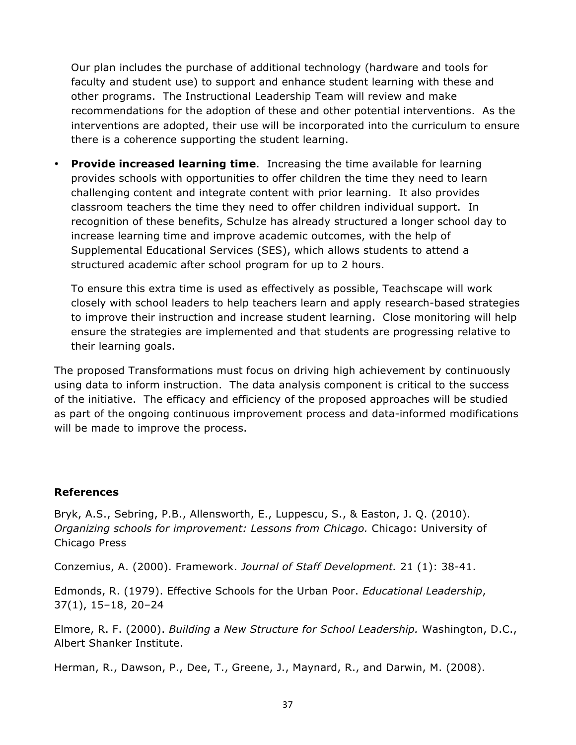Our plan includes the purchase of additional technology (hardware and tools for faculty and student use) to support and enhance student learning with these and other programs. The Instructional Leadership Team will review and make recommendations for the adoption of these and other potential interventions. As the interventions are adopted, their use will be incorporated into the curriculum to ensure there is a coherence supporting the student learning.

- **Provide increased learning time**. Increasing the time available for learning provides schools with opportunities to offer children the time they need to learn challenging content and integrate content with prior learning. It also provides classroom teachers the time they need to offer children individual support. In recognition of these benefits, Schulze has already structured a longer school day to increase learning time and improve academic outcomes, with the help of Supplemental Educational Services (SES), which allows students to attend a structured academic after school program for up to 2 hours.

  To ensure this extra time is used as effectively as possible, Teachscape will work closely with school leaders to help teachers learn and apply research-based strategies to improve their instruction and increase student learning. Close monitoring will help ensure the strategies are implemented and that students are progressing relative to their learning goals.

The proposed Transformations must focus on driving high achievement by continuously using data to inform instruction. The data analysis component is critical to the success of the initiative. The efficacy and efficiency of the proposed approaches will be studied as part of the ongoing continuous improvement process and data-informed modifications will be made to improve the process.

**References**

Bryk, A.S., Sebring, P.B., Allensworth, E., Luppescu, S., & Easton, J. Q. (2010). *Organizing schools for improvement: Lessons from Chicago.* Chicago: University of Chicago Press

Conzemius, A. (2000). Framework. *Journal of Staff Development.* 21 (1): 38-41.

Edmonds, R. (1979). Effective Schools for the Urban Poor. *Educational Leadership*, 37(1), 15–18, 20–24

Elmore, R. F. (2000). *Building a New Structure for School Leadership.* Washington, D.C., Albert Shanker Institute.

Herman, R., Dawson, P., Dee, T., Greene, J., Maynard, R., and Darwin, M. (2008).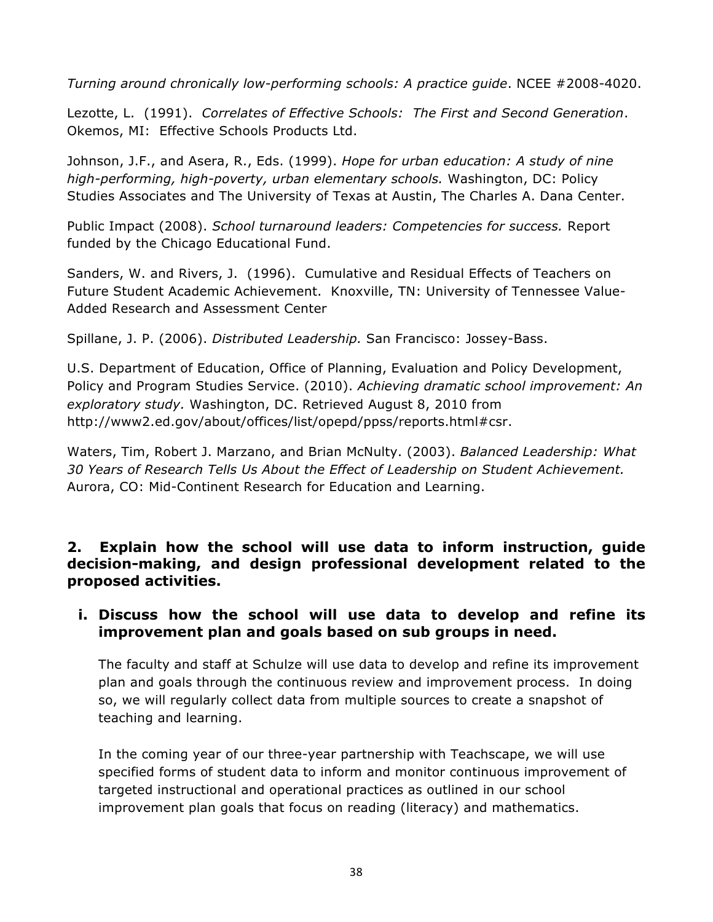*Turning around chronically low-performing schools: A practice guide*. NCEE #2008-4020.

Lezotte, L. (1991). *Correlates of Effective Schools: The First and Second Generation*. Okemos, MI: Effective Schools Products Ltd.

Johnson, J.F., and Asera, R., Eds. (1999). *Hope for urban education: A study of nine high-performing, high-poverty, urban elementary schools.* Washington, DC: Policy Studies Associates and The University of Texas at Austin, The Charles A. Dana Center.

Public Impact (2008). *School turnaround leaders: Competencies for success.* Report funded by the Chicago Educational Fund.

Sanders, W. and Rivers, J. (1996). Cumulative and Residual Effects of Teachers on Future Student Academic Achievement. Knoxville, TN: University of Tennessee Value-Added Research and Assessment Center

Spillane, J. P. (2006). *Distributed Leadership.* San Francisco: Jossey-Bass.

U.S. Department of Education, Office of Planning, Evaluation and Policy Development, Policy and Program Studies Service. (2010). *Achieving dramatic school improvement: An exploratory study.* Washington, DC. Retrieved August 8, 2010 from http://www2.ed.gov/about/offices/list/opepd/ppss/reports.html#csr.

Waters, Tim, Robert J. Marzano, and Brian McNulty. (2003). *Balanced Leadership: What 30 Years of Research Tells Us About the Effect of Leadership on Student Achievement.* Aurora, CO: Mid-Continent Research for Education and Learning.

## 2. Explain how the school will use data to inform instruction, guide decision-making, and design professional development related to the proposed activities.

### i. Discuss how the school will use data to develop and refine its improvement plan and goals based on sub groups in need.

The faculty and staff at Schulze will use data to develop and refine its improvement plan and goals through the continuous review and improvement process. In doing so, we will regularly collect data from multiple sources to create a snapshot of teaching and learning.

In the coming year of our three-year partnership with Teachscape, we will use specified forms of student data to inform and monitor continuous improvement of targeted instructional and operational practices as outlined in our school improvement plan goals that focus on reading (literacy) and mathematics.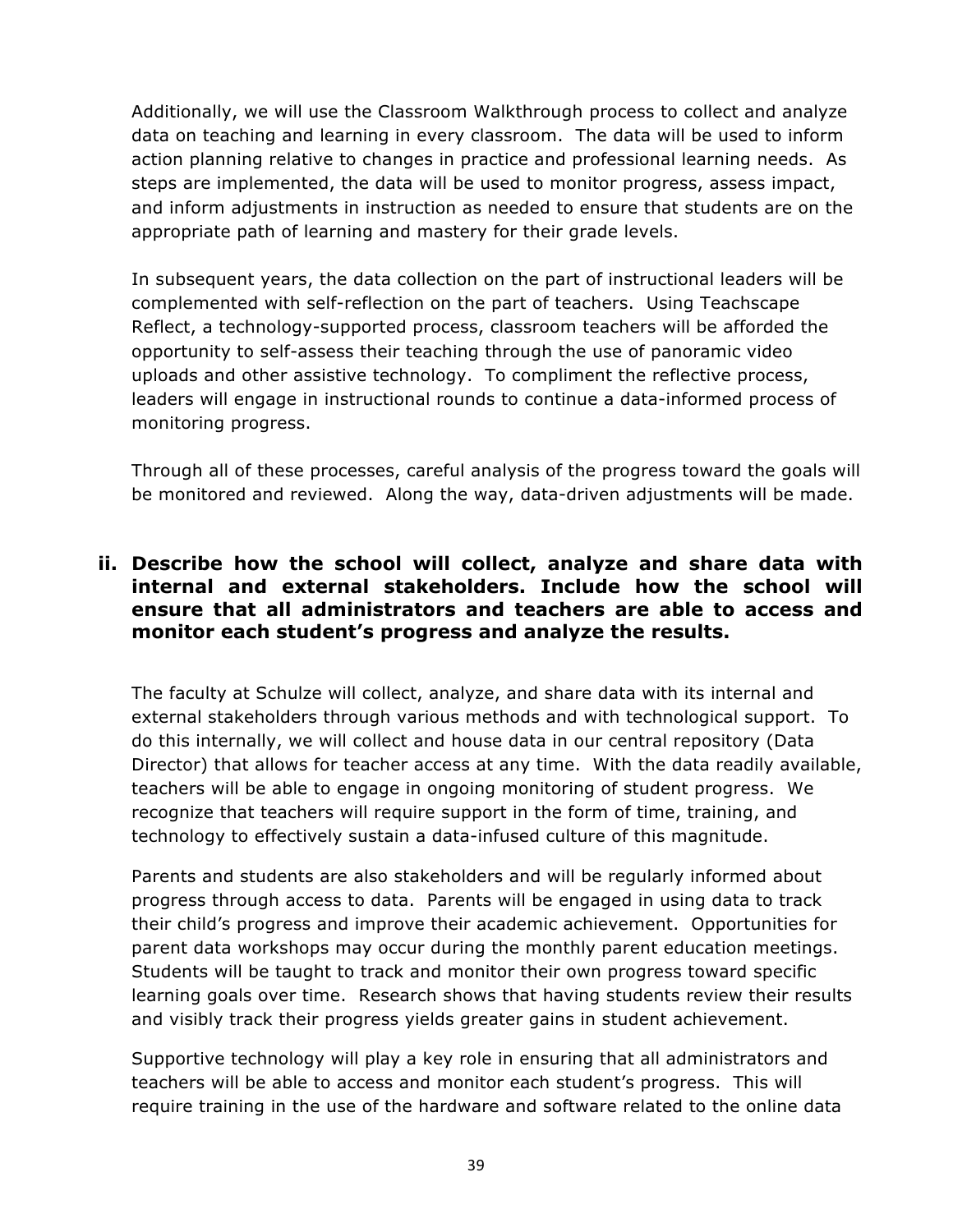Additionally, we will use the Classroom Walkthrough process to collect and analyze data on teaching and learning in every classroom. The data will be used to inform action planning relative to changes in practice and professional learning needs. As steps are implemented, the data will be used to monitor progress, assess impact, and inform adjustments in instruction as needed to ensure that students are on the appropriate path of learning and mastery for their grade levels.

In subsequent years, the data collection on the part of instructional leaders will be complemented with self-reflection on the part of teachers. Using Teachscape Reflect, a technology-supported process, classroom teachers will be afforded the opportunity to self-assess their teaching through the use of panoramic video uploads and other assistive technology. To compliment the reflective process, leaders will engage in instructional rounds to continue a data-informed process of monitoring progress.

Through all of these processes, careful analysis of the progress toward the goals will be monitored and reviewed. Along the way, data-driven adjustments will be made.

### ii. Describe how the school will collect, analyze and share data with internal and external stakeholders. Include how the school will ensure that all administrators and teachers are able to access and monitor each student's progress and analyze the results.

The faculty at Schulze will collect, analyze, and share data with its internal and external stakeholders through various methods and with technological support. To do this internally, we will collect and house data in our central repository (Data Director) that allows for teacher access at any time. With the data readily available, teachers will be able to engage in ongoing monitoring of student progress. We recognize that teachers will require support in the form of time, training, and technology to effectively sustain a data-infused culture of this magnitude.

Parents and students are also stakeholders and will be regularly informed about progress through access to data. Parents will be engaged in using data to track their child's progress and improve their academic achievement. Opportunities for parent data workshops may occur during the monthly parent education meetings. Students will be taught to track and monitor their own progress toward specific learning goals over time. Research shows that having students review their results and visibly track their progress yields greater gains in student achievement.

Supportive technology will play a key role in ensuring that all administrators and teachers will be able to access and monitor each student's progress. This will require training in the use of the hardware and software related to the online data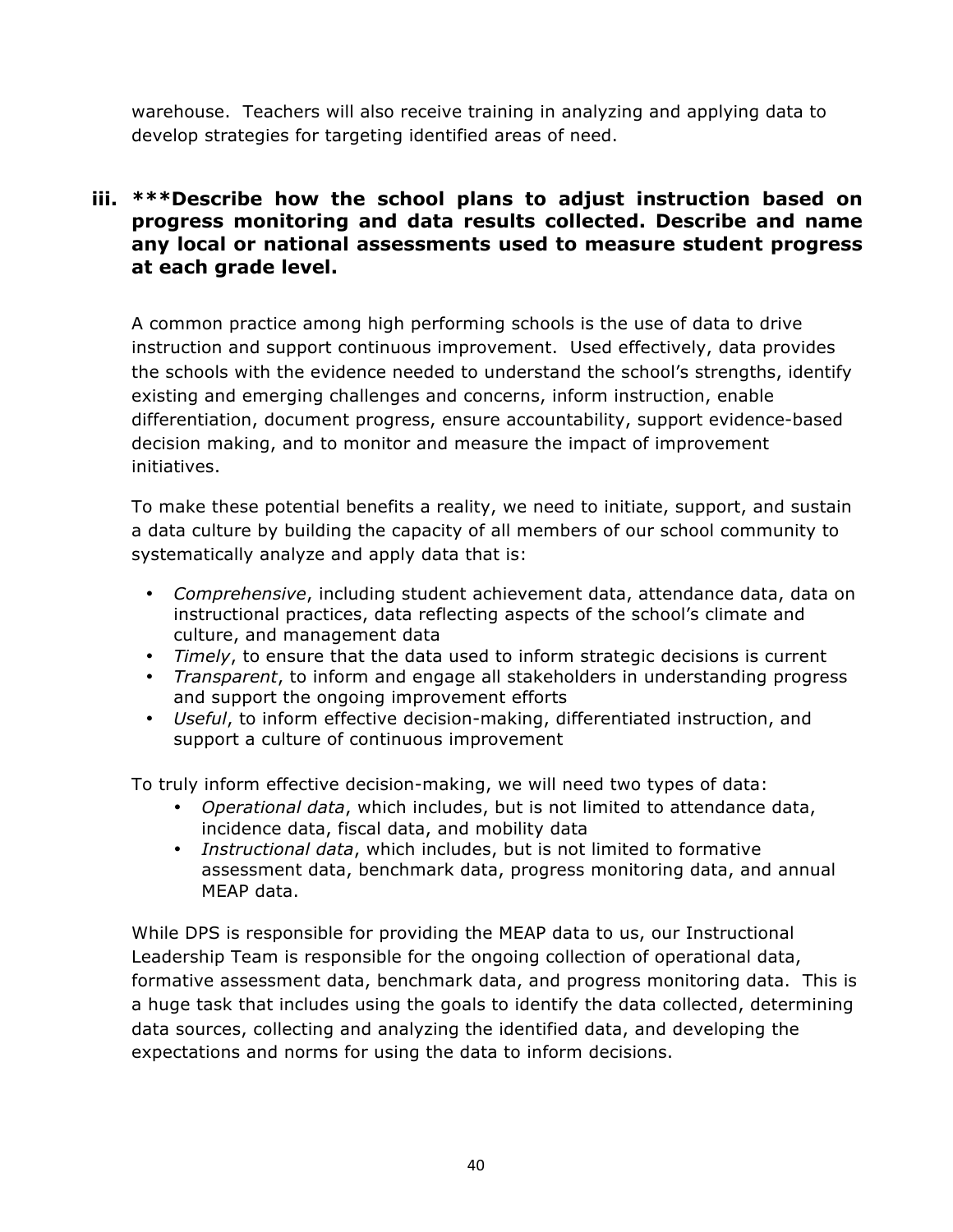warehouse. Teachers will also receive training in analyzing and applying data to develop strategies for targeting identified areas of need.

### iii. ***Describe how the school plans to adjust instruction based on progress monitoring and data results collected. Describe and name any local or national assessments used to measure student progress at each grade level.

A common practice among high performing schools is the use of data to drive instruction and support continuous improvement. Used effectively, data provides the schools with the evidence needed to understand the school's strengths, identify existing and emerging challenges and concerns, inform instruction, enable differentiation, document progress, ensure accountability, support evidence-based decision making, and to monitor and measure the impact of improvement initiatives.

To make these potential benefits a reality, we need to initiate, support, and sustain a data culture by building the capacity of all members of our school community to systematically analyze and apply data that is:

- *Comprehensive*, including student achievement data, attendance data, data on instructional practices, data reflecting aspects of the school's climate and culture, and management data
- *Timely*, to ensure that the data used to inform strategic decisions is current
- *Transparent*, to inform and engage all stakeholders in understanding progress and support the ongoing improvement efforts
- *Useful*, to inform effective decision-making, differentiated instruction, and support a culture of continuous improvement

To truly inform effective decision-making, we will need two types of data:

- *Operational data*, which includes, but is not limited to attendance data, incidence data, fiscal data, and mobility data
- *Instructional data*, which includes, but is not limited to formative assessment data, benchmark data, progress monitoring data, and annual MEAP data.

While DPS is responsible for providing the MEAP data to us, our Instructional Leadership Team is responsible for the ongoing collection of operational data, formative assessment data, benchmark data, and progress monitoring data. This is a huge task that includes using the goals to identify the data collected, determining data sources, collecting and analyzing the identified data, and developing the expectations and norms for using the data to inform decisions.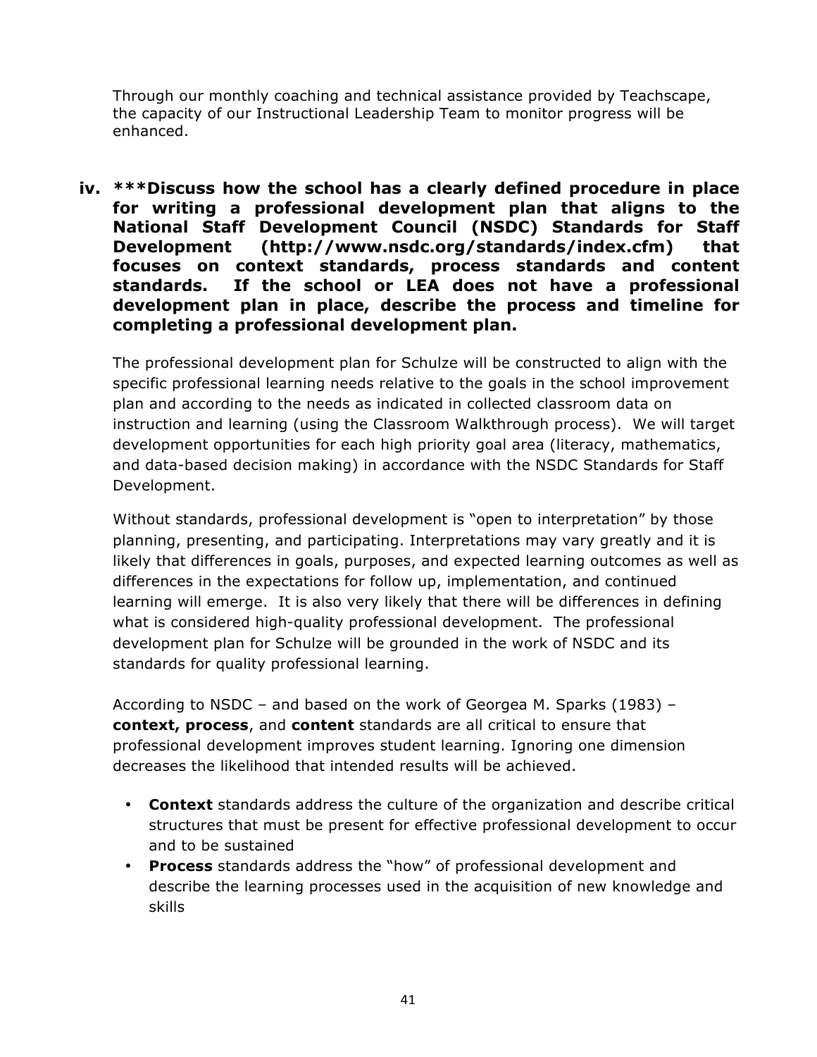Through our monthly coaching and technical assistance provided by Teachscape, the capacity of our Instructional Leadership Team to monitor progress will be enhanced.

**iv. ***Discuss how the school has a clearly defined procedure in place for writing a professional development plan that aligns to the National Staff Development Council (NSDC) Standards for Staff Development (http://www.nsdc.org/standards/index.cfm) that focuses on context standards, process standards and content standards. If the school or LEA does not have a professional development plan in place, describe the process and timeline for completing a professional development plan.**

The professional development plan for Schulze will be constructed to align with the specific professional learning needs relative to the goals in the school improvement plan and according to the needs as indicated in collected classroom data on instruction and learning (using the Classroom Walkthrough process). We will target development opportunities for each high priority goal area (literacy, mathematics, and data-based decision making) in accordance with the NSDC Standards for Staff Development.

Without standards, professional development is "open to interpretation" by those planning, presenting, and participating. Interpretations may vary greatly and it is likely that differences in goals, purposes, and expected learning outcomes as well as differences in the expectations for follow up, implementation, and continued learning will emerge. It is also very likely that there will be differences in defining what is considered high-quality professional development. The professional development plan for Schulze will be grounded in the work of NSDC and its standards for quality professional learning.

According to NSDC – and based on the work of Georgea M. Sparks (1983) – **context, process**, and **content** standards are all critical to ensure that professional development improves student learning. Ignoring one dimension decreases the likelihood that intended results will be achieved.

- **Context** standards address the culture of the organization and describe critical structures that must be present for effective professional development to occur and to be sustained
- **Process** standards address the "how" of professional development and describe the learning processes used in the acquisition of new knowledge and skills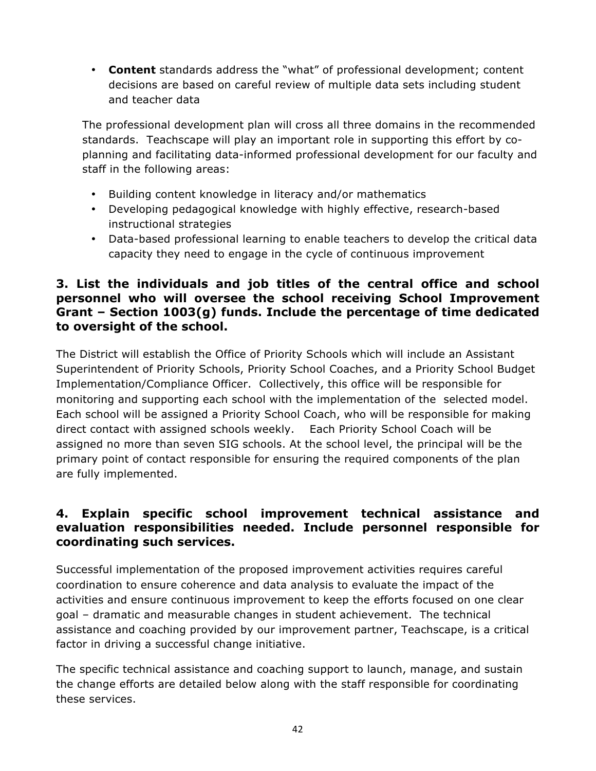- **Content** standards address the "what" of professional development; content decisions are based on careful review of multiple data sets including student and teacher data

The professional development plan will cross all three domains in the recommended standards. Teachscape will play an important role in supporting this effort by co-planning and facilitating data-informed professional development for our faculty and staff in the following areas:

- Building content knowledge in literacy and/or mathematics
- Developing pedagogical knowledge with highly effective, research-based instructional strategies
- Data-based professional learning to enable teachers to develop the critical data capacity they need to engage in the cycle of continuous improvement

### 3. List the individuals and job titles of the central office and school personnel who will oversee the school receiving School Improvement Grant – Section 1003(g) funds. Include the percentage of time dedicated to oversight of the school.

The District will establish the Office of Priority Schools which will include an Assistant Superintendent of Priority Schools, Priority School Coaches, and a Priority School Budget Implementation/Compliance Officer. Collectively, this office will be responsible for monitoring and supporting each school with the implementation of the selected model. Each school will be assigned a Priority School Coach, who will be responsible for making direct contact with assigned schools weekly. Each Priority School Coach will be assigned no more than seven SIG schools. At the school level, the principal will be the primary point of contact responsible for ensuring the required components of the plan are fully implemented.

### 4. Explain specific school improvement technical assistance and evaluation responsibilities needed. Include personnel responsible for coordinating such services.

Successful implementation of the proposed improvement activities requires careful coordination to ensure coherence and data analysis to evaluate the impact of the activities and ensure continuous improvement to keep the efforts focused on one clear goal – dramatic and measurable changes in student achievement. The technical assistance and coaching provided by our improvement partner, Teachscape, is a critical factor in driving a successful change initiative.

The specific technical assistance and coaching support to launch, manage, and sustain the change efforts are detailed below along with the staff responsible for coordinating these services.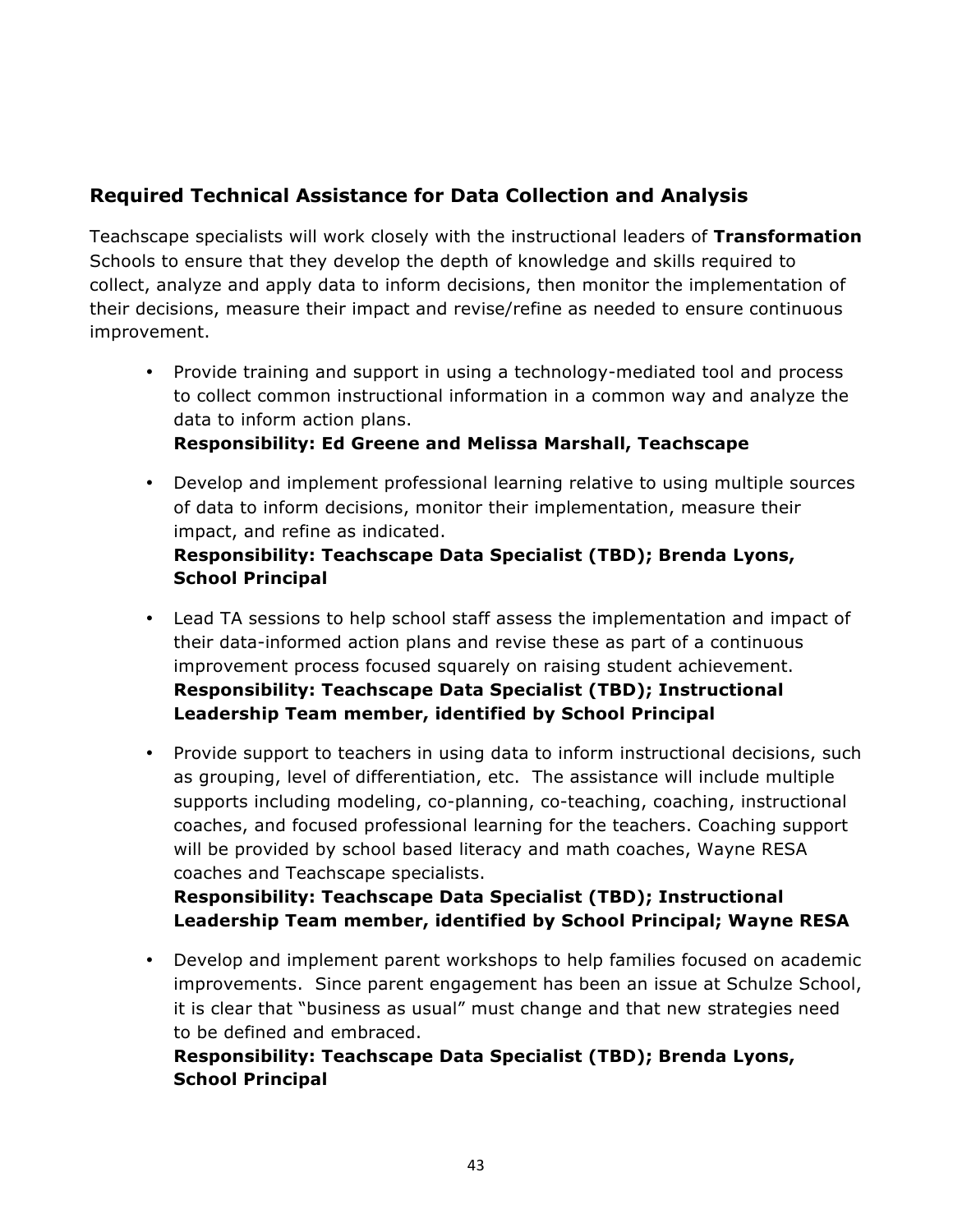## Required Technical Assistance for Data Collection and Analysis

Teachscape specialists will work closely with the instructional leaders of **Transformation** Schools to ensure that they develop the depth of knowledge and skills required to collect, analyze and apply data to inform decisions, then monitor the implementation of their decisions, measure their impact and revise/refine as needed to ensure continuous improvement.

- Provide training and support in using a technology-mediated tool and process to collect common instructional information in a common way and analyze the data to inform action plans.
  **Responsibility: Ed Greene and Melissa Marshall, Teachscape**

- Develop and implement professional learning relative to using multiple sources of data to inform decisions, monitor their implementation, measure their impact, and refine as indicated.
  **Responsibility: Teachscape Data Specialist (TBD); Brenda Lyons, School Principal**

- Lead TA sessions to help school staff assess the implementation and impact of their data-informed action plans and revise these as part of a continuous improvement process focused squarely on raising student achievement.
  **Responsibility: Teachscape Data Specialist (TBD); Instructional Leadership Team member, identified by School Principal**

- Provide support to teachers in using data to inform instructional decisions, such as grouping, level of differentiation, etc. The assistance will include multiple supports including modeling, co-planning, co-teaching, coaching, instructional coaches, and focused professional learning for the teachers. Coaching support will be provided by school based literacy and math coaches, Wayne RESA coaches and Teachscape specialists.
  **Responsibility: Teachscape Data Specialist (TBD); Instructional Leadership Team member, identified by School Principal; Wayne RESA**

- Develop and implement parent workshops to help families focused on academic improvements. Since parent engagement has been an issue at Schulze School, it is clear that "business as usual" must change and that new strategies need to be defined and embraced.
  **Responsibility: Teachscape Data Specialist (TBD); Brenda Lyons, School Principal**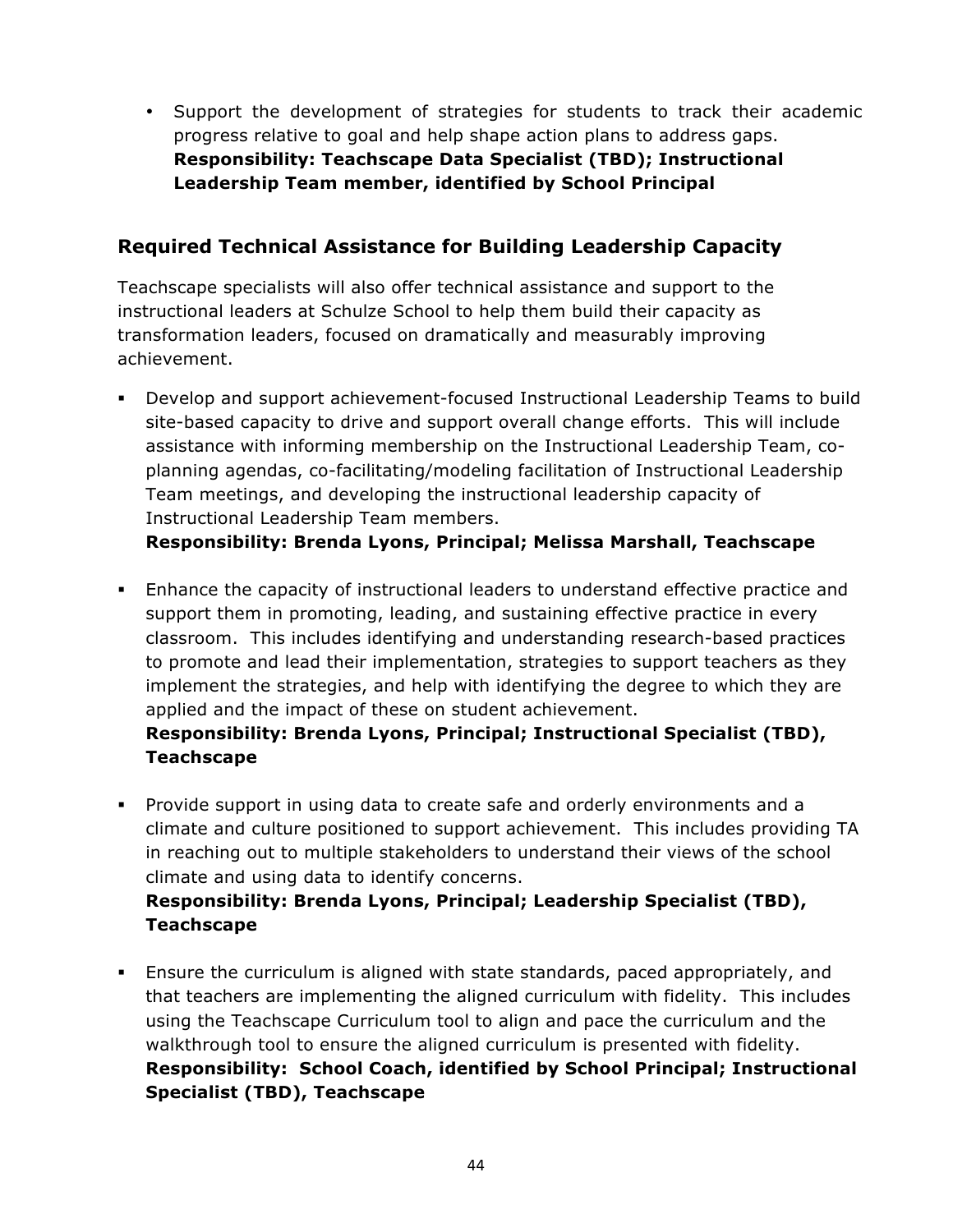- Support the development of strategies for students to track their academic progress relative to goal and help shape action plans to address gaps. **Responsibility: Teachscape Data Specialist (TBD); Instructional Leadership Team member, identified by School Principal**

## Required Technical Assistance for Building Leadership Capacity

Teachscape specialists will also offer technical assistance and support to the instructional leaders at Schulze School to help them build their capacity as transformation leaders, focused on dramatically and measurably improving achievement.

- Develop and support achievement-focused Instructional Leadership Teams to build site-based capacity to drive and support overall change efforts. This will include assistance with informing membership on the Instructional Leadership Team, co-planning agendas, co-facilitating/modeling facilitation of Instructional Leadership Team meetings, and developing the instructional leadership capacity of Instructional Leadership Team members.
  **Responsibility: Brenda Lyons, Principal; Melissa Marshall, Teachscape**

- Enhance the capacity of instructional leaders to understand effective practice and support them in promoting, leading, and sustaining effective practice in every classroom. This includes identifying and understanding research-based practices to promote and lead their implementation, strategies to support teachers as they implement the strategies, and help with identifying the degree to which they are applied and the impact of these on student achievement.
  **Responsibility: Brenda Lyons, Principal; Instructional Specialist (TBD), Teachscape**

- Provide support in using data to create safe and orderly environments and a climate and culture positioned to support achievement. This includes providing TA in reaching out to multiple stakeholders to understand their views of the school climate and using data to identify concerns.
  **Responsibility: Brenda Lyons, Principal; Leadership Specialist (TBD), Teachscape**

- Ensure the curriculum is aligned with state standards, paced appropriately, and that teachers are implementing the aligned curriculum with fidelity. This includes using the Teachscape Curriculum tool to align and pace the curriculum and the walkthrough tool to ensure the aligned curriculum is presented with fidelity.
  **Responsibility: School Coach, identified by School Principal; Instructional Specialist (TBD), Teachscape**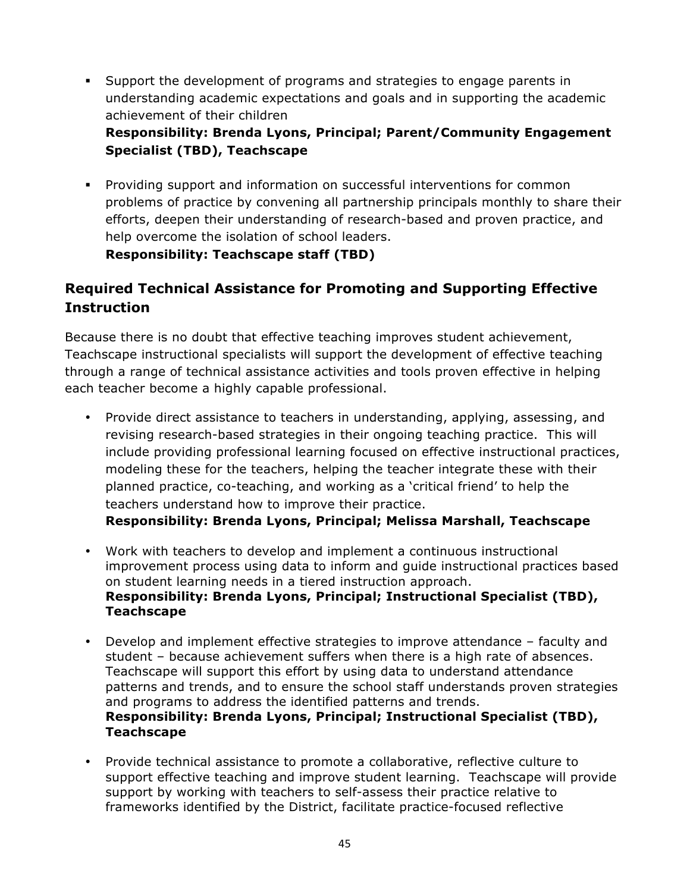- Support the development of programs and strategies to engage parents in understanding academic expectations and goals and in supporting the academic achievement of their children
  **Responsibility: Brenda Lyons, Principal; Parent/Community Engagement Specialist (TBD), Teachscape**

- Providing support and information on successful interventions for common problems of practice by convening all partnership principals monthly to share their efforts, deepen their understanding of research-based and proven practice, and help overcome the isolation of school leaders.
  **Responsibility: Teachscape staff (TBD)**

## Required Technical Assistance for Promoting and Supporting Effective Instruction

Because there is no doubt that effective teaching improves student achievement, Teachscape instructional specialists will support the development of effective teaching through a range of technical assistance activities and tools proven effective in helping each teacher become a highly capable professional.

- Provide direct assistance to teachers in understanding, applying, assessing, and revising research-based strategies in their ongoing teaching practice. This will include providing professional learning focused on effective instructional practices, modeling these for the teachers, helping the teacher integrate these with their planned practice, co-teaching, and working as a 'critical friend' to help the teachers understand how to improve their practice.
  **Responsibility: Brenda Lyons, Principal; Melissa Marshall, Teachscape**

- Work with teachers to develop and implement a continuous instructional improvement process using data to inform and guide instructional practices based on student learning needs in a tiered instruction approach.
  **Responsibility: Brenda Lyons, Principal; Instructional Specialist (TBD), Teachscape**

- Develop and implement effective strategies to improve attendance – faculty and student – because achievement suffers when there is a high rate of absences. Teachscape will support this effort by using data to understand attendance patterns and trends, and to ensure the school staff understands proven strategies and programs to address the identified patterns and trends.
  **Responsibility: Brenda Lyons, Principal; Instructional Specialist (TBD), Teachscape**

- Provide technical assistance to promote a collaborative, reflective culture to support effective teaching and improve student learning. Teachscape will provide support by working with teachers to self-assess their practice relative to frameworks identified by the District, facilitate practice-focused reflective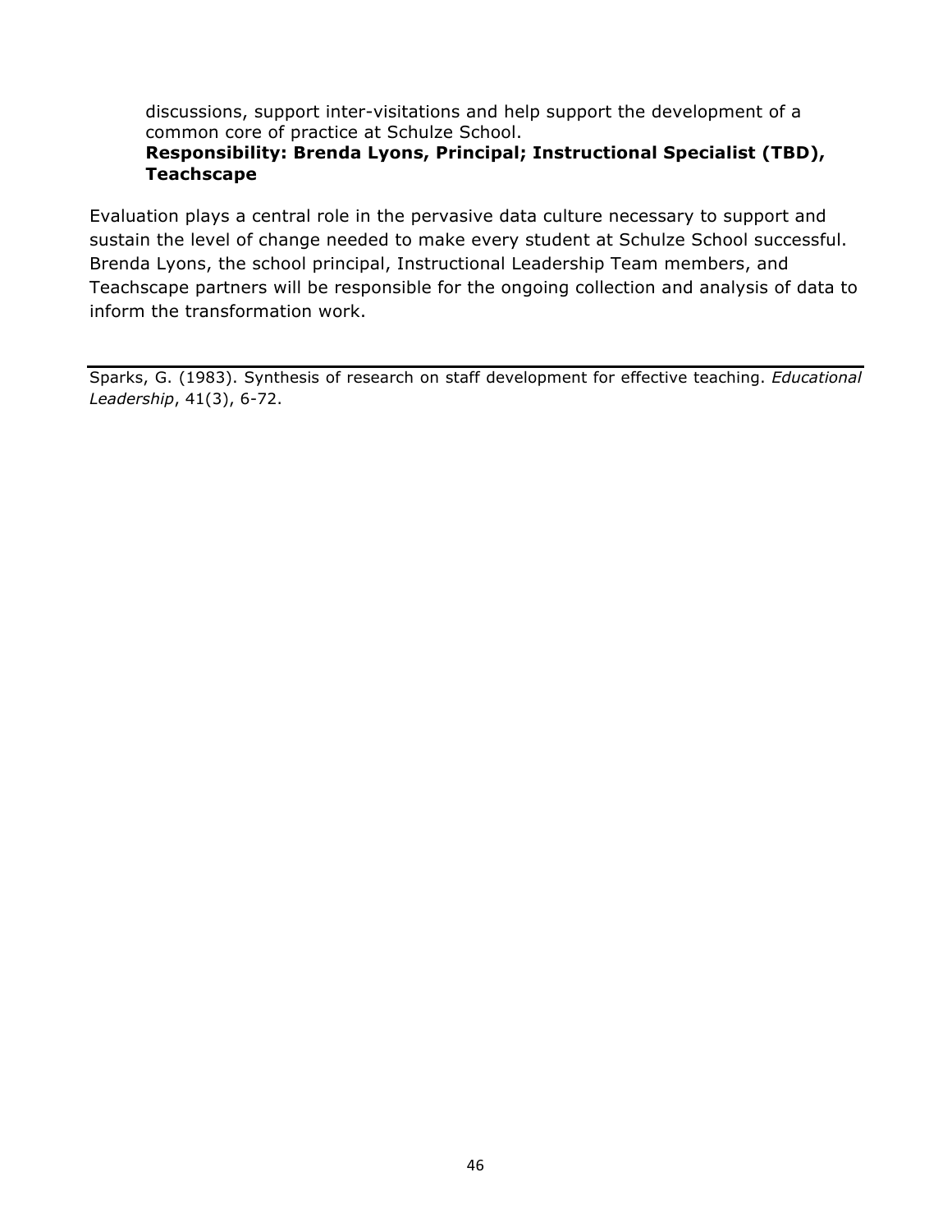discussions, support inter-visitations and help support the development of a common core of practice at Schulze School.
**Responsibility: Brenda Lyons, Principal; Instructional Specialist (TBD), Teachscape**

Evaluation plays a central role in the pervasive data culture necessary to support and sustain the level of change needed to make every student at Schulze School successful. Brenda Lyons, the school principal, Instructional Leadership Team members, and Teachscape partners will be responsible for the ongoing collection and analysis of data to inform the transformation work.

---

Sparks, G. (1983). Synthesis of research on staff development for effective teaching. *Educational Leadership*, 41(3), 6-72.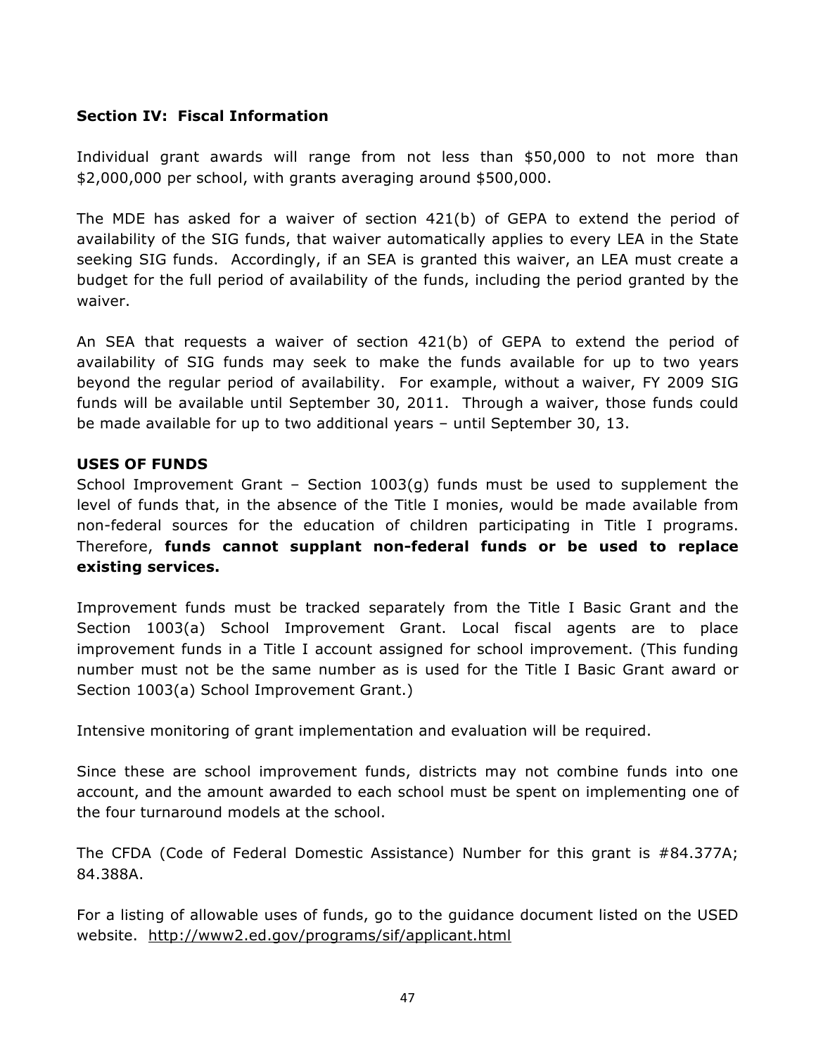**Section IV: Fiscal Information**

Individual grant awards will range from not less than $50,000 to not more than $2,000,000 per school, with grants averaging around $500,000.

The MDE has asked for a waiver of section 421(b) of GEPA to extend the period of availability of the SIG funds, that waiver automatically applies to every LEA in the State seeking SIG funds. Accordingly, if an SEA is granted this waiver, an LEA must create a budget for the full period of availability of the funds, including the period granted by the waiver.

An SEA that requests a waiver of section 421(b) of GEPA to extend the period of availability of SIG funds may seek to make the funds available for up to two years beyond the regular period of availability. For example, without a waiver, FY 2009 SIG funds will be available until September 30, 2011. Through a waiver, those funds could be made available for up to two additional years – until September 30, 13.

**USES OF FUNDS**

School Improvement Grant – Section 1003(g) funds must be used to supplement the level of funds that, in the absence of the Title I monies, would be made available from non-federal sources for the education of children participating in Title I programs. Therefore, **funds cannot supplant non-federal funds or be used to replace existing services.**

Improvement funds must be tracked separately from the Title I Basic Grant and the Section 1003(a) School Improvement Grant. Local fiscal agents are to place improvement funds in a Title I account assigned for school improvement. (This funding number must not be the same number as is used for the Title I Basic Grant award or Section 1003(a) School Improvement Grant.)

Intensive monitoring of grant implementation and evaluation will be required.

Since these are school improvement funds, districts may not combine funds into one account, and the amount awarded to each school must be spent on implementing one of the four turnaround models at the school.

The CFDA (Code of Federal Domestic Assistance) Number for this grant is #84.377A; 84.388A.

For a listing of allowable uses of funds, go to the guidance document listed on the USED website. http://www2.ed.gov/programs/sif/applicant.html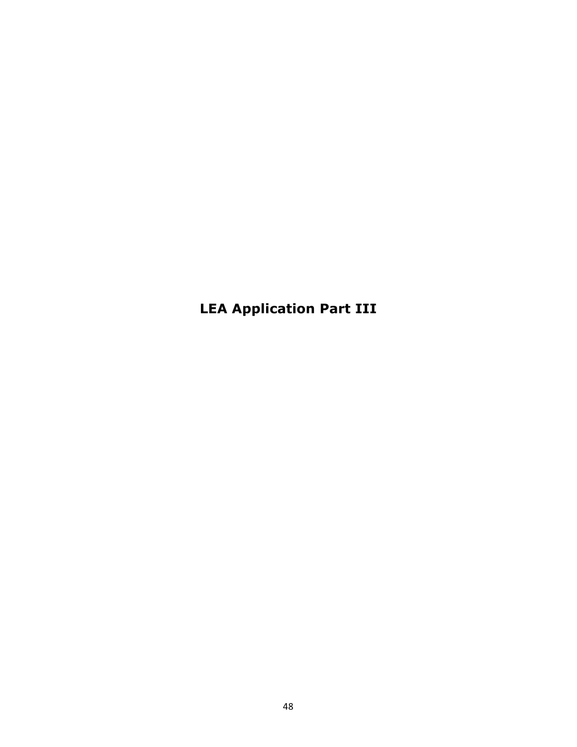# LEA Application Part III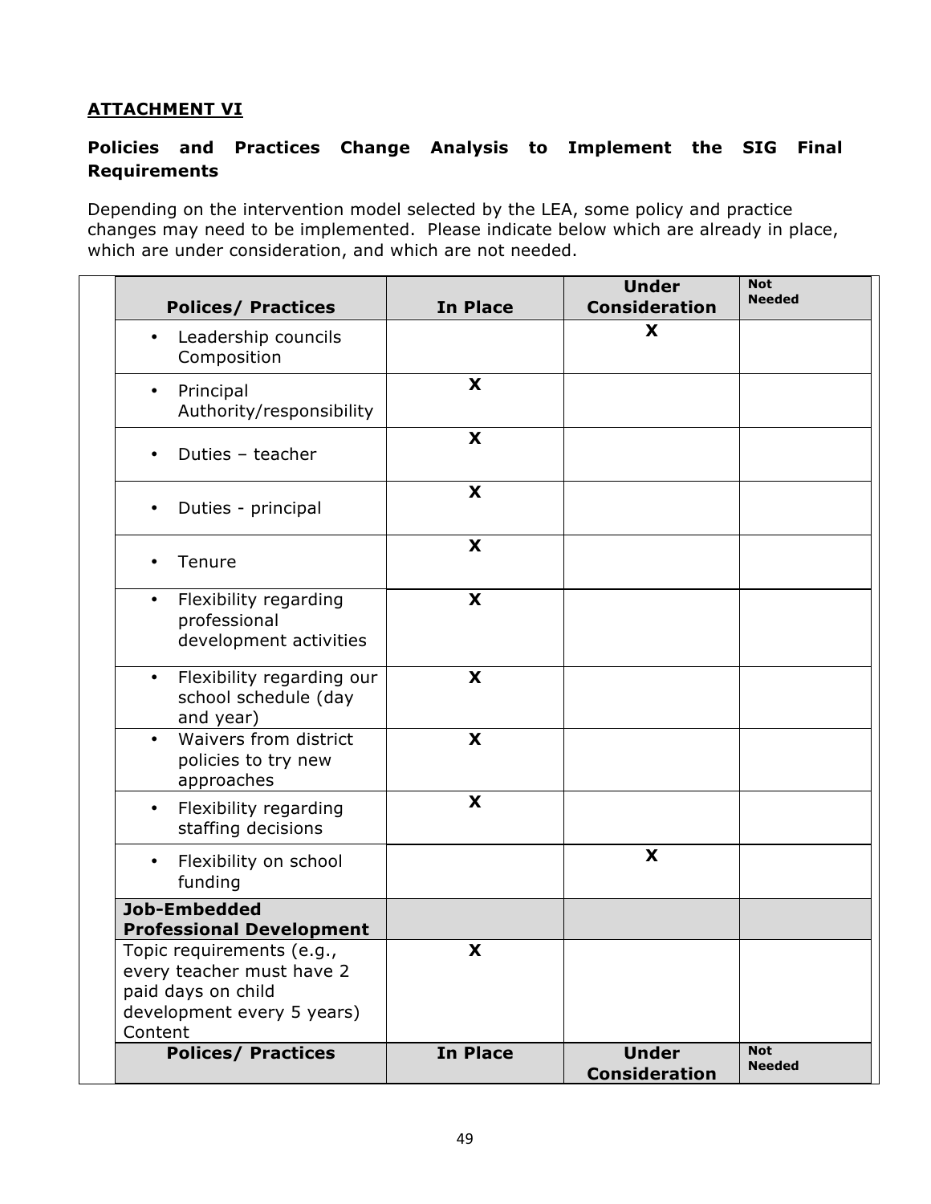**ATTACHMENT VI**

**Policies and Practices Change Analysis to Implement the SIG Final Requirements**

Depending on the intervention model selected by the LEA, some policy and practice changes may need to be implemented. Please indicate below which are already in place, which are under consideration, and which are not needed.

| Polices/ Practices | In Place | Under Consideration | Not Needed |
|---|---|---|---|
| • Leadership councils Composition | | X | |
| • Principal Authority/responsibility | X | | |
| • Duties – teacher | X | | |
| • Duties - principal | X | | |
| • Tenure | X | | |
| • Flexibility regarding professional development activities | X | | |
| • Flexibility regarding our school schedule (day and year) | X | | |
| • Waivers from district policies to try new approaches | X | | |
| • Flexibility regarding staffing decisions | X | | |
| • Flexibility on school funding | | X | |
| **Job-Embedded Professional Development** | | | |
| Topic requirements (e.g., every teacher must have 2 paid days on child development every 5 years) Content | X | | |
| **Polices/ Practices** | **In Place** | **Under Consideration** | **Not Needed** |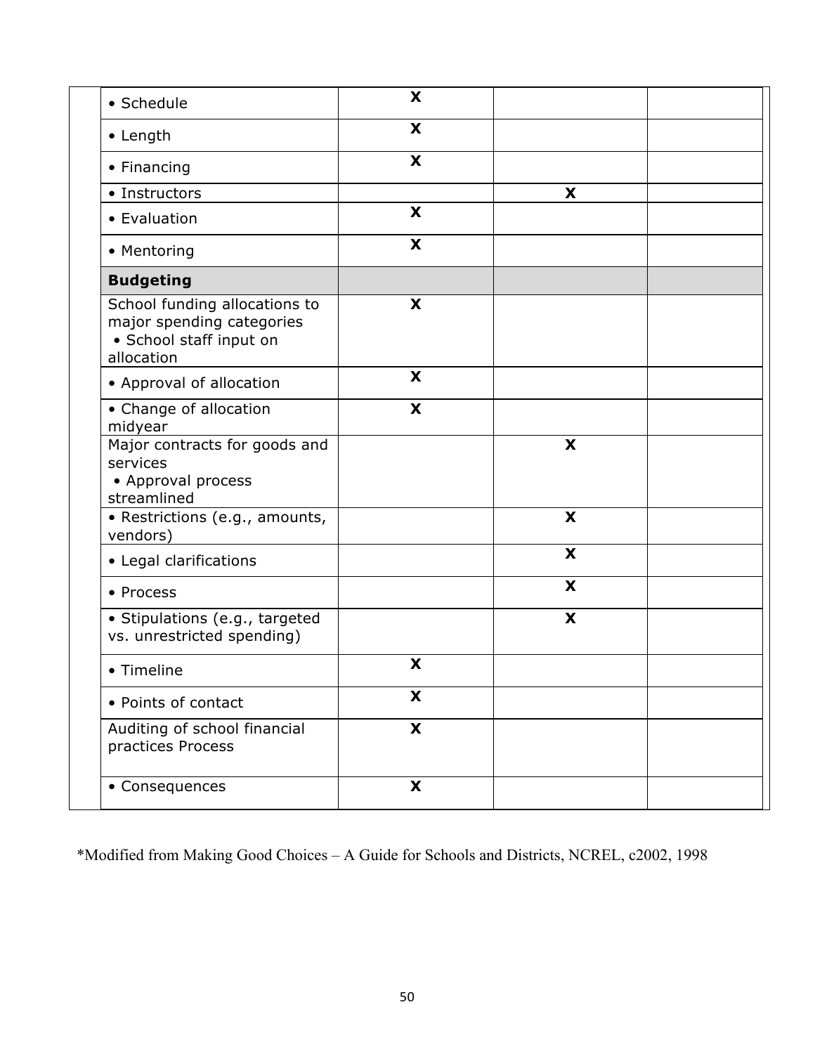| | | | |
|---|---|---|---|
| • Schedule | X | | |
| • Length | X | | |
| • Financing | X | | |
| • Instructors | | X | |
| • Evaluation | X | | |
| • Mentoring | X | | |
| **Budgeting** | | | |
| School funding allocations to major spending categories • School staff input on allocation | X | | |
| • Approval of allocation | X | | |
| • Change of allocation midyear | X | | |
| Major contracts for goods and services • Approval process streamlined | | X | |
| • Restrictions (e.g., amounts, vendors) | | X | |
| • Legal clarifications | | X | |
| • Process | | X | |
| • Stipulations (e.g., targeted vs. unrestricted spending) | | X | |
| • Timeline | X | | |
| • Points of contact | X | | |
| Auditing of school financial practices Process | X | | |
| • Consequences | X | | |

*Modified from Making Good Choices – A Guide for Schools and Districts, NCREL, c2002, 1998